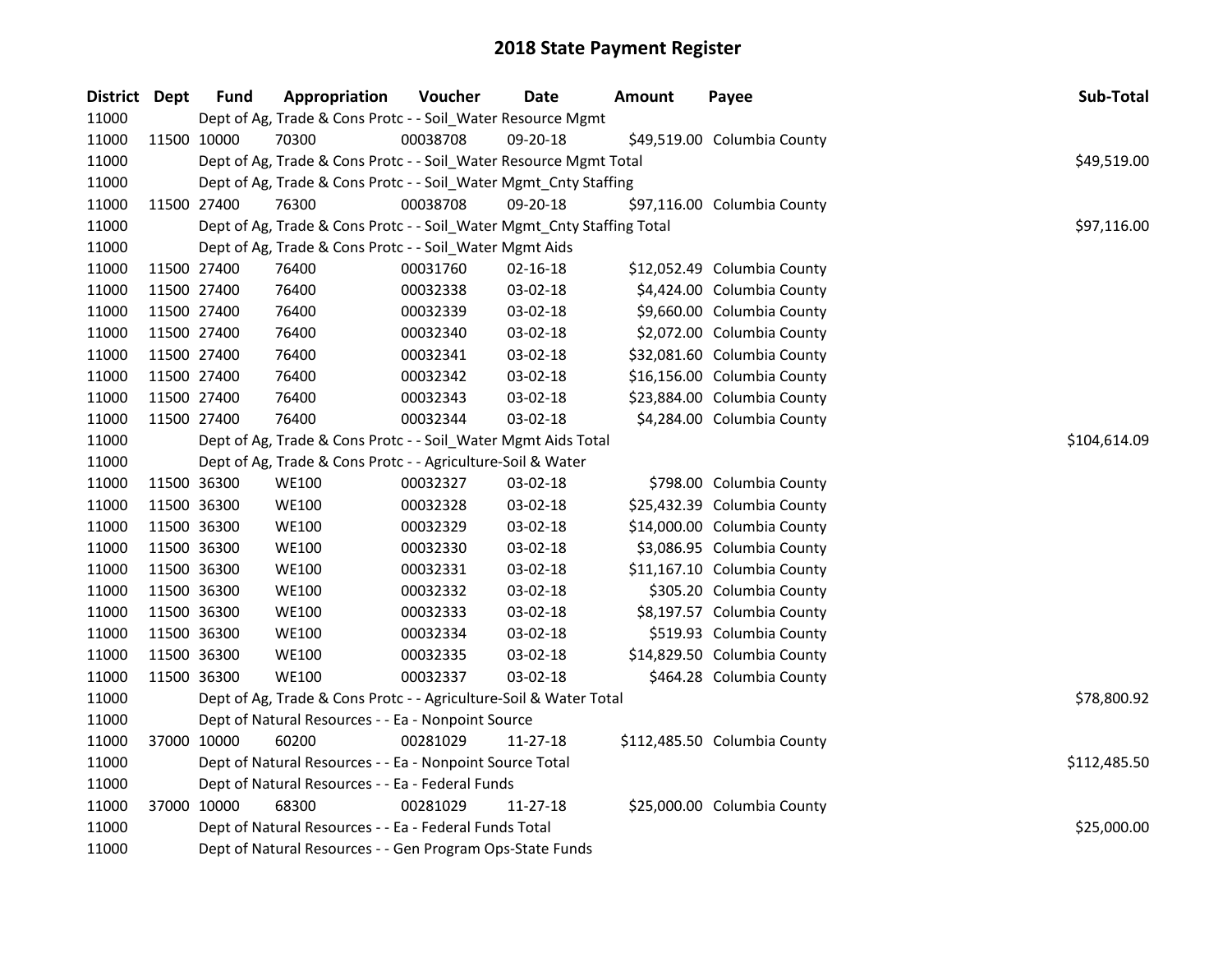# 2018 State Payment Register

| District | Dept | Fund | Appropriation | Voucher | Date | Amount | Payee | Sub-Total |
|---|---|---|---|---|---|---|---|---|
| 11000 | | Dept of Ag, Trade & Cons Protc - - Soil_Water Resource Mgmt | | | | | | |
| 11000 | 11500 | 10000 | 70300 | 00038708 | 09-20-18 | $49,519.00 | Columbia County | |
| 11000 | | Dept of Ag, Trade & Cons Protc - - Soil_Water Resource Mgmt Total | | | | | | $49,519.00 |
| 11000 | | Dept of Ag, Trade & Cons Protc - - Soil_Water Mgmt_Cnty Staffing | | | | | | |
| 11000 | 11500 | 27400 | 76300 | 00038708 | 09-20-18 | $97,116.00 | Columbia County | |
| 11000 | | Dept of Ag, Trade & Cons Protc - - Soil_Water Mgmt_Cnty Staffing Total | | | | | | $97,116.00 |
| 11000 | | Dept of Ag, Trade & Cons Protc - - Soil_Water Mgmt Aids | | | | | | |
| 11000 | 11500 | 27400 | 76400 | 00031760 | 02-16-18 | $12,052.49 | Columbia County | |
| 11000 | 11500 | 27400 | 76400 | 00032338 | 03-02-18 | $4,424.00 | Columbia County | |
| 11000 | 11500 | 27400 | 76400 | 00032339 | 03-02-18 | $9,660.00 | Columbia County | |
| 11000 | 11500 | 27400 | 76400 | 00032340 | 03-02-18 | $2,072.00 | Columbia County | |
| 11000 | 11500 | 27400 | 76400 | 00032341 | 03-02-18 | $32,081.60 | Columbia County | |
| 11000 | 11500 | 27400 | 76400 | 00032342 | 03-02-18 | $16,156.00 | Columbia County | |
| 11000 | 11500 | 27400 | 76400 | 00032343 | 03-02-18 | $23,884.00 | Columbia County | |
| 11000 | 11500 | 27400 | 76400 | 00032344 | 03-02-18 | $4,284.00 | Columbia County | |
| 11000 | | Dept of Ag, Trade & Cons Protc - - Soil_Water Mgmt Aids Total | | | | | | $104,614.09 |
| 11000 | | Dept of Ag, Trade & Cons Protc - - Agriculture-Soil & Water | | | | | | |
| 11000 | 11500 | 36300 | WE100 | 00032327 | 03-02-18 | $798.00 | Columbia County | |
| 11000 | 11500 | 36300 | WE100 | 00032328 | 03-02-18 | $25,432.39 | Columbia County | |
| 11000 | 11500 | 36300 | WE100 | 00032329 | 03-02-18 | $14,000.00 | Columbia County | |
| 11000 | 11500 | 36300 | WE100 | 00032330 | 03-02-18 | $3,086.95 | Columbia County | |
| 11000 | 11500 | 36300 | WE100 | 00032331 | 03-02-18 | $11,167.10 | Columbia County | |
| 11000 | 11500 | 36300 | WE100 | 00032332 | 03-02-18 | $305.20 | Columbia County | |
| 11000 | 11500 | 36300 | WE100 | 00032333 | 03-02-18 | $8,197.57 | Columbia County | |
| 11000 | 11500 | 36300 | WE100 | 00032334 | 03-02-18 | $519.93 | Columbia County | |
| 11000 | 11500 | 36300 | WE100 | 00032335 | 03-02-18 | $14,829.50 | Columbia County | |
| 11000 | 11500 | 36300 | WE100 | 00032337 | 03-02-18 | $464.28 | Columbia County | |
| 11000 | | Dept of Ag, Trade & Cons Protc - - Agriculture-Soil & Water Total | | | | | | $78,800.92 |
| 11000 | | Dept of Natural Resources - - Ea - Nonpoint Source | | | | | | |
| 11000 | 37000 | 10000 | 60200 | 00281029 | 11-27-18 | $112,485.50 | Columbia County | |
| 11000 | | Dept of Natural Resources - - Ea - Nonpoint Source Total | | | | | | $112,485.50 |
| 11000 | | Dept of Natural Resources - - Ea - Federal Funds | | | | | | |
| 11000 | 37000 | 10000 | 68300 | 00281029 | 11-27-18 | $25,000.00 | Columbia County | |
| 11000 | | Dept of Natural Resources - - Ea - Federal Funds Total | | | | | | $25,000.00 |
| 11000 | | Dept of Natural Resources - - Gen Program Ops-State Funds | | | | | | |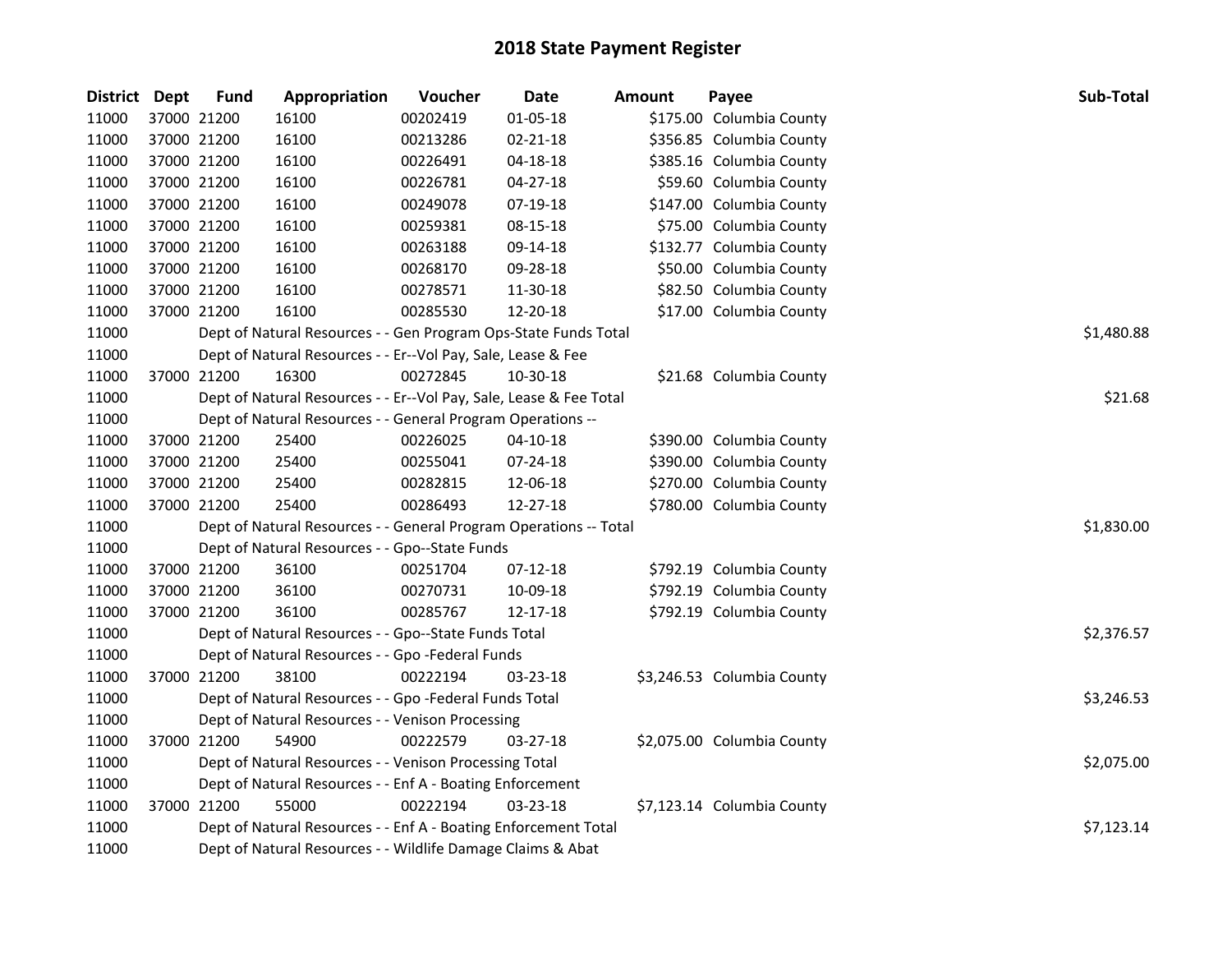# 2018 State Payment Register

| District | Dept | Fund | Appropriation | Voucher | Date | Amount | Payee | Sub-Total |
|---|---|---|---|---|---|---|---|---|
| 11000 | 37000 | 21200 | 16100 | 00202419 | 01-05-18 | $175.00 | Columbia County | |
| 11000 | 37000 | 21200 | 16100 | 00213286 | 02-21-18 | $356.85 | Columbia County | |
| 11000 | 37000 | 21200 | 16100 | 00226491 | 04-18-18 | $385.16 | Columbia County | |
| 11000 | 37000 | 21200 | 16100 | 00226781 | 04-27-18 | $59.60 | Columbia County | |
| 11000 | 37000 | 21200 | 16100 | 00249078 | 07-19-18 | $147.00 | Columbia County | |
| 11000 | 37000 | 21200 | 16100 | 00259381 | 08-15-18 | $75.00 | Columbia County | |
| 11000 | 37000 | 21200 | 16100 | 00263188 | 09-14-18 | $132.77 | Columbia County | |
| 11000 | 37000 | 21200 | 16100 | 00268170 | 09-28-18 | $50.00 | Columbia County | |
| 11000 | 37000 | 21200 | 16100 | 00278571 | 11-30-18 | $82.50 | Columbia County | |
| 11000 | 37000 | 21200 | 16100 | 00285530 | 12-20-18 | $17.00 | Columbia County | |
| 11000 | | Dept of Natural Resources - - Gen Program Ops-State Funds Total | | | | | | $1,480.88 |
| 11000 | | Dept of Natural Resources - - Er--Vol Pay, Sale, Lease & Fee | | | | | | |
| 11000 | 37000 | 21200 | 16300 | 00272845 | 10-30-18 | $21.68 | Columbia County | |
| 11000 | | Dept of Natural Resources - - Er--Vol Pay, Sale, Lease & Fee Total | | | | | | $21.68 |
| 11000 | | Dept of Natural Resources - - General Program Operations -- | | | | | | |
| 11000 | 37000 | 21200 | 25400 | 00226025 | 04-10-18 | $390.00 | Columbia County | |
| 11000 | 37000 | 21200 | 25400 | 00255041 | 07-24-18 | $390.00 | Columbia County | |
| 11000 | 37000 | 21200 | 25400 | 00282815 | 12-06-18 | $270.00 | Columbia County | |
| 11000 | 37000 | 21200 | 25400 | 00286493 | 12-27-18 | $780.00 | Columbia County | |
| 11000 | | Dept of Natural Resources - - General Program Operations -- Total | | | | | | $1,830.00 |
| 11000 | | Dept of Natural Resources - - Gpo--State Funds | | | | | | |
| 11000 | 37000 | 21200 | 36100 | 00251704 | 07-12-18 | $792.19 | Columbia County | |
| 11000 | 37000 | 21200 | 36100 | 00270731 | 10-09-18 | $792.19 | Columbia County | |
| 11000 | 37000 | 21200 | 36100 | 00285767 | 12-17-18 | $792.19 | Columbia County | |
| 11000 | | Dept of Natural Resources - - Gpo--State Funds Total | | | | | | $2,376.57 |
| 11000 | | Dept of Natural Resources - - Gpo -Federal Funds | | | | | | |
| 11000 | 37000 | 21200 | 38100 | 00222194 | 03-23-18 | $3,246.53 | Columbia County | |
| 11000 | | Dept of Natural Resources - - Gpo -Federal Funds Total | | | | | | $3,246.53 |
| 11000 | | Dept of Natural Resources - - Venison Processing | | | | | | |
| 11000 | 37000 | 21200 | 54900 | 00222579 | 03-27-18 | $2,075.00 | Columbia County | |
| 11000 | | Dept of Natural Resources - - Venison Processing Total | | | | | | $2,075.00 |
| 11000 | | Dept of Natural Resources - - Enf A - Boating Enforcement | | | | | | |
| 11000 | 37000 | 21200 | 55000 | 00222194 | 03-23-18 | $7,123.14 | Columbia County | |
| 11000 | | Dept of Natural Resources - - Enf A - Boating Enforcement Total | | | | | | $7,123.14 |
| 11000 | | Dept of Natural Resources - - Wildlife Damage Claims & Abat | | | | | | |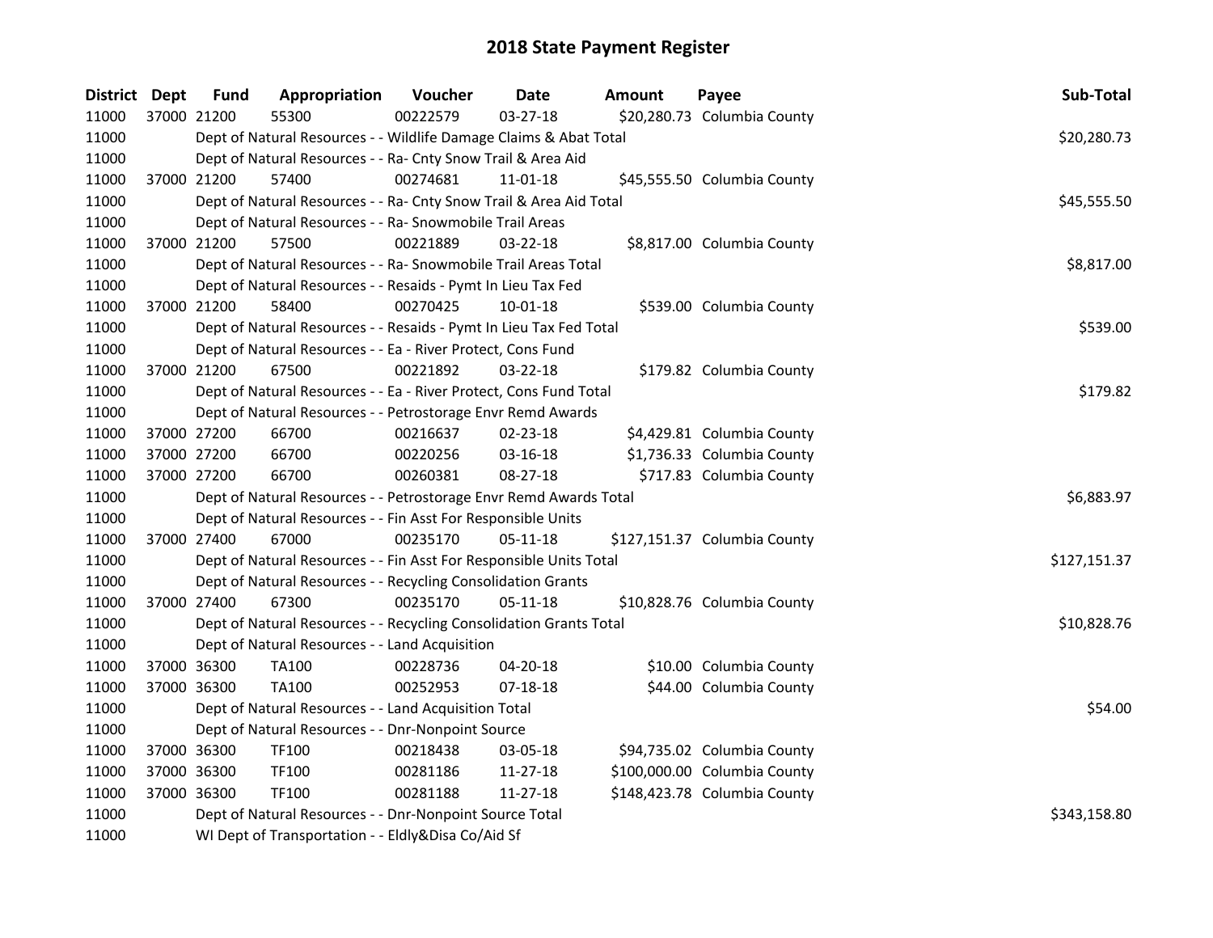# 2018 State Payment Register

| District | Dept | Fund | Appropriation | Voucher | Date | Amount | Payee | Sub-Total |
|---|---|---|---|---|---|---|---|---|
| 11000 | 37000 | 21200 | 55300 | 00222579 | 03-27-18 | $20,280.73 | Columbia County | |
| 11000 | | Dept of Natural Resources - - Wildlife Damage Claims & Abat Total | | | | | | $20,280.73 |
| 11000 | | Dept of Natural Resources - - Ra- Cnty Snow Trail & Area Aid | | | | | | |
| 11000 | 37000 | 21200 | 57400 | 00274681 | 11-01-18 | $45,555.50 | Columbia County | |
| 11000 | | Dept of Natural Resources - - Ra- Cnty Snow Trail & Area Aid Total | | | | | | $45,555.50 |
| 11000 | | Dept of Natural Resources - - Ra- Snowmobile Trail Areas | | | | | | |
| 11000 | 37000 | 21200 | 57500 | 00221889 | 03-22-18 | $8,817.00 | Columbia County | |
| 11000 | | Dept of Natural Resources - - Ra- Snowmobile Trail Areas Total | | | | | | $8,817.00 |
| 11000 | | Dept of Natural Resources - - Resaids - Pymt In Lieu Tax Fed | | | | | | |
| 11000 | 37000 | 21200 | 58400 | 00270425 | 10-01-18 | $539.00 | Columbia County | |
| 11000 | | Dept of Natural Resources - - Resaids - Pymt In Lieu Tax Fed Total | | | | | | $539.00 |
| 11000 | | Dept of Natural Resources - - Ea - River Protect, Cons Fund | | | | | | |
| 11000 | 37000 | 21200 | 67500 | 00221892 | 03-22-18 | $179.82 | Columbia County | |
| 11000 | | Dept of Natural Resources - - Ea - River Protect, Cons Fund Total | | | | | | $179.82 |
| 11000 | | Dept of Natural Resources - - Petrostorage Envr Remd Awards | | | | | | |
| 11000 | 37000 | 27200 | 66700 | 00216637 | 02-23-18 | $4,429.81 | Columbia County | |
| 11000 | 37000 | 27200 | 66700 | 00220256 | 03-16-18 | $1,736.33 | Columbia County | |
| 11000 | 37000 | 27200 | 66700 | 00260381 | 08-27-18 | $717.83 | Columbia County | |
| 11000 | | Dept of Natural Resources - - Petrostorage Envr Remd Awards Total | | | | | | $6,883.97 |
| 11000 | | Dept of Natural Resources - - Fin Asst For Responsible Units | | | | | | |
| 11000 | 37000 | 27400 | 67000 | 00235170 | 05-11-18 | $127,151.37 | Columbia County | |
| 11000 | | Dept of Natural Resources - - Fin Asst For Responsible Units Total | | | | | | $127,151.37 |
| 11000 | | Dept of Natural Resources - - Recycling Consolidation Grants | | | | | | |
| 11000 | 37000 | 27400 | 67300 | 00235170 | 05-11-18 | $10,828.76 | Columbia County | |
| 11000 | | Dept of Natural Resources - - Recycling Consolidation Grants Total | | | | | | $10,828.76 |
| 11000 | | Dept of Natural Resources - - Land Acquisition | | | | | | |
| 11000 | 37000 | 36300 | TA100 | 00228736 | 04-20-18 | $10.00 | Columbia County | |
| 11000 | 37000 | 36300 | TA100 | 00252953 | 07-18-18 | $44.00 | Columbia County | |
| 11000 | | Dept of Natural Resources - - Land Acquisition Total | | | | | | $54.00 |
| 11000 | | Dept of Natural Resources - - Dnr-Nonpoint Source | | | | | | |
| 11000 | 37000 | 36300 | TF100 | 00218438 | 03-05-18 | $94,735.02 | Columbia County | |
| 11000 | 37000 | 36300 | TF100 | 00281186 | 11-27-18 | $100,000.00 | Columbia County | |
| 11000 | 37000 | 36300 | TF100 | 00281188 | 11-27-18 | $148,423.78 | Columbia County | |
| 11000 | | Dept of Natural Resources - - Dnr-Nonpoint Source Total | | | | | | $343,158.80 |
| 11000 | | WI Dept of Transportation - - Eldly&Disa Co/Aid Sf | | | | | | |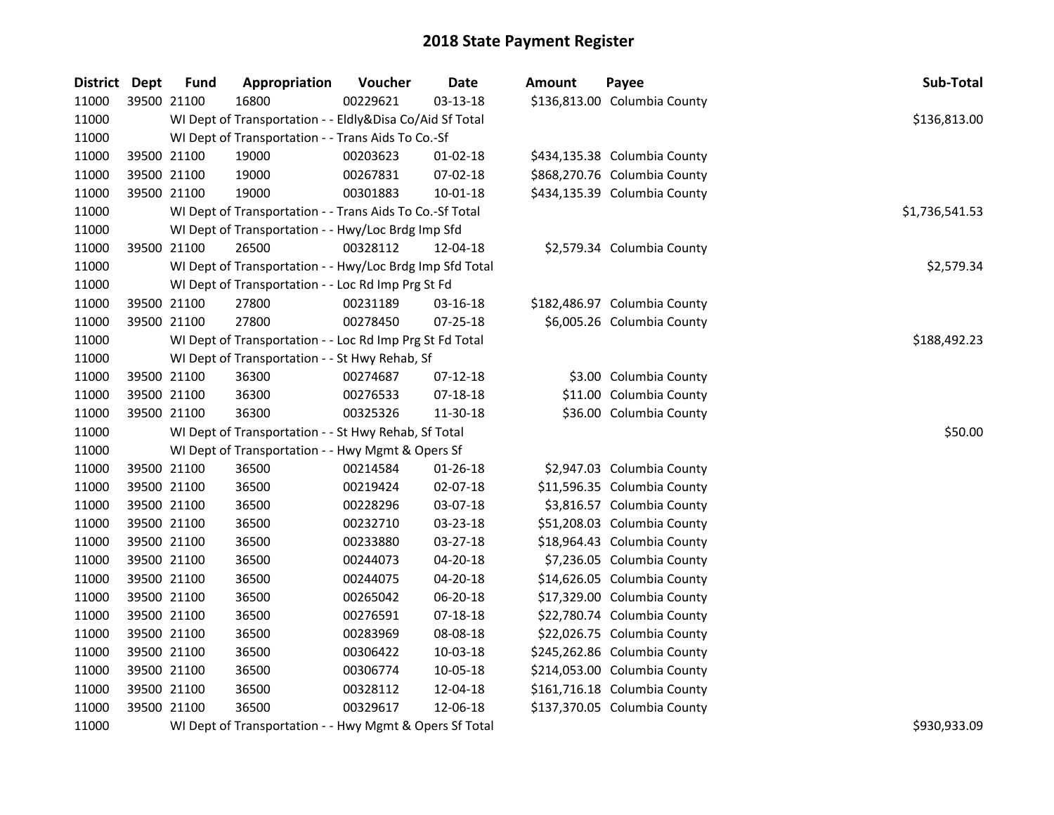# 2018 State Payment Register

| District | Dept | Fund | Appropriation | Voucher | Date | Amount | Payee | Sub-Total |
|---|---|---|---|---|---|---|---|---|
| 11000 | 39500 | 21100 | 16800 | 00229621 | 03-13-18 | $136,813.00 | Columbia County | |
| 11000 | | | WI Dept of Transportation - - Eldly&Disa Co/Aid Sf Total | | | | | $136,813.00 |
| 11000 | | | WI Dept of Transportation - - Trans Aids To Co.-Sf | | | | | |
| 11000 | 39500 | 21100 | 19000 | 00203623 | 01-02-18 | $434,135.38 | Columbia County | |
| 11000 | 39500 | 21100 | 19000 | 00267831 | 07-02-18 | $868,270.76 | Columbia County | |
| 11000 | 39500 | 21100 | 19000 | 00301883 | 10-01-18 | $434,135.39 | Columbia County | |
| 11000 | | | WI Dept of Transportation - - Trans Aids To Co.-Sf Total | | | | | $1,736,541.53 |
| 11000 | | | WI Dept of Transportation - - Hwy/Loc Brdg Imp Sfd | | | | | |
| 11000 | 39500 | 21100 | 26500 | 00328112 | 12-04-18 | $2,579.34 | Columbia County | |
| 11000 | | | WI Dept of Transportation - - Hwy/Loc Brdg Imp Sfd Total | | | | | $2,579.34 |
| 11000 | | | WI Dept of Transportation - - Loc Rd Imp Prg St Fd | | | | | |
| 11000 | 39500 | 21100 | 27800 | 00231189 | 03-16-18 | $182,486.97 | Columbia County | |
| 11000 | 39500 | 21100 | 27800 | 00278450 | 07-25-18 | $6,005.26 | Columbia County | |
| 11000 | | | WI Dept of Transportation - - Loc Rd Imp Prg St Fd Total | | | | | $188,492.23 |
| 11000 | | | WI Dept of Transportation - - St Hwy Rehab, Sf | | | | | |
| 11000 | 39500 | 21100 | 36300 | 00274687 | 07-12-18 | $3.00 | Columbia County | |
| 11000 | 39500 | 21100 | 36300 | 00276533 | 07-18-18 | $11.00 | Columbia County | |
| 11000 | 39500 | 21100 | 36300 | 00325326 | 11-30-18 | $36.00 | Columbia County | |
| 11000 | | | WI Dept of Transportation - - St Hwy Rehab, Sf Total | | | | | $50.00 |
| 11000 | | | WI Dept of Transportation - - Hwy Mgmt & Opers Sf | | | | | |
| 11000 | 39500 | 21100 | 36500 | 00214584 | 01-26-18 | $2,947.03 | Columbia County | |
| 11000 | 39500 | 21100 | 36500 | 00219424 | 02-07-18 | $11,596.35 | Columbia County | |
| 11000 | 39500 | 21100 | 36500 | 00228296 | 03-07-18 | $3,816.57 | Columbia County | |
| 11000 | 39500 | 21100 | 36500 | 00232710 | 03-23-18 | $51,208.03 | Columbia County | |
| 11000 | 39500 | 21100 | 36500 | 00233880 | 03-27-18 | $18,964.43 | Columbia County | |
| 11000 | 39500 | 21100 | 36500 | 00244073 | 04-20-18 | $7,236.05 | Columbia County | |
| 11000 | 39500 | 21100 | 36500 | 00244075 | 04-20-18 | $14,626.05 | Columbia County | |
| 11000 | 39500 | 21100 | 36500 | 00265042 | 06-20-18 | $17,329.00 | Columbia County | |
| 11000 | 39500 | 21100 | 36500 | 00276591 | 07-18-18 | $22,780.74 | Columbia County | |
| 11000 | 39500 | 21100 | 36500 | 00283969 | 08-08-18 | $22,026.75 | Columbia County | |
| 11000 | 39500 | 21100 | 36500 | 00306422 | 10-03-18 | $245,262.86 | Columbia County | |
| 11000 | 39500 | 21100 | 36500 | 00306774 | 10-05-18 | $214,053.00 | Columbia County | |
| 11000 | 39500 | 21100 | 36500 | 00328112 | 12-04-18 | $161,716.18 | Columbia County | |
| 11000 | 39500 | 21100 | 36500 | 00329617 | 12-06-18 | $137,370.05 | Columbia County | |
| 11000 | | | WI Dept of Transportation - - Hwy Mgmt & Opers Sf Total | | | | | $930,933.09 |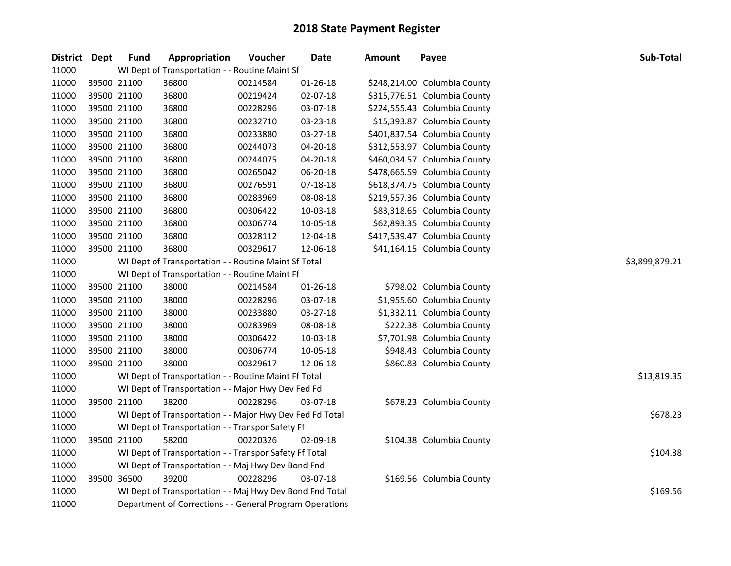# 2018 State Payment Register

| District | Dept | Fund | Appropriation | Voucher | Date | Amount | Payee | Sub-Total |
|---|---|---|---|---|---|---|---|---|
| 11000 | | WI Dept of Transportation - - Routine Maint Sf | | | | | | |
| 11000 | 39500 | 21100 | 36800 | 00214584 | 01-26-18 | $248,214.00 | Columbia County | |
| 11000 | 39500 | 21100 | 36800 | 00219424 | 02-07-18 | $315,776.51 | Columbia County | |
| 11000 | 39500 | 21100 | 36800 | 00228296 | 03-07-18 | $224,555.43 | Columbia County | |
| 11000 | 39500 | 21100 | 36800 | 00232710 | 03-23-18 | $15,393.87 | Columbia County | |
| 11000 | 39500 | 21100 | 36800 | 00233880 | 03-27-18 | $401,837.54 | Columbia County | |
| 11000 | 39500 | 21100 | 36800 | 00244073 | 04-20-18 | $312,553.97 | Columbia County | |
| 11000 | 39500 | 21100 | 36800 | 00244075 | 04-20-18 | $460,034.57 | Columbia County | |
| 11000 | 39500 | 21100 | 36800 | 00265042 | 06-20-18 | $478,665.59 | Columbia County | |
| 11000 | 39500 | 21100 | 36800 | 00276591 | 07-18-18 | $618,374.75 | Columbia County | |
| 11000 | 39500 | 21100 | 36800 | 00283969 | 08-08-18 | $219,557.36 | Columbia County | |
| 11000 | 39500 | 21100 | 36800 | 00306422 | 10-03-18 | $83,318.65 | Columbia County | |
| 11000 | 39500 | 21100 | 36800 | 00306774 | 10-05-18 | $62,893.35 | Columbia County | |
| 11000 | 39500 | 21100 | 36800 | 00328112 | 12-04-18 | $417,539.47 | Columbia County | |
| 11000 | 39500 | 21100 | 36800 | 00329617 | 12-06-18 | $41,164.15 | Columbia County | |
| 11000 | | WI Dept of Transportation - - Routine Maint Sf Total | | | | | | $3,899,879.21 |
| 11000 | | WI Dept of Transportation - - Routine Maint Ff | | | | | | |
| 11000 | 39500 | 21100 | 38000 | 00214584 | 01-26-18 | $798.02 | Columbia County | |
| 11000 | 39500 | 21100 | 38000 | 00228296 | 03-07-18 | $1,955.60 | Columbia County | |
| 11000 | 39500 | 21100 | 38000 | 00233880 | 03-27-18 | $1,332.11 | Columbia County | |
| 11000 | 39500 | 21100 | 38000 | 00283969 | 08-08-18 | $222.38 | Columbia County | |
| 11000 | 39500 | 21100 | 38000 | 00306422 | 10-03-18 | $7,701.98 | Columbia County | |
| 11000 | 39500 | 21100 | 38000 | 00306774 | 10-05-18 | $948.43 | Columbia County | |
| 11000 | 39500 | 21100 | 38000 | 00329617 | 12-06-18 | $860.83 | Columbia County | |
| 11000 | | WI Dept of Transportation - - Routine Maint Ff Total | | | | | | $13,819.35 |
| 11000 | | WI Dept of Transportation - - Major Hwy Dev Fed Fd | | | | | | |
| 11000 | 39500 | 21100 | 38200 | 00228296 | 03-07-18 | $678.23 | Columbia County | |
| 11000 | | WI Dept of Transportation - - Major Hwy Dev Fed Fd Total | | | | | | $678.23 |
| 11000 | | WI Dept of Transportation - - Transpor Safety Ff | | | | | | |
| 11000 | 39500 | 21100 | 58200 | 00220326 | 02-09-18 | $104.38 | Columbia County | |
| 11000 | | WI Dept of Transportation - - Transpor Safety Ff Total | | | | | | $104.38 |
| 11000 | | WI Dept of Transportation - - Maj Hwy Dev Bond Fnd | | | | | | |
| 11000 | 39500 | 36500 | 39200 | 00228296 | 03-07-18 | $169.56 | Columbia County | |
| 11000 | | WI Dept of Transportation - - Maj Hwy Dev Bond Fnd Total | | | | | | $169.56 |
| 11000 | | Department of Corrections - - General Program Operations | | | | | | |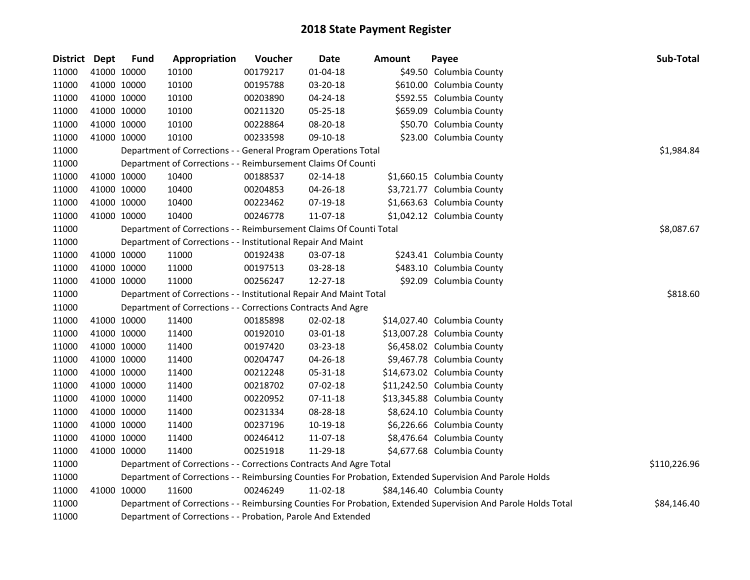# 2018 State Payment Register

| District | Dept | Fund | Appropriation | Voucher | Date | Amount | Payee | Sub-Total |
|---|---|---|---|---|---|---|---|---|
| 11000 | 41000 | 10000 | 10100 | 00179217 | 01-04-18 | $49.50 | Columbia County | |
| 11000 | 41000 | 10000 | 10100 | 00195788 | 03-20-18 | $610.00 | Columbia County | |
| 11000 | 41000 | 10000 | 10100 | 00203890 | 04-24-18 | $592.55 | Columbia County | |
| 11000 | 41000 | 10000 | 10100 | 00211320 | 05-25-18 | $659.09 | Columbia County | |
| 11000 | 41000 | 10000 | 10100 | 00228864 | 08-20-18 | $50.70 | Columbia County | |
| 11000 | 41000 | 10000 | 10100 | 00233598 | 09-10-18 | $23.00 | Columbia County | |
| 11000 | | Department of Corrections - - General Program Operations Total | | | | | | $1,984.84 |
| 11000 | | Department of Corrections - - Reimbursement Claims Of Counti | | | | | | |
| 11000 | 41000 | 10000 | 10400 | 00188537 | 02-14-18 | $1,660.15 | Columbia County | |
| 11000 | 41000 | 10000 | 10400 | 00204853 | 04-26-18 | $3,721.77 | Columbia County | |
| 11000 | 41000 | 10000 | 10400 | 00223462 | 07-19-18 | $1,663.63 | Columbia County | |
| 11000 | 41000 | 10000 | 10400 | 00246778 | 11-07-18 | $1,042.12 | Columbia County | |
| 11000 | | Department of Corrections - - Reimbursement Claims Of Counti Total | | | | | | $8,087.67 |
| 11000 | | Department of Corrections - - Institutional Repair And Maint | | | | | | |
| 11000 | 41000 | 10000 | 11000 | 00192438 | 03-07-18 | $243.41 | Columbia County | |
| 11000 | 41000 | 10000 | 11000 | 00197513 | 03-28-18 | $483.10 | Columbia County | |
| 11000 | 41000 | 10000 | 11000 | 00256247 | 12-27-18 | $92.09 | Columbia County | |
| 11000 | | Department of Corrections - - Institutional Repair And Maint Total | | | | | | $818.60 |
| 11000 | | Department of Corrections - - Corrections Contracts And Agre | | | | | | |
| 11000 | 41000 | 10000 | 11400 | 00185898 | 02-02-18 | $14,027.40 | Columbia County | |
| 11000 | 41000 | 10000 | 11400 | 00192010 | 03-01-18 | $13,007.28 | Columbia County | |
| 11000 | 41000 | 10000 | 11400 | 00197420 | 03-23-18 | $6,458.02 | Columbia County | |
| 11000 | 41000 | 10000 | 11400 | 00204747 | 04-26-18 | $9,467.78 | Columbia County | |
| 11000 | 41000 | 10000 | 11400 | 00212248 | 05-31-18 | $14,673.02 | Columbia County | |
| 11000 | 41000 | 10000 | 11400 | 00218702 | 07-02-18 | $11,242.50 | Columbia County | |
| 11000 | 41000 | 10000 | 11400 | 00220952 | 07-11-18 | $13,345.88 | Columbia County | |
| 11000 | 41000 | 10000 | 11400 | 00231334 | 08-28-18 | $8,624.10 | Columbia County | |
| 11000 | 41000 | 10000 | 11400 | 00237196 | 10-19-18 | $6,226.66 | Columbia County | |
| 11000 | 41000 | 10000 | 11400 | 00246412 | 11-07-18 | $8,476.64 | Columbia County | |
| 11000 | 41000 | 10000 | 11400 | 00251918 | 11-29-18 | $4,677.68 | Columbia County | |
| 11000 | | Department of Corrections - - Corrections Contracts And Agre Total | | | | | | $110,226.96 |
| 11000 | | Department of Corrections - - Reimbursing Counties For Probation, Extended Supervision And Parole Holds | | | | | | |
| 11000 | 41000 | 10000 | 11600 | 00246249 | 11-02-18 | $84,146.40 | Columbia County | |
| 11000 | | Department of Corrections - - Reimbursing Counties For Probation, Extended Supervision And Parole Holds Total | | | | | | $84,146.40 |
| 11000 | | Department of Corrections - - Probation, Parole And Extended | | | | | | |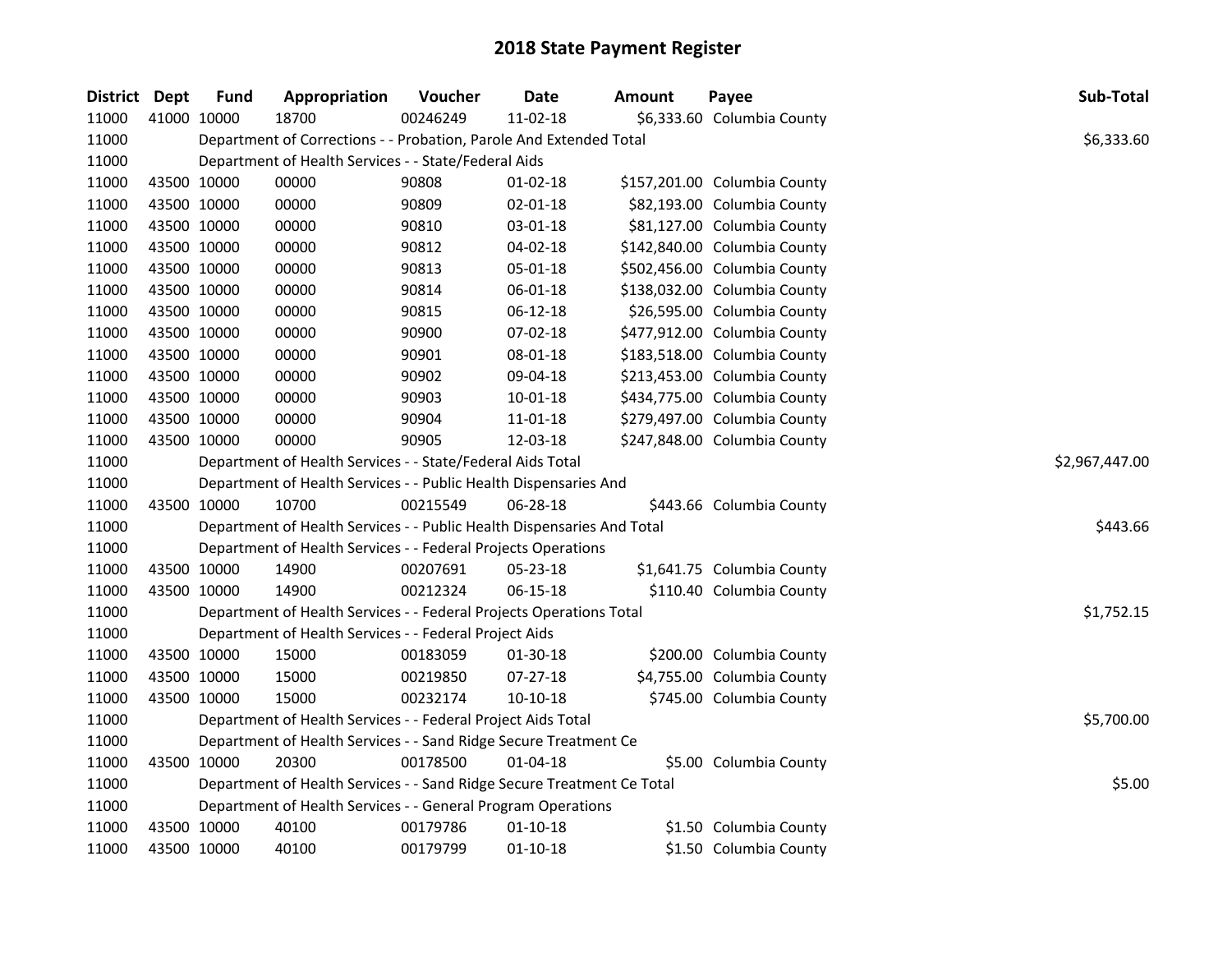# 2018 State Payment Register

| District | Dept | Fund | Appropriation | Voucher | Date | Amount | Payee | Sub-Total |
|---|---|---|---|---|---|---|---|---|
| 11000 | 41000 | 10000 | 18700 | 00246249 | 11-02-18 | $6,333.60 | Columbia County | |
| 11000 | | Department of Corrections - - Probation, Parole And Extended Total | | | | | | $6,333.60 |
| 11000 | | Department of Health Services - - State/Federal Aids | | | | | | |
| 11000 | 43500 | 10000 | 00000 | 90808 | 01-02-18 | $157,201.00 | Columbia County | |
| 11000 | 43500 | 10000 | 00000 | 90809 | 02-01-18 | $82,193.00 | Columbia County | |
| 11000 | 43500 | 10000 | 00000 | 90810 | 03-01-18 | $81,127.00 | Columbia County | |
| 11000 | 43500 | 10000 | 00000 | 90812 | 04-02-18 | $142,840.00 | Columbia County | |
| 11000 | 43500 | 10000 | 00000 | 90813 | 05-01-18 | $502,456.00 | Columbia County | |
| 11000 | 43500 | 10000 | 00000 | 90814 | 06-01-18 | $138,032.00 | Columbia County | |
| 11000 | 43500 | 10000 | 00000 | 90815 | 06-12-18 | $26,595.00 | Columbia County | |
| 11000 | 43500 | 10000 | 00000 | 90900 | 07-02-18 | $477,912.00 | Columbia County | |
| 11000 | 43500 | 10000 | 00000 | 90901 | 08-01-18 | $183,518.00 | Columbia County | |
| 11000 | 43500 | 10000 | 00000 | 90902 | 09-04-18 | $213,453.00 | Columbia County | |
| 11000 | 43500 | 10000 | 00000 | 90903 | 10-01-18 | $434,775.00 | Columbia County | |
| 11000 | 43500 | 10000 | 00000 | 90904 | 11-01-18 | $279,497.00 | Columbia County | |
| 11000 | 43500 | 10000 | 00000 | 90905 | 12-03-18 | $247,848.00 | Columbia County | |
| 11000 | | Department of Health Services - - State/Federal Aids Total | | | | | | $2,967,447.00 |
| 11000 | | Department of Health Services - - Public Health Dispensaries And | | | | | | |
| 11000 | 43500 | 10000 | 10700 | 00215549 | 06-28-18 | $443.66 | Columbia County | |
| 11000 | | Department of Health Services - - Public Health Dispensaries And Total | | | | | | $443.66 |
| 11000 | | Department of Health Services - - Federal Projects Operations | | | | | | |
| 11000 | 43500 | 10000 | 14900 | 00207691 | 05-23-18 | $1,641.75 | Columbia County | |
| 11000 | 43500 | 10000 | 14900 | 00212324 | 06-15-18 | $110.40 | Columbia County | |
| 11000 | | Department of Health Services - - Federal Projects Operations Total | | | | | | $1,752.15 |
| 11000 | | Department of Health Services - - Federal Project Aids | | | | | | |
| 11000 | 43500 | 10000 | 15000 | 00183059 | 01-30-18 | $200.00 | Columbia County | |
| 11000 | 43500 | 10000 | 15000 | 00219850 | 07-27-18 | $4,755.00 | Columbia County | |
| 11000 | 43500 | 10000 | 15000 | 00232174 | 10-10-18 | $745.00 | Columbia County | |
| 11000 | | Department of Health Services - - Federal Project Aids Total | | | | | | $5,700.00 |
| 11000 | | Department of Health Services - - Sand Ridge Secure Treatment Ce | | | | | | |
| 11000 | 43500 | 10000 | 20300 | 00178500 | 01-04-18 | $5.00 | Columbia County | |
| 11000 | | Department of Health Services - - Sand Ridge Secure Treatment Ce Total | | | | | | $5.00 |
| 11000 | | Department of Health Services - - General Program Operations | | | | | | |
| 11000 | 43500 | 10000 | 40100 | 00179786 | 01-10-18 | $1.50 | Columbia County | |
| 11000 | 43500 | 10000 | 40100 | 00179799 | 01-10-18 | $1.50 | Columbia County | |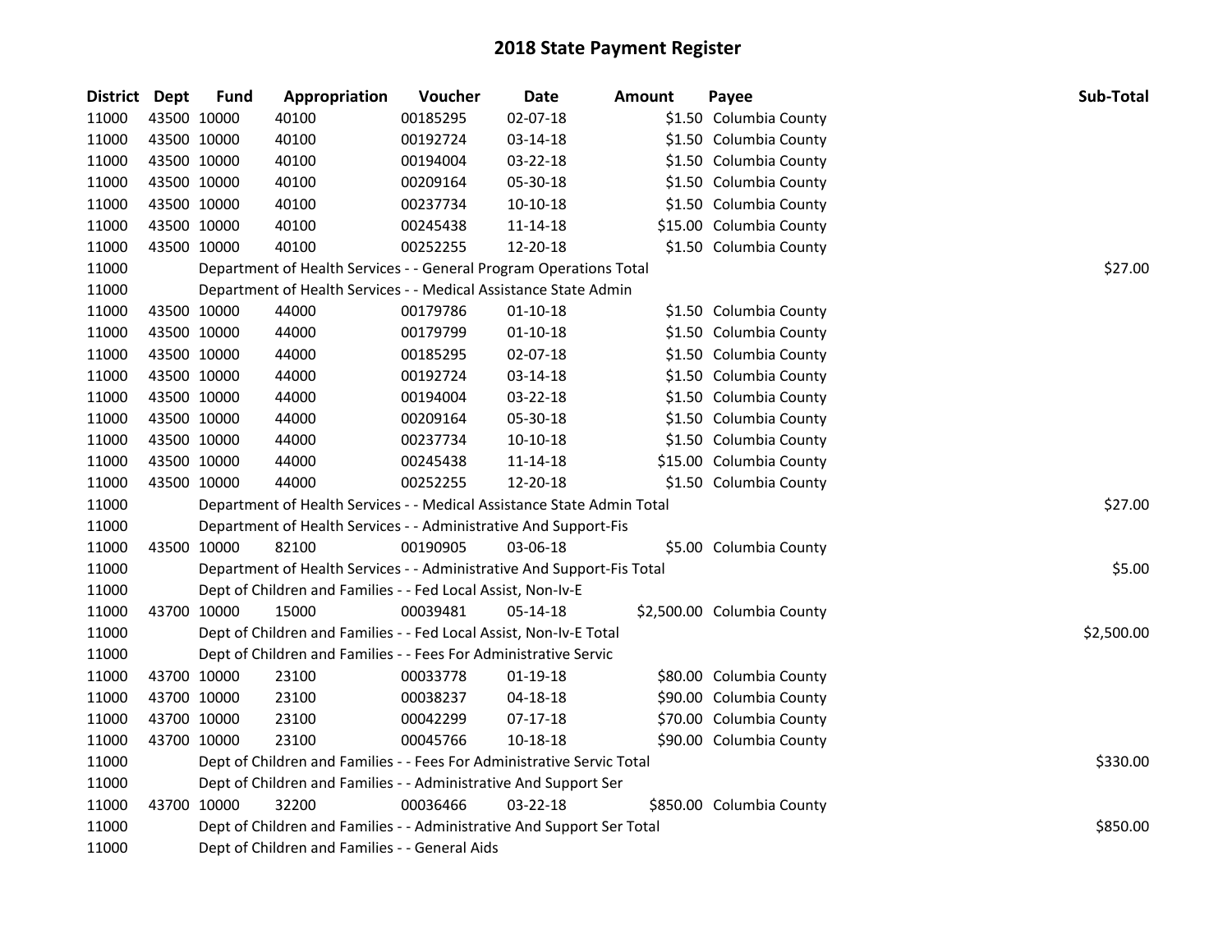# 2018 State Payment Register

| District | Dept | Fund | Appropriation | Voucher | Date | Amount | Payee | Sub-Total |
|---|---|---|---|---|---|---|---|---|
| 11000 | 43500 | 10000 | 40100 | 00185295 | 02-07-18 | $1.50 | Columbia County | |
| 11000 | 43500 | 10000 | 40100 | 00192724 | 03-14-18 | $1.50 | Columbia County | |
| 11000 | 43500 | 10000 | 40100 | 00194004 | 03-22-18 | $1.50 | Columbia County | |
| 11000 | 43500 | 10000 | 40100 | 00209164 | 05-30-18 | $1.50 | Columbia County | |
| 11000 | 43500 | 10000 | 40100 | 00237734 | 10-10-18 | $1.50 | Columbia County | |
| 11000 | 43500 | 10000 | 40100 | 00245438 | 11-14-18 | $15.00 | Columbia County | |
| 11000 | 43500 | 10000 | 40100 | 00252255 | 12-20-18 | $1.50 | Columbia County | |
| 11000 | | Department of Health Services - - General Program Operations Total | | | | | | $27.00 |
| 11000 | | Department of Health Services - - Medical Assistance State Admin | | | | | | |
| 11000 | 43500 | 10000 | 44000 | 00179786 | 01-10-18 | $1.50 | Columbia County | |
| 11000 | 43500 | 10000 | 44000 | 00179799 | 01-10-18 | $1.50 | Columbia County | |
| 11000 | 43500 | 10000 | 44000 | 00185295 | 02-07-18 | $1.50 | Columbia County | |
| 11000 | 43500 | 10000 | 44000 | 00192724 | 03-14-18 | $1.50 | Columbia County | |
| 11000 | 43500 | 10000 | 44000 | 00194004 | 03-22-18 | $1.50 | Columbia County | |
| 11000 | 43500 | 10000 | 44000 | 00209164 | 05-30-18 | $1.50 | Columbia County | |
| 11000 | 43500 | 10000 | 44000 | 00237734 | 10-10-18 | $1.50 | Columbia County | |
| 11000 | 43500 | 10000 | 44000 | 00245438 | 11-14-18 | $15.00 | Columbia County | |
| 11000 | 43500 | 10000 | 44000 | 00252255 | 12-20-18 | $1.50 | Columbia County | |
| 11000 | | Department of Health Services - - Medical Assistance State Admin Total | | | | | | $27.00 |
| 11000 | | Department of Health Services - - Administrative And Support-Fis | | | | | | |
| 11000 | 43500 | 10000 | 82100 | 00190905 | 03-06-18 | $5.00 | Columbia County | |
| 11000 | | Department of Health Services - - Administrative And Support-Fis Total | | | | | | $5.00 |
| 11000 | | Dept of Children and Families - - Fed Local Assist, Non-Iv-E | | | | | | |
| 11000 | 43700 | 10000 | 15000 | 00039481 | 05-14-18 | $2,500.00 | Columbia County | |
| 11000 | | Dept of Children and Families - - Fed Local Assist, Non-Iv-E Total | | | | | | $2,500.00 |
| 11000 | | Dept of Children and Families - - Fees For Administrative Servic | | | | | | |
| 11000 | 43700 | 10000 | 23100 | 00033778 | 01-19-18 | $80.00 | Columbia County | |
| 11000 | 43700 | 10000 | 23100 | 00038237 | 04-18-18 | $90.00 | Columbia County | |
| 11000 | 43700 | 10000 | 23100 | 00042299 | 07-17-18 | $70.00 | Columbia County | |
| 11000 | 43700 | 10000 | 23100 | 00045766 | 10-18-18 | $90.00 | Columbia County | |
| 11000 | | Dept of Children and Families - - Fees For Administrative Servic Total | | | | | | $330.00 |
| 11000 | | Dept of Children and Families - - Administrative And Support Ser | | | | | | |
| 11000 | 43700 | 10000 | 32200 | 00036466 | 03-22-18 | $850.00 | Columbia County | |
| 11000 | | Dept of Children and Families - - Administrative And Support Ser Total | | | | | | $850.00 |
| 11000 | | Dept of Children and Families - - General Aids | | | | | | |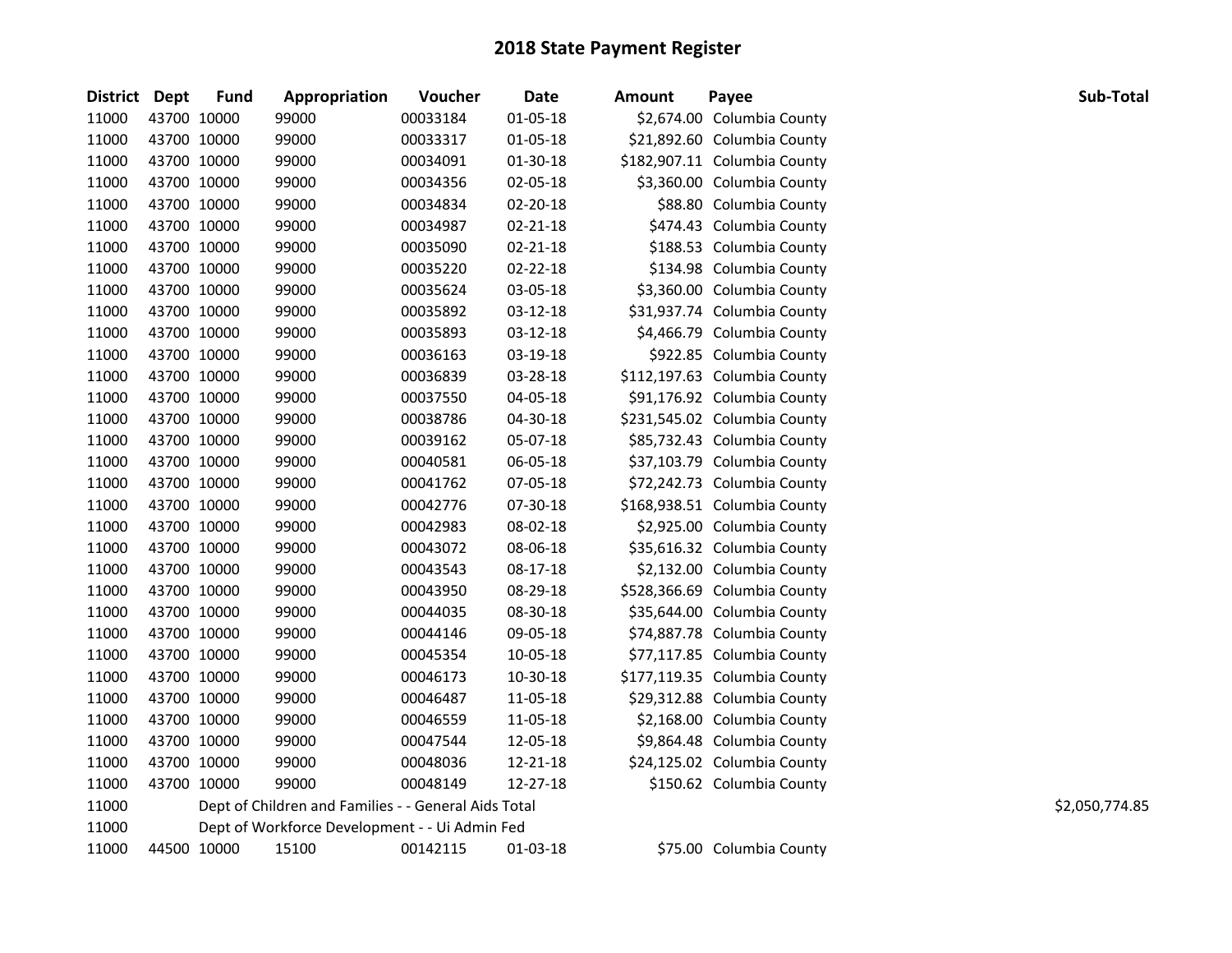# 2018 State Payment Register

| District | Dept | Fund | Appropriation | Voucher | Date | Amount | Payee | Sub-Total |
|---|---|---|---|---|---|---|---|---|
| 11000 | 43700 | 10000 | 99000 | 00033184 | 01-05-18 | $2,674.00 | Columbia County | |
| 11000 | 43700 | 10000 | 99000 | 00033317 | 01-05-18 | $21,892.60 | Columbia County | |
| 11000 | 43700 | 10000 | 99000 | 00034091 | 01-30-18 | $182,907.11 | Columbia County | |
| 11000 | 43700 | 10000 | 99000 | 00034356 | 02-05-18 | $3,360.00 | Columbia County | |
| 11000 | 43700 | 10000 | 99000 | 00034834 | 02-20-18 | $88.80 | Columbia County | |
| 11000 | 43700 | 10000 | 99000 | 00034987 | 02-21-18 | $474.43 | Columbia County | |
| 11000 | 43700 | 10000 | 99000 | 00035090 | 02-21-18 | $188.53 | Columbia County | |
| 11000 | 43700 | 10000 | 99000 | 00035220 | 02-22-18 | $134.98 | Columbia County | |
| 11000 | 43700 | 10000 | 99000 | 00035624 | 03-05-18 | $3,360.00 | Columbia County | |
| 11000 | 43700 | 10000 | 99000 | 00035892 | 03-12-18 | $31,937.74 | Columbia County | |
| 11000 | 43700 | 10000 | 99000 | 00035893 | 03-12-18 | $4,466.79 | Columbia County | |
| 11000 | 43700 | 10000 | 99000 | 00036163 | 03-19-18 | $922.85 | Columbia County | |
| 11000 | 43700 | 10000 | 99000 | 00036839 | 03-28-18 | $112,197.63 | Columbia County | |
| 11000 | 43700 | 10000 | 99000 | 00037550 | 04-05-18 | $91,176.92 | Columbia County | |
| 11000 | 43700 | 10000 | 99000 | 00038786 | 04-30-18 | $231,545.02 | Columbia County | |
| 11000 | 43700 | 10000 | 99000 | 00039162 | 05-07-18 | $85,732.43 | Columbia County | |
| 11000 | 43700 | 10000 | 99000 | 00040581 | 06-05-18 | $37,103.79 | Columbia County | |
| 11000 | 43700 | 10000 | 99000 | 00041762 | 07-05-18 | $72,242.73 | Columbia County | |
| 11000 | 43700 | 10000 | 99000 | 00042776 | 07-30-18 | $168,938.51 | Columbia County | |
| 11000 | 43700 | 10000 | 99000 | 00042983 | 08-02-18 | $2,925.00 | Columbia County | |
| 11000 | 43700 | 10000 | 99000 | 00043072 | 08-06-18 | $35,616.32 | Columbia County | |
| 11000 | 43700 | 10000 | 99000 | 00043543 | 08-17-18 | $2,132.00 | Columbia County | |
| 11000 | 43700 | 10000 | 99000 | 00043950 | 08-29-18 | $528,366.69 | Columbia County | |
| 11000 | 43700 | 10000 | 99000 | 00044035 | 08-30-18 | $35,644.00 | Columbia County | |
| 11000 | 43700 | 10000 | 99000 | 00044146 | 09-05-18 | $74,887.78 | Columbia County | |
| 11000 | 43700 | 10000 | 99000 | 00045354 | 10-05-18 | $77,117.85 | Columbia County | |
| 11000 | 43700 | 10000 | 99000 | 00046173 | 10-30-18 | $177,119.35 | Columbia County | |
| 11000 | 43700 | 10000 | 99000 | 00046487 | 11-05-18 | $29,312.88 | Columbia County | |
| 11000 | 43700 | 10000 | 99000 | 00046559 | 11-05-18 | $2,168.00 | Columbia County | |
| 11000 | 43700 | 10000 | 99000 | 00047544 | 12-05-18 | $9,864.48 | Columbia County | |
| 11000 | 43700 | 10000 | 99000 | 00048036 | 12-21-18 | $24,125.02 | Columbia County | |
| 11000 | 43700 | 10000 | 99000 | 00048149 | 12-27-18 | $150.62 | Columbia County | |
| 11000 | | Dept of Children and Families - - General Aids Total | | | | | | $2,050,774.85 |
| 11000 | | Dept of Workforce Development - - Ui Admin Fed | | | | | | |
| 11000 | 44500 | 10000 | 15100 | 00142115 | 01-03-18 | $75.00 | Columbia County | |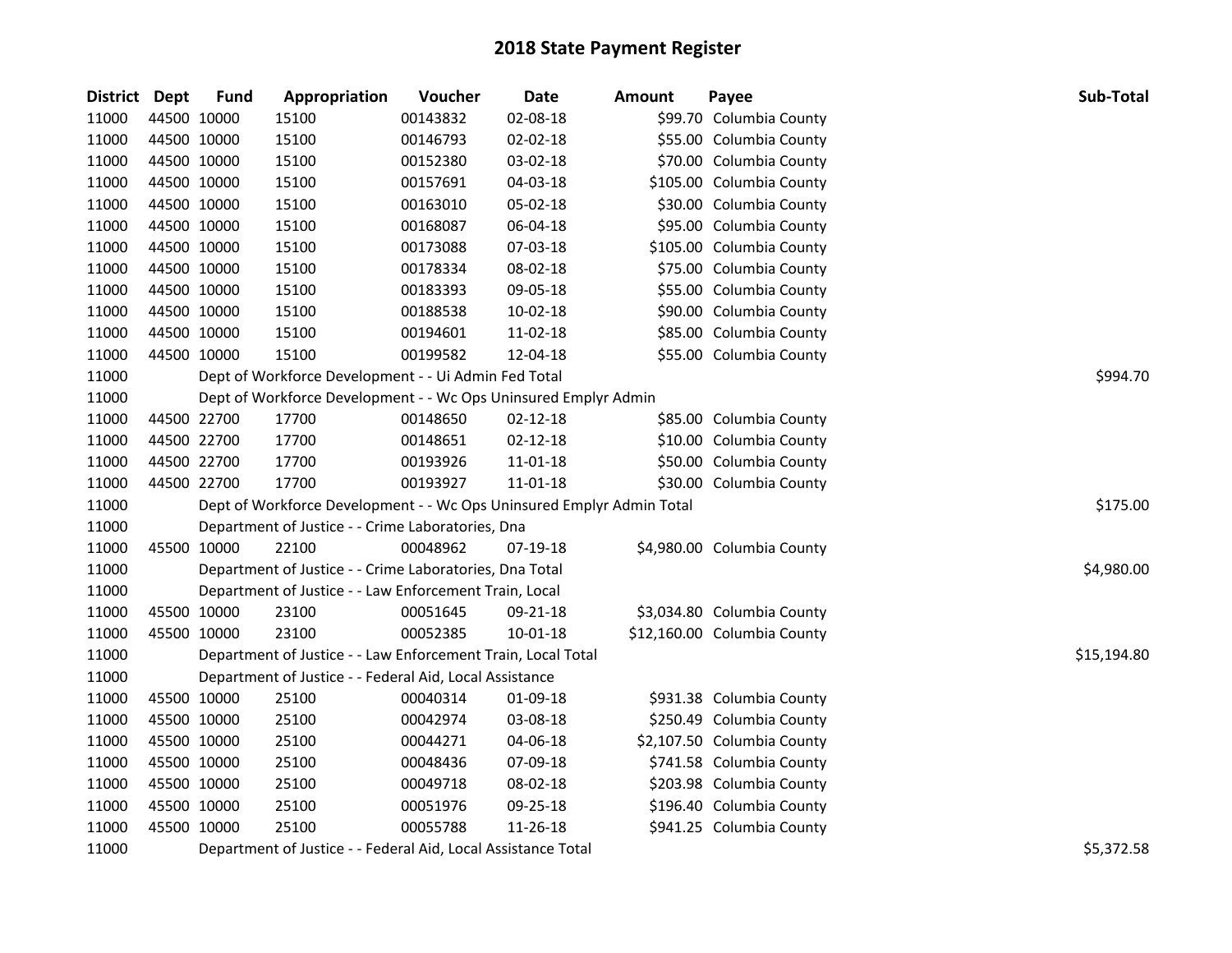# 2018 State Payment Register

| District | Dept | Fund | Appropriation | Voucher | Date | Amount | Payee | Sub-Total |
|---|---|---|---|---|---|---|---|---|
| 11000 | 44500 | 10000 | 15100 | 00143832 | 02-08-18 | $99.70 | Columbia County | |
| 11000 | 44500 | 10000 | 15100 | 00146793 | 02-02-18 | $55.00 | Columbia County | |
| 11000 | 44500 | 10000 | 15100 | 00152380 | 03-02-18 | $70.00 | Columbia County | |
| 11000 | 44500 | 10000 | 15100 | 00157691 | 04-03-18 | $105.00 | Columbia County | |
| 11000 | 44500 | 10000 | 15100 | 00163010 | 05-02-18 | $30.00 | Columbia County | |
| 11000 | 44500 | 10000 | 15100 | 00168087 | 06-04-18 | $95.00 | Columbia County | |
| 11000 | 44500 | 10000 | 15100 | 00173088 | 07-03-18 | $105.00 | Columbia County | |
| 11000 | 44500 | 10000 | 15100 | 00178334 | 08-02-18 | $75.00 | Columbia County | |
| 11000 | 44500 | 10000 | 15100 | 00183393 | 09-05-18 | $55.00 | Columbia County | |
| 11000 | 44500 | 10000 | 15100 | 00188538 | 10-02-18 | $90.00 | Columbia County | |
| 11000 | 44500 | 10000 | 15100 | 00194601 | 11-02-18 | $85.00 | Columbia County | |
| 11000 | 44500 | 10000 | 15100 | 00199582 | 12-04-18 | $55.00 | Columbia County | |
| 11000 | | Dept of Workforce Development - - Ui Admin Fed Total | | | | | | $994.70 |
| 11000 | | Dept of Workforce Development - - Wc Ops Uninsured Emplyr Admin | | | | | | |
| 11000 | 44500 | 22700 | 17700 | 00148650 | 02-12-18 | $85.00 | Columbia County | |
| 11000 | 44500 | 22700 | 17700 | 00148651 | 02-12-18 | $10.00 | Columbia County | |
| 11000 | 44500 | 22700 | 17700 | 00193926 | 11-01-18 | $50.00 | Columbia County | |
| 11000 | 44500 | 22700 | 17700 | 00193927 | 11-01-18 | $30.00 | Columbia County | |
| 11000 | | Dept of Workforce Development - - Wc Ops Uninsured Emplyr Admin Total | | | | | | $175.00 |
| 11000 | | Department of Justice - - Crime Laboratories, Dna | | | | | | |
| 11000 | 45500 | 10000 | 22100 | 00048962 | 07-19-18 | $4,980.00 | Columbia County | |
| 11000 | | Department of Justice - - Crime Laboratories, Dna Total | | | | | | $4,980.00 |
| 11000 | | Department of Justice - - Law Enforcement Train, Local | | | | | | |
| 11000 | 45500 | 10000 | 23100 | 00051645 | 09-21-18 | $3,034.80 | Columbia County | |
| 11000 | 45500 | 10000 | 23100 | 00052385 | 10-01-18 | $12,160.00 | Columbia County | |
| 11000 | | Department of Justice - - Law Enforcement Train, Local Total | | | | | | $15,194.80 |
| 11000 | | Department of Justice - - Federal Aid, Local Assistance | | | | | | |
| 11000 | 45500 | 10000 | 25100 | 00040314 | 01-09-18 | $931.38 | Columbia County | |
| 11000 | 45500 | 10000 | 25100 | 00042974 | 03-08-18 | $250.49 | Columbia County | |
| 11000 | 45500 | 10000 | 25100 | 00044271 | 04-06-18 | $2,107.50 | Columbia County | |
| 11000 | 45500 | 10000 | 25100 | 00048436 | 07-09-18 | $741.58 | Columbia County | |
| 11000 | 45500 | 10000 | 25100 | 00049718 | 08-02-18 | $203.98 | Columbia County | |
| 11000 | 45500 | 10000 | 25100 | 00051976 | 09-25-18 | $196.40 | Columbia County | |
| 11000 | 45500 | 10000 | 25100 | 00055788 | 11-26-18 | $941.25 | Columbia County | |
| 11000 | | Department of Justice - - Federal Aid, Local Assistance Total | | | | | | $5,372.58 |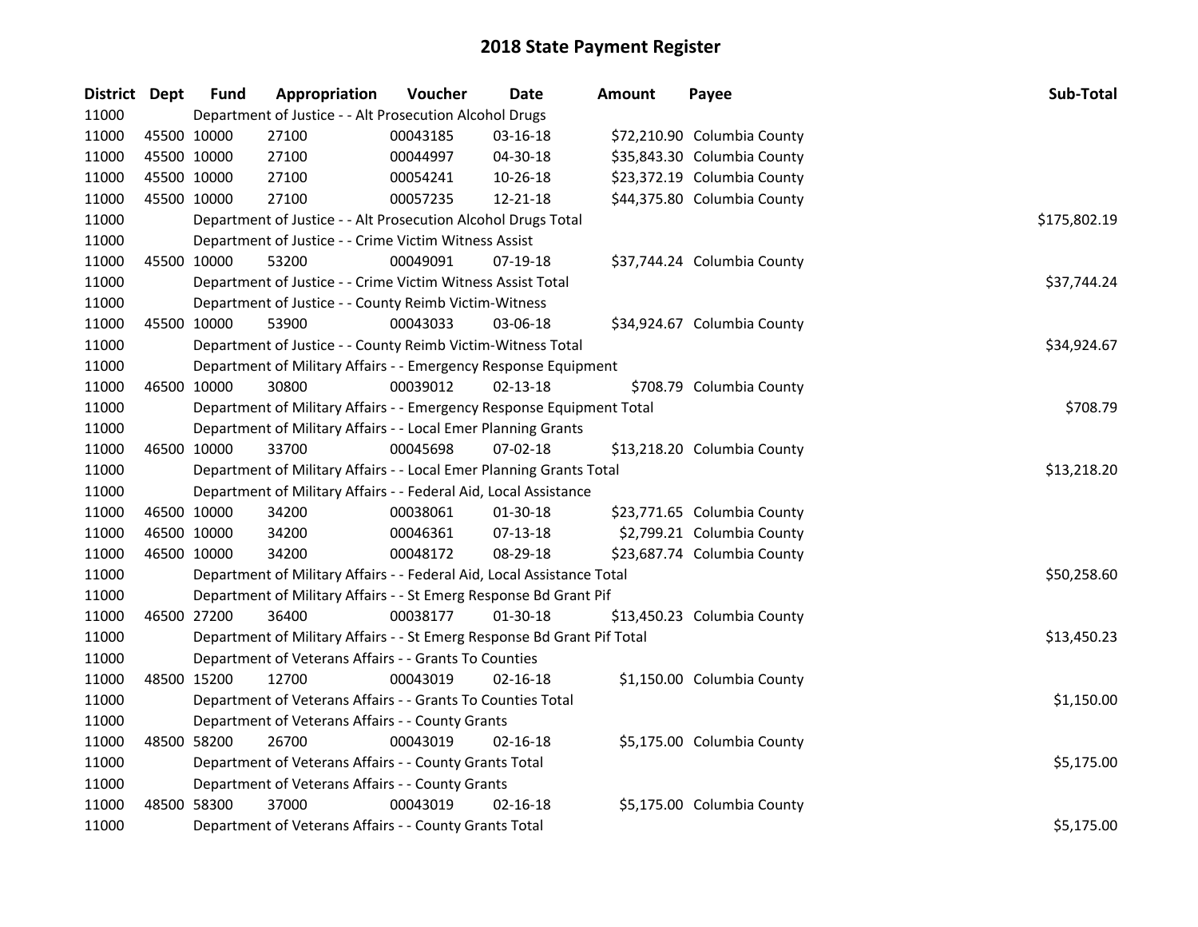# 2018 State Payment Register

| District | Dept | Fund | Appropriation | Voucher | Date | Amount | Payee | Sub-Total |
|---|---|---|---|---|---|---|---|---|
| 11000 | | Department of Justice - - Alt Prosecution Alcohol Drugs | | | | | | |
| 11000 | 45500 | 10000 | 27100 | 00043185 | 03-16-18 | $72,210.90 | Columbia County | |
| 11000 | 45500 | 10000 | 27100 | 00044997 | 04-30-18 | $35,843.30 | Columbia County | |
| 11000 | 45500 | 10000 | 27100 | 00054241 | 10-26-18 | $23,372.19 | Columbia County | |
| 11000 | 45500 | 10000 | 27100 | 00057235 | 12-21-18 | $44,375.80 | Columbia County | |
| 11000 | | Department of Justice - - Alt Prosecution Alcohol Drugs Total | | | | | | $175,802.19 |
| 11000 | | Department of Justice - - Crime Victim Witness Assist | | | | | | |
| 11000 | 45500 | 10000 | 53200 | 00049091 | 07-19-18 | $37,744.24 | Columbia County | |
| 11000 | | Department of Justice - - Crime Victim Witness Assist Total | | | | | | $37,744.24 |
| 11000 | | Department of Justice - - County Reimb Victim-Witness | | | | | | |
| 11000 | 45500 | 10000 | 53900 | 00043033 | 03-06-18 | $34,924.67 | Columbia County | |
| 11000 | | Department of Justice - - County Reimb Victim-Witness Total | | | | | | $34,924.67 |
| 11000 | | Department of Military Affairs - - Emergency Response Equipment | | | | | | |
| 11000 | 46500 | 10000 | 30800 | 00039012 | 02-13-18 | $708.79 | Columbia County | |
| 11000 | | Department of Military Affairs - - Emergency Response Equipment Total | | | | | | $708.79 |
| 11000 | | Department of Military Affairs - - Local Emer Planning Grants | | | | | | |
| 11000 | 46500 | 10000 | 33700 | 00045698 | 07-02-18 | $13,218.20 | Columbia County | |
| 11000 | | Department of Military Affairs - - Local Emer Planning Grants Total | | | | | | $13,218.20 |
| 11000 | | Department of Military Affairs - - Federal Aid, Local Assistance | | | | | | |
| 11000 | 46500 | 10000 | 34200 | 00038061 | 01-30-18 | $23,771.65 | Columbia County | |
| 11000 | 46500 | 10000 | 34200 | 00046361 | 07-13-18 | $2,799.21 | Columbia County | |
| 11000 | 46500 | 10000 | 34200 | 00048172 | 08-29-18 | $23,687.74 | Columbia County | |
| 11000 | | Department of Military Affairs - - Federal Aid, Local Assistance Total | | | | | | $50,258.60 |
| 11000 | | Department of Military Affairs - - St Emerg Response Bd Grant Pif | | | | | | |
| 11000 | 46500 | 27200 | 36400 | 00038177 | 01-30-18 | $13,450.23 | Columbia County | |
| 11000 | | Department of Military Affairs - - St Emerg Response Bd Grant Pif Total | | | | | | $13,450.23 |
| 11000 | | Department of Veterans Affairs - - Grants To Counties | | | | | | |
| 11000 | 48500 | 15200 | 12700 | 00043019 | 02-16-18 | $1,150.00 | Columbia County | |
| 11000 | | Department of Veterans Affairs - - Grants To Counties Total | | | | | | $1,150.00 |
| 11000 | | Department of Veterans Affairs - - County Grants | | | | | | |
| 11000 | 48500 | 58200 | 26700 | 00043019 | 02-16-18 | $5,175.00 | Columbia County | |
| 11000 | | Department of Veterans Affairs - - County Grants Total | | | | | | $5,175.00 |
| 11000 | | Department of Veterans Affairs - - County Grants | | | | | | |
| 11000 | 48500 | 58300 | 37000 | 00043019 | 02-16-18 | $5,175.00 | Columbia County | |
| 11000 | | Department of Veterans Affairs - - County Grants Total | | | | | | $5,175.00 |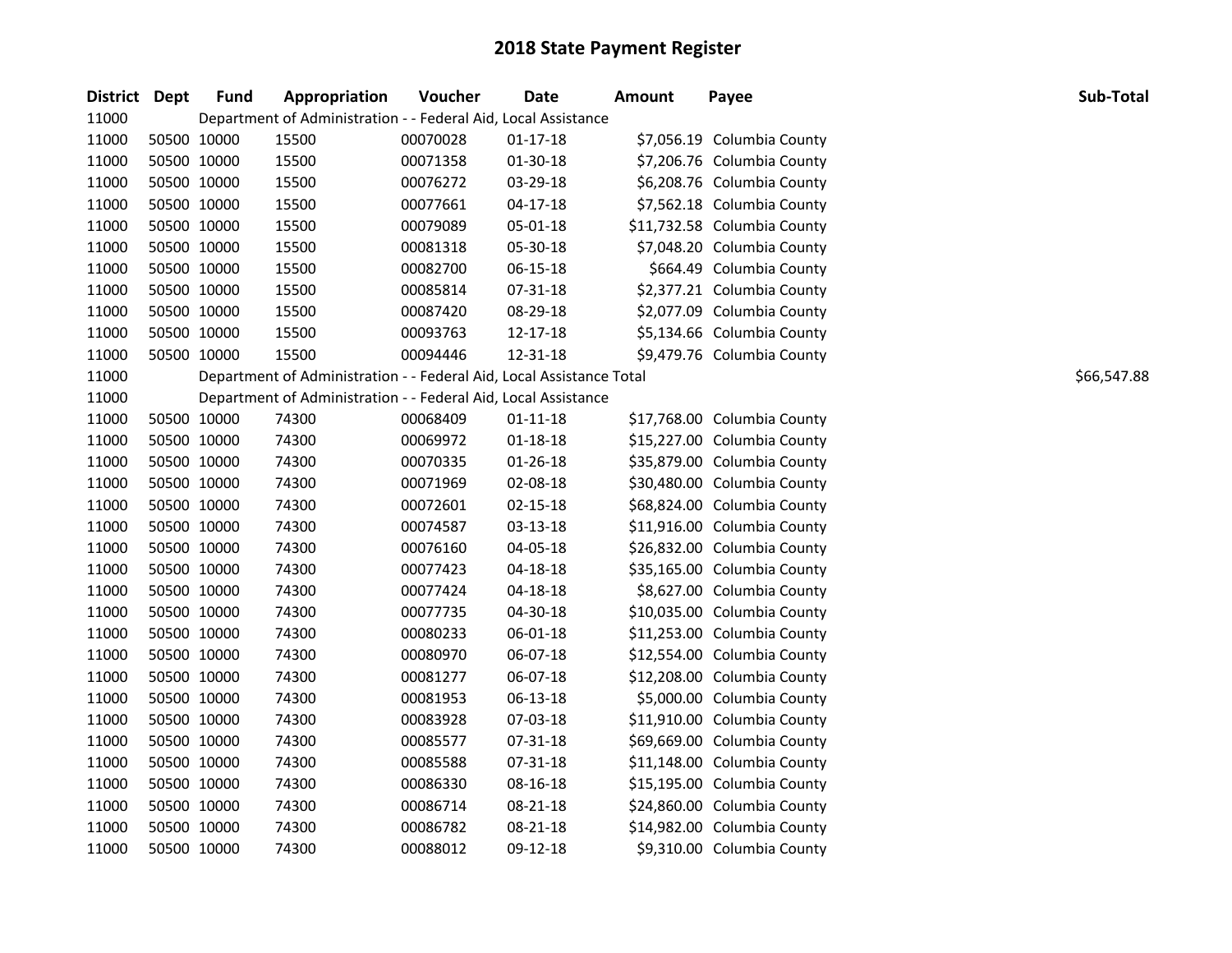# 2018 State Payment Register

| District | Dept | Fund | Appropriation | Voucher | Date | Amount | Payee | Sub-Total |
|---|---|---|---|---|---|---|---|---|
| 11000 | | Department of Administration - - Federal Aid, Local Assistance | | | | | | |
| 11000 | 50500 | 10000 | 15500 | 00070028 | 01-17-18 | $7,056.19 | Columbia County | |
| 11000 | 50500 | 10000 | 15500 | 00071358 | 01-30-18 | $7,206.76 | Columbia County | |
| 11000 | 50500 | 10000 | 15500 | 00076272 | 03-29-18 | $6,208.76 | Columbia County | |
| 11000 | 50500 | 10000 | 15500 | 00077661 | 04-17-18 | $7,562.18 | Columbia County | |
| 11000 | 50500 | 10000 | 15500 | 00079089 | 05-01-18 | $11,732.58 | Columbia County | |
| 11000 | 50500 | 10000 | 15500 | 00081318 | 05-30-18 | $7,048.20 | Columbia County | |
| 11000 | 50500 | 10000 | 15500 | 00082700 | 06-15-18 | $664.49 | Columbia County | |
| 11000 | 50500 | 10000 | 15500 | 00085814 | 07-31-18 | $2,377.21 | Columbia County | |
| 11000 | 50500 | 10000 | 15500 | 00087420 | 08-29-18 | $2,077.09 | Columbia County | |
| 11000 | 50500 | 10000 | 15500 | 00093763 | 12-17-18 | $5,134.66 | Columbia County | |
| 11000 | 50500 | 10000 | 15500 | 00094446 | 12-31-18 | $9,479.76 | Columbia County | |
| 11000 | | Department of Administration - - Federal Aid, Local Assistance Total | | | | | | $66,547.88 |
| 11000 | | Department of Administration - - Federal Aid, Local Assistance | | | | | | |
| 11000 | 50500 | 10000 | 74300 | 00068409 | 01-11-18 | $17,768.00 | Columbia County | |
| 11000 | 50500 | 10000 | 74300 | 00069972 | 01-18-18 | $15,227.00 | Columbia County | |
| 11000 | 50500 | 10000 | 74300 | 00070335 | 01-26-18 | $35,879.00 | Columbia County | |
| 11000 | 50500 | 10000 | 74300 | 00071969 | 02-08-18 | $30,480.00 | Columbia County | |
| 11000 | 50500 | 10000 | 74300 | 00072601 | 02-15-18 | $68,824.00 | Columbia County | |
| 11000 | 50500 | 10000 | 74300 | 00074587 | 03-13-18 | $11,916.00 | Columbia County | |
| 11000 | 50500 | 10000 | 74300 | 00076160 | 04-05-18 | $26,832.00 | Columbia County | |
| 11000 | 50500 | 10000 | 74300 | 00077423 | 04-18-18 | $35,165.00 | Columbia County | |
| 11000 | 50500 | 10000 | 74300 | 00077424 | 04-18-18 | $8,627.00 | Columbia County | |
| 11000 | 50500 | 10000 | 74300 | 00077735 | 04-30-18 | $10,035.00 | Columbia County | |
| 11000 | 50500 | 10000 | 74300 | 00080233 | 06-01-18 | $11,253.00 | Columbia County | |
| 11000 | 50500 | 10000 | 74300 | 00080970 | 06-07-18 | $12,554.00 | Columbia County | |
| 11000 | 50500 | 10000 | 74300 | 00081277 | 06-07-18 | $12,208.00 | Columbia County | |
| 11000 | 50500 | 10000 | 74300 | 00081953 | 06-13-18 | $5,000.00 | Columbia County | |
| 11000 | 50500 | 10000 | 74300 | 00083928 | 07-03-18 | $11,910.00 | Columbia County | |
| 11000 | 50500 | 10000 | 74300 | 00085577 | 07-31-18 | $69,669.00 | Columbia County | |
| 11000 | 50500 | 10000 | 74300 | 00085588 | 07-31-18 | $11,148.00 | Columbia County | |
| 11000 | 50500 | 10000 | 74300 | 00086330 | 08-16-18 | $15,195.00 | Columbia County | |
| 11000 | 50500 | 10000 | 74300 | 00086714 | 08-21-18 | $24,860.00 | Columbia County | |
| 11000 | 50500 | 10000 | 74300 | 00086782 | 08-21-18 | $14,982.00 | Columbia County | |
| 11000 | 50500 | 10000 | 74300 | 00088012 | 09-12-18 | $9,310.00 | Columbia County | |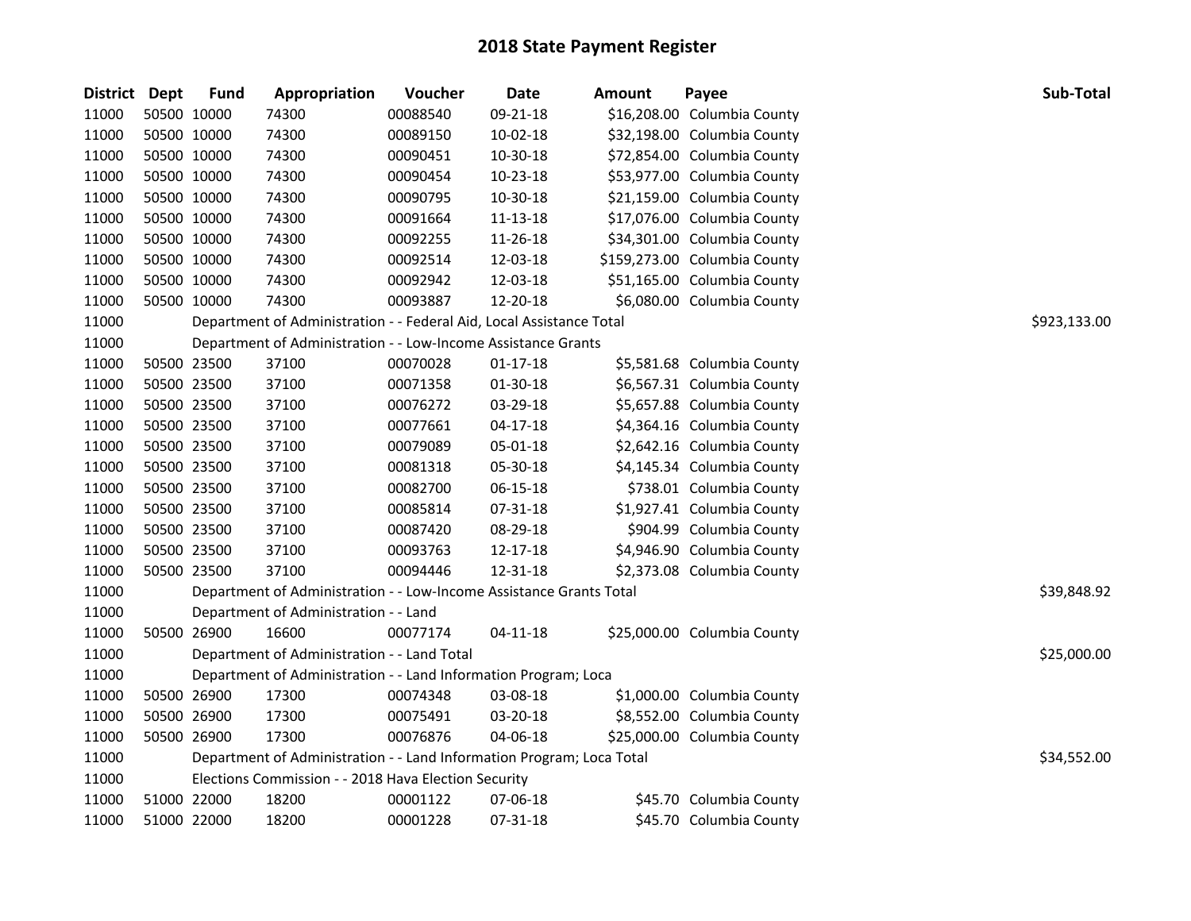# 2018 State Payment Register

| District | Dept | Fund | Appropriation | Voucher | Date | Amount | Payee | Sub-Total |
|---|---|---|---|---|---|---|---|---|
| 11000 | 50500 | 10000 | 74300 | 00088540 | 09-21-18 | $16,208.00 | Columbia County | |
| 11000 | 50500 | 10000 | 74300 | 00089150 | 10-02-18 | $32,198.00 | Columbia County | |
| 11000 | 50500 | 10000 | 74300 | 00090451 | 10-30-18 | $72,854.00 | Columbia County | |
| 11000 | 50500 | 10000 | 74300 | 00090454 | 10-23-18 | $53,977.00 | Columbia County | |
| 11000 | 50500 | 10000 | 74300 | 00090795 | 10-30-18 | $21,159.00 | Columbia County | |
| 11000 | 50500 | 10000 | 74300 | 00091664 | 11-13-18 | $17,076.00 | Columbia County | |
| 11000 | 50500 | 10000 | 74300 | 00092255 | 11-26-18 | $34,301.00 | Columbia County | |
| 11000 | 50500 | 10000 | 74300 | 00092514 | 12-03-18 | $159,273.00 | Columbia County | |
| 11000 | 50500 | 10000 | 74300 | 00092942 | 12-03-18 | $51,165.00 | Columbia County | |
| 11000 | 50500 | 10000 | 74300 | 00093887 | 12-20-18 | $6,080.00 | Columbia County | |
| 11000 | Department of Administration - - Federal Aid, Local Assistance Total | | | | | | | $923,133.00 |
| 11000 | Department of Administration - - Low-Income Assistance Grants | | | | | | | |
| 11000 | 50500 | 23500 | 37100 | 00070028 | 01-17-18 | $5,581.68 | Columbia County | |
| 11000 | 50500 | 23500 | 37100 | 00071358 | 01-30-18 | $6,567.31 | Columbia County | |
| 11000 | 50500 | 23500 | 37100 | 00076272 | 03-29-18 | $5,657.88 | Columbia County | |
| 11000 | 50500 | 23500 | 37100 | 00077661 | 04-17-18 | $4,364.16 | Columbia County | |
| 11000 | 50500 | 23500 | 37100 | 00079089 | 05-01-18 | $2,642.16 | Columbia County | |
| 11000 | 50500 | 23500 | 37100 | 00081318 | 05-30-18 | $4,145.34 | Columbia County | |
| 11000 | 50500 | 23500 | 37100 | 00082700 | 06-15-18 | $738.01 | Columbia County | |
| 11000 | 50500 | 23500 | 37100 | 00085814 | 07-31-18 | $1,927.41 | Columbia County | |
| 11000 | 50500 | 23500 | 37100 | 00087420 | 08-29-18 | $904.99 | Columbia County | |
| 11000 | 50500 | 23500 | 37100 | 00093763 | 12-17-18 | $4,946.90 | Columbia County | |
| 11000 | 50500 | 23500 | 37100 | 00094446 | 12-31-18 | $2,373.08 | Columbia County | |
| 11000 | Department of Administration - - Low-Income Assistance Grants Total | | | | | | | $39,848.92 |
| 11000 | Department of Administration - - Land | | | | | | | |
| 11000 | 50500 | 26900 | 16600 | 00077174 | 04-11-18 | $25,000.00 | Columbia County | |
| 11000 | Department of Administration - - Land Total | | | | | | | $25,000.00 |
| 11000 | Department of Administration - - Land Information Program; Loca | | | | | | | |
| 11000 | 50500 | 26900 | 17300 | 00074348 | 03-08-18 | $1,000.00 | Columbia County | |
| 11000 | 50500 | 26900 | 17300 | 00075491 | 03-20-18 | $8,552.00 | Columbia County | |
| 11000 | 50500 | 26900 | 17300 | 00076876 | 04-06-18 | $25,000.00 | Columbia County | |
| 11000 | Department of Administration - - Land Information Program; Loca Total | | | | | | | $34,552.00 |
| 11000 | Elections Commission - - 2018 Hava Election Security | | | | | | | |
| 11000 | 51000 | 22000 | 18200 | 00001122 | 07-06-18 | $45.70 | Columbia County | |
| 11000 | 51000 | 22000 | 18200 | 00001228 | 07-31-18 | $45.70 | Columbia County | |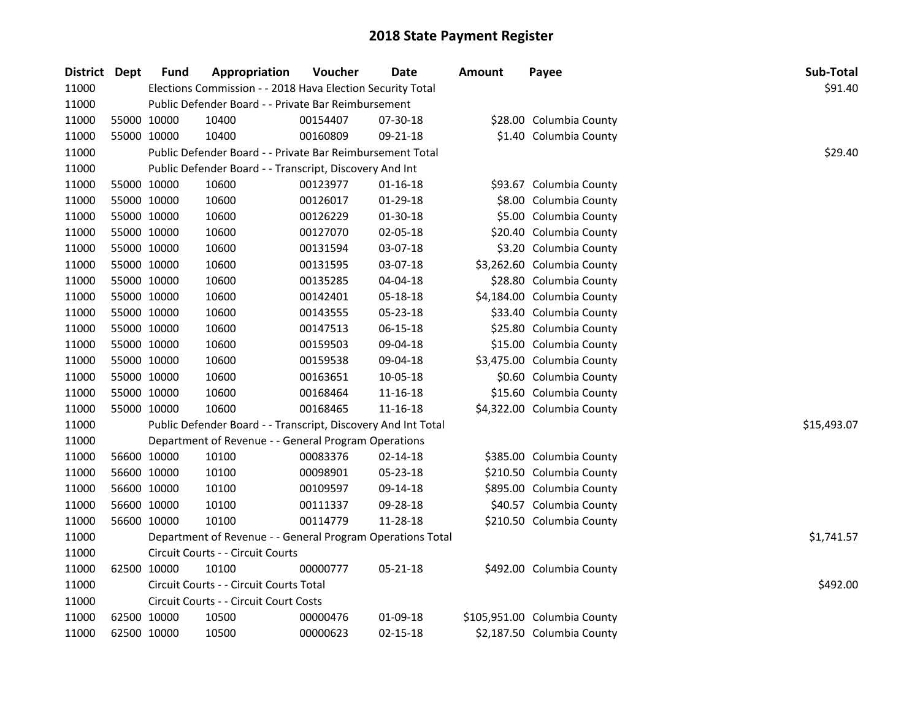# 2018 State Payment Register

| District | Dept | Fund | Appropriation | Voucher | Date | Amount | Payee | Sub-Total |
|---|---|---|---|---|---|---|---|---|
| 11000 | | | Elections Commission - - 2018 Hava Election Security Total | | | | | $91.40 |
| 11000 | | | Public Defender Board - - Private Bar Reimbursement | | | | | |
| 11000 | 55000 | 10000 | 10400 | 00154407 | 07-30-18 | $28.00 | Columbia County | |
| 11000 | 55000 | 10000 | 10400 | 00160809 | 09-21-18 | $1.40 | Columbia County | |
| 11000 | | | Public Defender Board - - Private Bar Reimbursement Total | | | | | $29.40 |
| 11000 | | | Public Defender Board - - Transcript, Discovery And Int | | | | | |
| 11000 | 55000 | 10000 | 10600 | 00123977 | 01-16-18 | $93.67 | Columbia County | |
| 11000 | 55000 | 10000 | 10600 | 00126017 | 01-29-18 | $8.00 | Columbia County | |
| 11000 | 55000 | 10000 | 10600 | 00126229 | 01-30-18 | $5.00 | Columbia County | |
| 11000 | 55000 | 10000 | 10600 | 00127070 | 02-05-18 | $20.40 | Columbia County | |
| 11000 | 55000 | 10000 | 10600 | 00131594 | 03-07-18 | $3.20 | Columbia County | |
| 11000 | 55000 | 10000 | 10600 | 00131595 | 03-07-18 | $3,262.60 | Columbia County | |
| 11000 | 55000 | 10000 | 10600 | 00135285 | 04-04-18 | $28.80 | Columbia County | |
| 11000 | 55000 | 10000 | 10600 | 00142401 | 05-18-18 | $4,184.00 | Columbia County | |
| 11000 | 55000 | 10000 | 10600 | 00143555 | 05-23-18 | $33.40 | Columbia County | |
| 11000 | 55000 | 10000 | 10600 | 00147513 | 06-15-18 | $25.80 | Columbia County | |
| 11000 | 55000 | 10000 | 10600 | 00159503 | 09-04-18 | $15.00 | Columbia County | |
| 11000 | 55000 | 10000 | 10600 | 00159538 | 09-04-18 | $3,475.00 | Columbia County | |
| 11000 | 55000 | 10000 | 10600 | 00163651 | 10-05-18 | $0.60 | Columbia County | |
| 11000 | 55000 | 10000 | 10600 | 00168464 | 11-16-18 | $15.60 | Columbia County | |
| 11000 | 55000 | 10000 | 10600 | 00168465 | 11-16-18 | $4,322.00 | Columbia County | |
| 11000 | | | Public Defender Board - - Transcript, Discovery And Int Total | | | | | $15,493.07 |
| 11000 | | | Department of Revenue - - General Program Operations | | | | | |
| 11000 | 56600 | 10000 | 10100 | 00083376 | 02-14-18 | $385.00 | Columbia County | |
| 11000 | 56600 | 10000 | 10100 | 00098901 | 05-23-18 | $210.50 | Columbia County | |
| 11000 | 56600 | 10000 | 10100 | 00109597 | 09-14-18 | $895.00 | Columbia County | |
| 11000 | 56600 | 10000 | 10100 | 00111337 | 09-28-18 | $40.57 | Columbia County | |
| 11000 | 56600 | 10000 | 10100 | 00114779 | 11-28-18 | $210.50 | Columbia County | |
| 11000 | | | Department of Revenue - - General Program Operations Total | | | | | $1,741.57 |
| 11000 | | | Circuit Courts - - Circuit Courts | | | | | |
| 11000 | 62500 | 10000 | 10100 | 00000777 | 05-21-18 | $492.00 | Columbia County | |
| 11000 | | | Circuit Courts - - Circuit Courts Total | | | | | $492.00 |
| 11000 | | | Circuit Courts - - Circuit Court Costs | | | | | |
| 11000 | 62500 | 10000 | 10500 | 00000476 | 01-09-18 | $105,951.00 | Columbia County | |
| 11000 | 62500 | 10000 | 10500 | 00000623 | 02-15-18 | $2,187.50 | Columbia County | |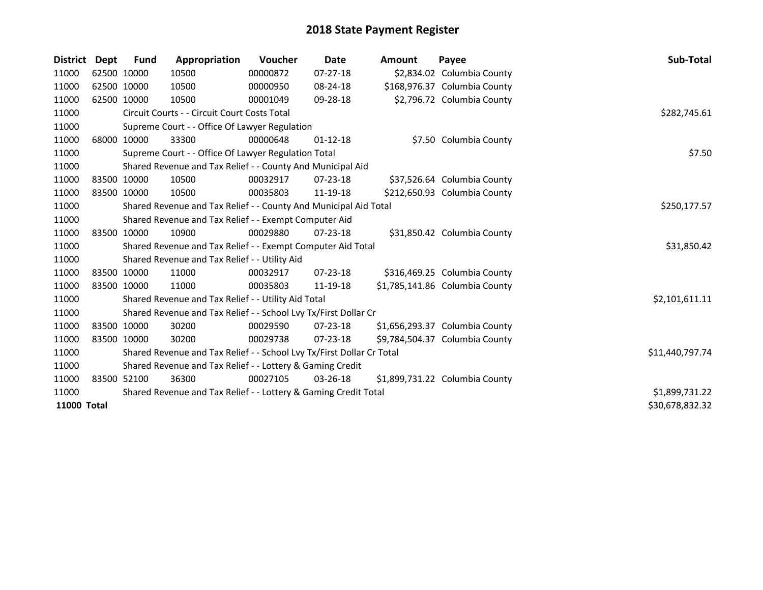# 2018 State Payment Register

| District | Dept | Fund | Appropriation | Voucher | Date | Amount | Payee | Sub-Total |
|---|---|---|---|---|---|---|---|---|
| 11000 | 62500 | 10000 | 10500 | 00000872 | 07-27-18 | $2,834.02 | Columbia County | |
| 11000 | 62500 | 10000 | 10500 | 00000950 | 08-24-18 | $168,976.37 | Columbia County | |
| 11000 | 62500 | 10000 | 10500 | 00001049 | 09-28-18 | $2,796.72 | Columbia County | |
| 11000 | | Circuit Courts - - Circuit Court Costs Total | | | | | | $282,745.61 |
| 11000 | | Supreme Court - - Office Of Lawyer Regulation | | | | | | |
| 11000 | 68000 | 10000 | 33300 | 00000648 | 01-12-18 | $7.50 | Columbia County | |
| 11000 | | Supreme Court - - Office Of Lawyer Regulation Total | | | | | | $7.50 |
| 11000 | | Shared Revenue and Tax Relief - - County And Municipal Aid | | | | | | |
| 11000 | 83500 | 10000 | 10500 | 00032917 | 07-23-18 | $37,526.64 | Columbia County | |
| 11000 | 83500 | 10000 | 10500 | 00035803 | 11-19-18 | $212,650.93 | Columbia County | |
| 11000 | | Shared Revenue and Tax Relief - - County And Municipal Aid Total | | | | | | $250,177.57 |
| 11000 | | Shared Revenue and Tax Relief - - Exempt Computer Aid | | | | | | |
| 11000 | 83500 | 10000 | 10900 | 00029880 | 07-23-18 | $31,850.42 | Columbia County | |
| 11000 | | Shared Revenue and Tax Relief - - Exempt Computer Aid Total | | | | | | $31,850.42 |
| 11000 | | Shared Revenue and Tax Relief - - Utility Aid | | | | | | |
| 11000 | 83500 | 10000 | 11000 | 00032917 | 07-23-18 | $316,469.25 | Columbia County | |
| 11000 | 83500 | 10000 | 11000 | 00035803 | 11-19-18 | $1,785,141.86 | Columbia County | |
| 11000 | | Shared Revenue and Tax Relief - - Utility Aid Total | | | | | | $2,101,611.11 |
| 11000 | | Shared Revenue and Tax Relief - - School Lvy Tx/First Dollar Cr | | | | | | |
| 11000 | 83500 | 10000 | 30200 | 00029590 | 07-23-18 | $1,656,293.37 | Columbia County | |
| 11000 | 83500 | 10000 | 30200 | 00029738 | 07-23-18 | $9,784,504.37 | Columbia County | |
| 11000 | | Shared Revenue and Tax Relief - - School Lvy Tx/First Dollar Cr Total | | | | | | $11,440,797.74 |
| 11000 | | Shared Revenue and Tax Relief - - Lottery & Gaming Credit | | | | | | |
| 11000 | 83500 | 52100 | 36300 | 00027105 | 03-26-18 | $1,899,731.22 | Columbia County | |
| 11000 | | Shared Revenue and Tax Relief - - Lottery & Gaming Credit Total | | | | | | $1,899,731.22 |
| **11000 Total** | | | | | | | | $30,678,832.32 |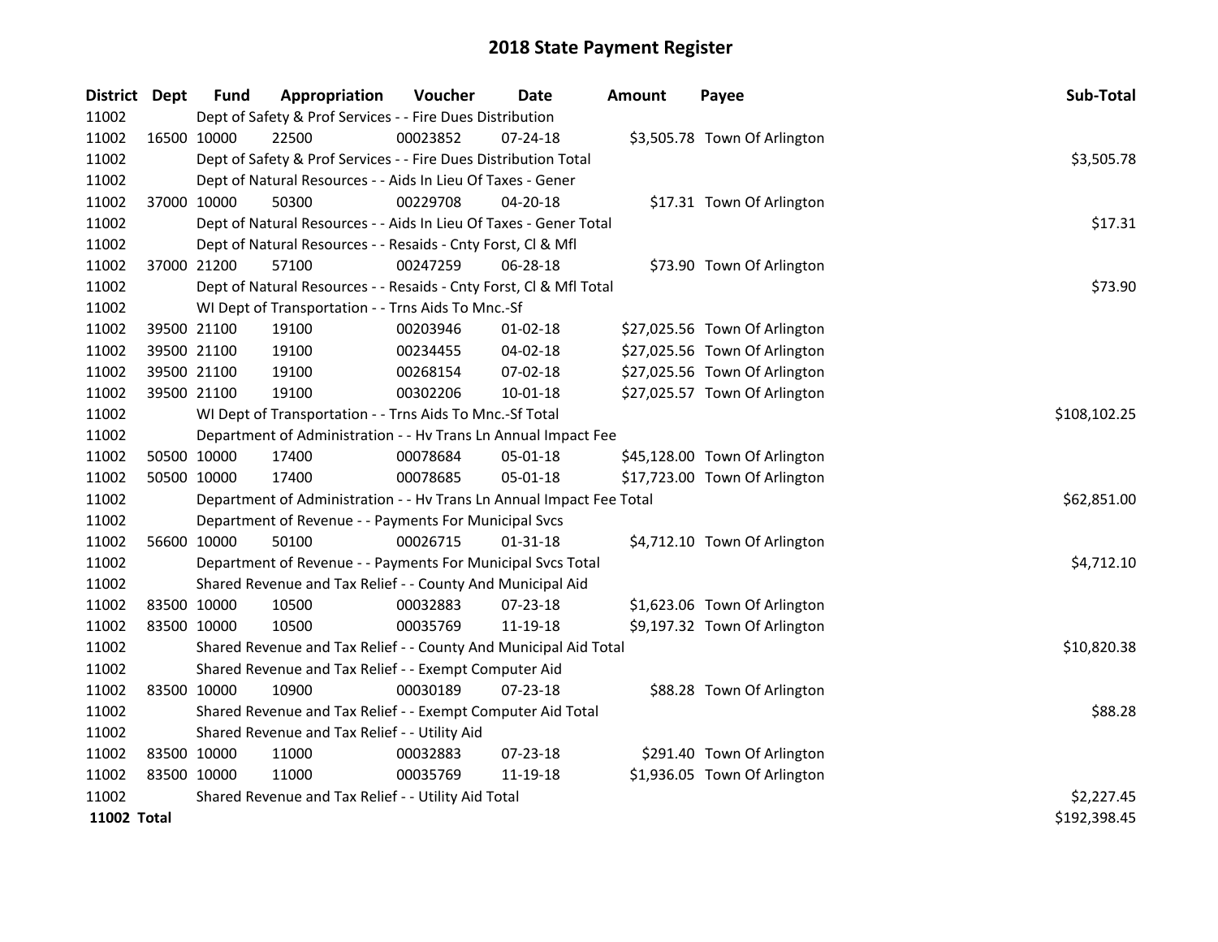# 2018 State Payment Register

| District | Dept | Fund | Appropriation | Voucher | Date | Amount | Payee | Sub-Total |
|---|---|---|---|---|---|---|---|---|
| 11002 | | Dept of Safety & Prof Services - - Fire Dues Distribution | | | | | | |
| 11002 | 16500 | 10000 | 22500 | 00023852 | 07-24-18 | $3,505.78 | Town Of Arlington | |
| 11002 | | Dept of Safety & Prof Services - - Fire Dues Distribution Total | | | | | | $3,505.78 |
| 11002 | | Dept of Natural Resources - - Aids In Lieu Of Taxes - Gener | | | | | | |
| 11002 | 37000 | 10000 | 50300 | 00229708 | 04-20-18 | $17.31 | Town Of Arlington | |
| 11002 | | Dept of Natural Resources - - Aids In Lieu Of Taxes - Gener Total | | | | | | $17.31 |
| 11002 | | Dept of Natural Resources - - Resaids - Cnty Forst, Cl & Mfl | | | | | | |
| 11002 | 37000 | 21200 | 57100 | 00247259 | 06-28-18 | $73.90 | Town Of Arlington | |
| 11002 | | Dept of Natural Resources - - Resaids - Cnty Forst, Cl & Mfl Total | | | | | | $73.90 |
| 11002 | | WI Dept of Transportation - - Trns Aids To Mnc.-Sf | | | | | | |
| 11002 | 39500 | 21100 | 19100 | 00203946 | 01-02-18 | $27,025.56 | Town Of Arlington | |
| 11002 | 39500 | 21100 | 19100 | 00234455 | 04-02-18 | $27,025.56 | Town Of Arlington | |
| 11002 | 39500 | 21100 | 19100 | 00268154 | 07-02-18 | $27,025.56 | Town Of Arlington | |
| 11002 | 39500 | 21100 | 19100 | 00302206 | 10-01-18 | $27,025.57 | Town Of Arlington | |
| 11002 | | WI Dept of Transportation - - Trns Aids To Mnc.-Sf Total | | | | | | $108,102.25 |
| 11002 | | Department of Administration - - Hv Trans Ln Annual Impact Fee | | | | | | |
| 11002 | 50500 | 10000 | 17400 | 00078684 | 05-01-18 | $45,128.00 | Town Of Arlington | |
| 11002 | 50500 | 10000 | 17400 | 00078685 | 05-01-18 | $17,723.00 | Town Of Arlington | |
| 11002 | | Department of Administration - - Hv Trans Ln Annual Impact Fee Total | | | | | | $62,851.00 |
| 11002 | | Department of Revenue - - Payments For Municipal Svcs | | | | | | |
| 11002 | 56600 | 10000 | 50100 | 00026715 | 01-31-18 | $4,712.10 | Town Of Arlington | |
| 11002 | | Department of Revenue - - Payments For Municipal Svcs Total | | | | | | $4,712.10 |
| 11002 | | Shared Revenue and Tax Relief - - County And Municipal Aid | | | | | | |
| 11002 | 83500 | 10000 | 10500 | 00032883 | 07-23-18 | $1,623.06 | Town Of Arlington | |
| 11002 | 83500 | 10000 | 10500 | 00035769 | 11-19-18 | $9,197.32 | Town Of Arlington | |
| 11002 | | Shared Revenue and Tax Relief - - County And Municipal Aid Total | | | | | | $10,820.38 |
| 11002 | | Shared Revenue and Tax Relief - - Exempt Computer Aid | | | | | | |
| 11002 | 83500 | 10000 | 10900 | 00030189 | 07-23-18 | $88.28 | Town Of Arlington | |
| 11002 | | Shared Revenue and Tax Relief - - Exempt Computer Aid Total | | | | | | $88.28 |
| 11002 | | Shared Revenue and Tax Relief - - Utility Aid | | | | | | |
| 11002 | 83500 | 10000 | 11000 | 00032883 | 07-23-18 | $291.40 | Town Of Arlington | |
| 11002 | 83500 | 10000 | 11000 | 00035769 | 11-19-18 | $1,936.05 | Town Of Arlington | |
| 11002 | | Shared Revenue and Tax Relief - - Utility Aid Total | | | | | | $2,227.45 |
| **11002 Total** | | | | | | | | $192,398.45 |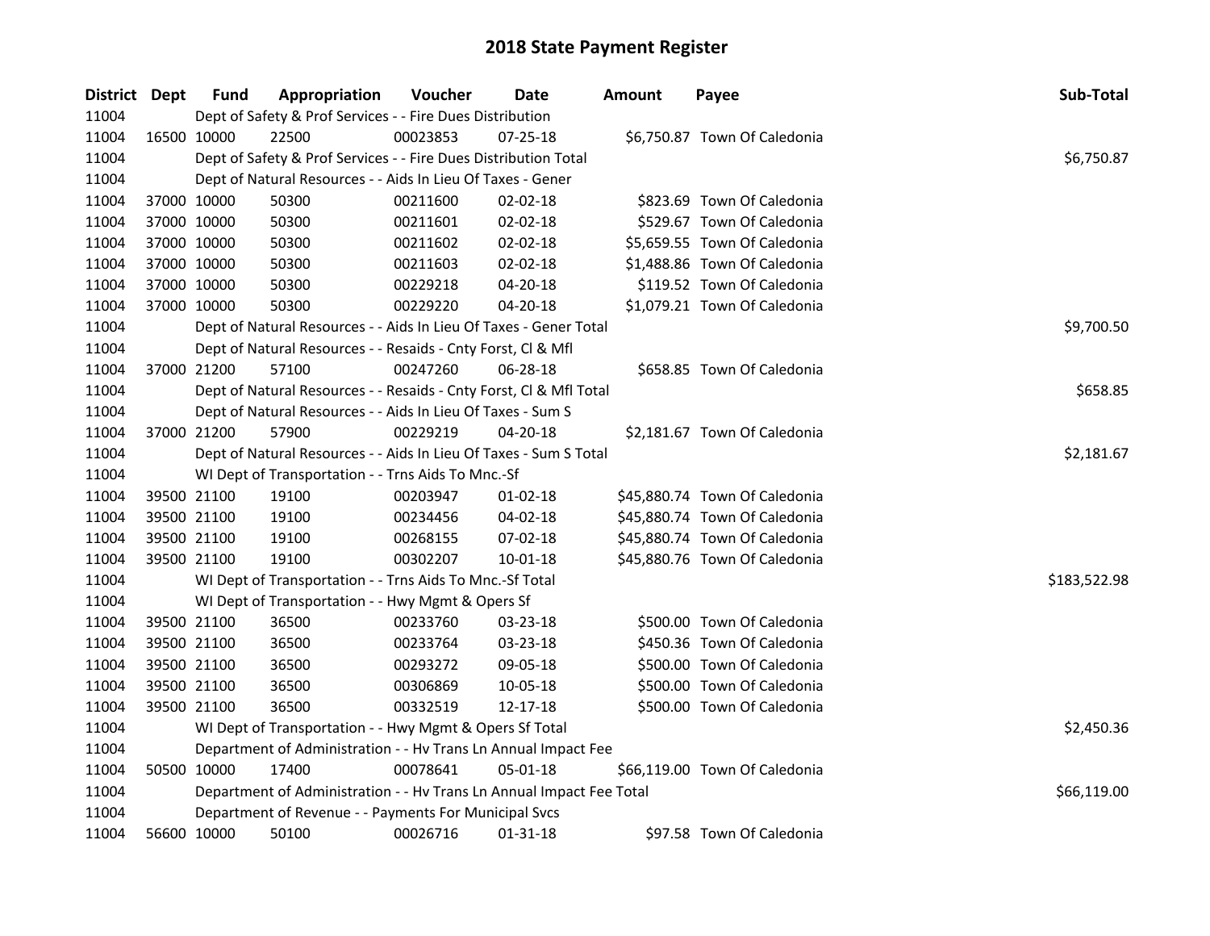# 2018 State Payment Register

| District | Dept | Fund | Appropriation | Voucher | Date | Amount | Payee | Sub-Total |
|---|---|---|---|---|---|---|---|---|
| 11004 | | Dept of Safety & Prof Services - - Fire Dues Distribution | | | | | | |
| 11004 | 16500 | 10000 | 22500 | 00023853 | 07-25-18 | $6,750.87 | Town Of Caledonia | |
| 11004 | | Dept of Safety & Prof Services - - Fire Dues Distribution Total | | | | | | $6,750.87 |
| 11004 | | Dept of Natural Resources - - Aids In Lieu Of Taxes - Gener | | | | | | |
| 11004 | 37000 | 10000 | 50300 | 00211600 | 02-02-18 | $823.69 | Town Of Caledonia | |
| 11004 | 37000 | 10000 | 50300 | 00211601 | 02-02-18 | $529.67 | Town Of Caledonia | |
| 11004 | 37000 | 10000 | 50300 | 00211602 | 02-02-18 | $5,659.55 | Town Of Caledonia | |
| 11004 | 37000 | 10000 | 50300 | 00211603 | 02-02-18 | $1,488.86 | Town Of Caledonia | |
| 11004 | 37000 | 10000 | 50300 | 00229218 | 04-20-18 | $119.52 | Town Of Caledonia | |
| 11004 | 37000 | 10000 | 50300 | 00229220 | 04-20-18 | $1,079.21 | Town Of Caledonia | |
| 11004 | | Dept of Natural Resources - - Aids In Lieu Of Taxes - Gener Total | | | | | | $9,700.50 |
| 11004 | | Dept of Natural Resources - - Resaids - Cnty Forst, Cl & Mfl | | | | | | |
| 11004 | 37000 | 21200 | 57100 | 00247260 | 06-28-18 | $658.85 | Town Of Caledonia | |
| 11004 | | Dept of Natural Resources - - Resaids - Cnty Forst, Cl & Mfl Total | | | | | | $658.85 |
| 11004 | | Dept of Natural Resources - - Aids In Lieu Of Taxes - Sum S | | | | | | |
| 11004 | 37000 | 21200 | 57900 | 00229219 | 04-20-18 | $2,181.67 | Town Of Caledonia | |
| 11004 | | Dept of Natural Resources - - Aids In Lieu Of Taxes - Sum S Total | | | | | | $2,181.67 |
| 11004 | | WI Dept of Transportation - - Trns Aids To Mnc.-Sf | | | | | | |
| 11004 | 39500 | 21100 | 19100 | 00203947 | 01-02-18 | $45,880.74 | Town Of Caledonia | |
| 11004 | 39500 | 21100 | 19100 | 00234456 | 04-02-18 | $45,880.74 | Town Of Caledonia | |
| 11004 | 39500 | 21100 | 19100 | 00268155 | 07-02-18 | $45,880.74 | Town Of Caledonia | |
| 11004 | 39500 | 21100 | 19100 | 00302207 | 10-01-18 | $45,880.76 | Town Of Caledonia | |
| 11004 | | WI Dept of Transportation - - Trns Aids To Mnc.-Sf Total | | | | | | $183,522.98 |
| 11004 | | WI Dept of Transportation - - Hwy Mgmt & Opers Sf | | | | | | |
| 11004 | 39500 | 21100 | 36500 | 00233760 | 03-23-18 | $500.00 | Town Of Caledonia | |
| 11004 | 39500 | 21100 | 36500 | 00233764 | 03-23-18 | $450.36 | Town Of Caledonia | |
| 11004 | 39500 | 21100 | 36500 | 00293272 | 09-05-18 | $500.00 | Town Of Caledonia | |
| 11004 | 39500 | 21100 | 36500 | 00306869 | 10-05-18 | $500.00 | Town Of Caledonia | |
| 11004 | 39500 | 21100 | 36500 | 00332519 | 12-17-18 | $500.00 | Town Of Caledonia | |
| 11004 | | WI Dept of Transportation - - Hwy Mgmt & Opers Sf Total | | | | | | $2,450.36 |
| 11004 | | Department of Administration - - Hv Trans Ln Annual Impact Fee | | | | | | |
| 11004 | 50500 | 10000 | 17400 | 00078641 | 05-01-18 | $66,119.00 | Town Of Caledonia | |
| 11004 | | Department of Administration - - Hv Trans Ln Annual Impact Fee Total | | | | | | $66,119.00 |
| 11004 | | Department of Revenue - - Payments For Municipal Svcs | | | | | | |
| 11004 | 56600 | 10000 | 50100 | 00026716 | 01-31-18 | $97.58 | Town Of Caledonia | |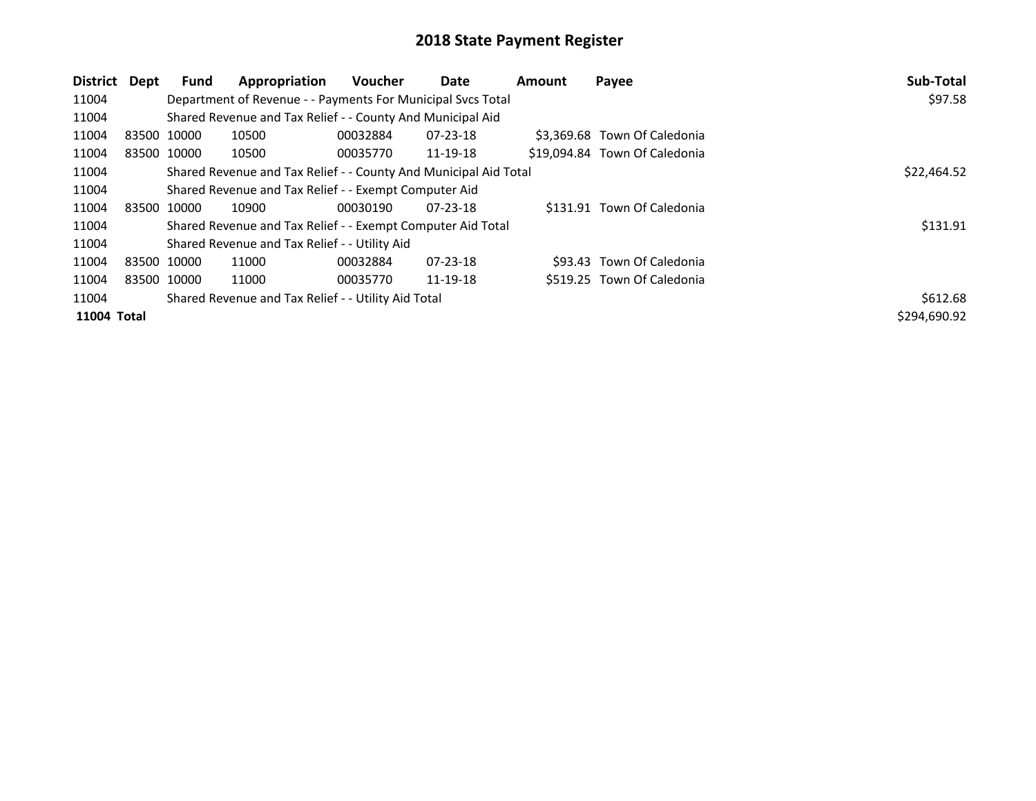# 2018 State Payment Register

| District | Dept | Fund | Appropriation | Voucher | Date | Amount | Payee | Sub-Total |
|---|---|---|---|---|---|---|---|---|
| 11004 | | Department of Revenue - - Payments For Municipal Svcs Total | | | | | | $97.58 |
| 11004 | | Shared Revenue and Tax Relief - - County And Municipal Aid | | | | | | |
| 11004 | 83500 | 10000 | 10500 | 00032884 | 07-23-18 | $3,369.68 | Town Of Caledonia | |
| 11004 | 83500 | 10000 | 10500 | 00035770 | 11-19-18 | $19,094.84 | Town Of Caledonia | |
| 11004 | | Shared Revenue and Tax Relief - - County And Municipal Aid Total | | | | | | $22,464.52 |
| 11004 | | Shared Revenue and Tax Relief - - Exempt Computer Aid | | | | | | |
| 11004 | 83500 | 10000 | 10900 | 00030190 | 07-23-18 | $131.91 | Town Of Caledonia | |
| 11004 | | Shared Revenue and Tax Relief - - Exempt Computer Aid Total | | | | | | $131.91 |
| 11004 | | Shared Revenue and Tax Relief - - Utility Aid | | | | | | |
| 11004 | 83500 | 10000 | 11000 | 00032884 | 07-23-18 | $93.43 | Town Of Caledonia | |
| 11004 | 83500 | 10000 | 11000 | 00035770 | 11-19-18 | $519.25 | Town Of Caledonia | |
| 11004 | | Shared Revenue and Tax Relief - - Utility Aid Total | | | | | | $612.68 |
| **11004 Total** | | | | | | | | $294,690.92 |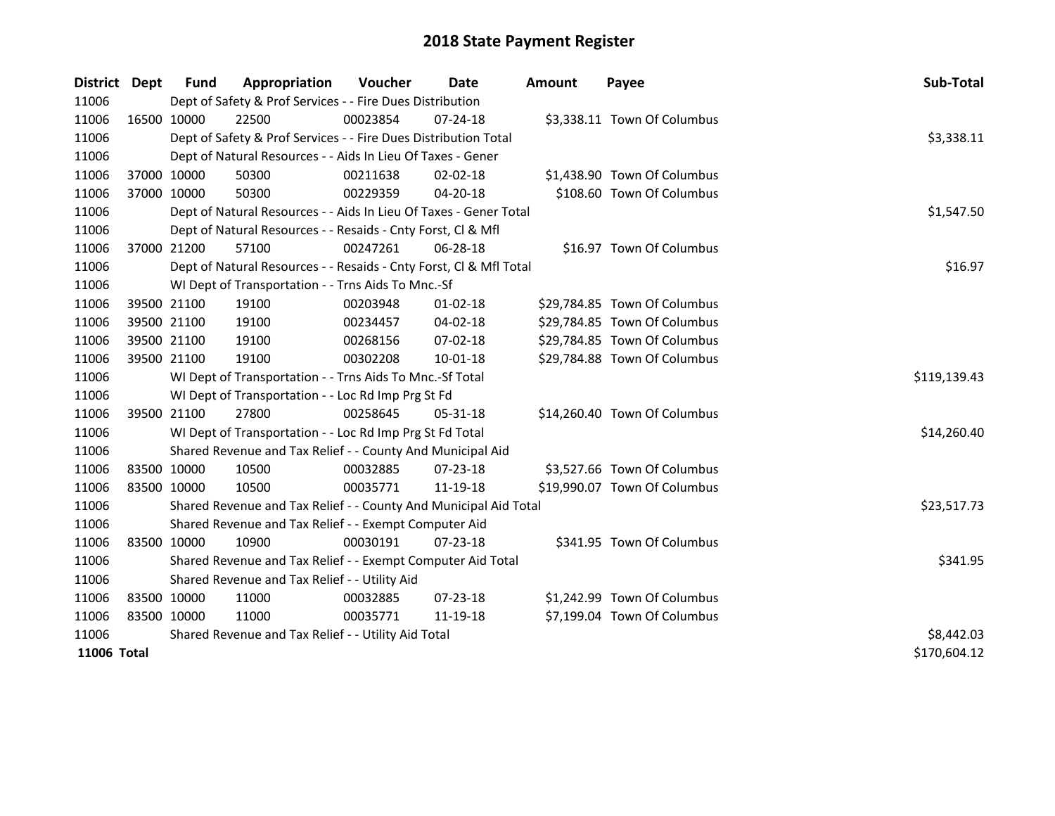# 2018 State Payment Register

| District | Dept | Fund | Appropriation | Voucher | Date | Amount | Payee | Sub-Total |
|---|---|---|---|---|---|---|---|---|
| 11006 | | Dept of Safety & Prof Services - - Fire Dues Distribution | | | | | | |
| 11006 | 16500 | 10000 | 22500 | 00023854 | 07-24-18 | $3,338.11 | Town Of Columbus | |
| 11006 | | Dept of Safety & Prof Services - - Fire Dues Distribution Total | | | | | | $3,338.11 |
| 11006 | | Dept of Natural Resources - - Aids In Lieu Of Taxes - Gener | | | | | | |
| 11006 | 37000 | 10000 | 50300 | 00211638 | 02-02-18 | $1,438.90 | Town Of Columbus | |
| 11006 | 37000 | 10000 | 50300 | 00229359 | 04-20-18 | $108.60 | Town Of Columbus | |
| 11006 | | Dept of Natural Resources - - Aids In Lieu Of Taxes - Gener Total | | | | | | $1,547.50 |
| 11006 | | Dept of Natural Resources - - Resaids - Cnty Forst, Cl & Mfl | | | | | | |
| 11006 | 37000 | 21200 | 57100 | 00247261 | 06-28-18 | $16.97 | Town Of Columbus | |
| 11006 | | Dept of Natural Resources - - Resaids - Cnty Forst, Cl & Mfl Total | | | | | | $16.97 |
| 11006 | | WI Dept of Transportation - - Trns Aids To Mnc.-Sf | | | | | | |
| 11006 | 39500 | 21100 | 19100 | 00203948 | 01-02-18 | $29,784.85 | Town Of Columbus | |
| 11006 | 39500 | 21100 | 19100 | 00234457 | 04-02-18 | $29,784.85 | Town Of Columbus | |
| 11006 | 39500 | 21100 | 19100 | 00268156 | 07-02-18 | $29,784.85 | Town Of Columbus | |
| 11006 | 39500 | 21100 | 19100 | 00302208 | 10-01-18 | $29,784.88 | Town Of Columbus | |
| 11006 | | WI Dept of Transportation - - Trns Aids To Mnc.-Sf Total | | | | | | $119,139.43 |
| 11006 | | WI Dept of Transportation - - Loc Rd Imp Prg St Fd | | | | | | |
| 11006 | 39500 | 21100 | 27800 | 00258645 | 05-31-18 | $14,260.40 | Town Of Columbus | |
| 11006 | | WI Dept of Transportation - - Loc Rd Imp Prg St Fd Total | | | | | | $14,260.40 |
| 11006 | | Shared Revenue and Tax Relief - - County And Municipal Aid | | | | | | |
| 11006 | 83500 | 10000 | 10500 | 00032885 | 07-23-18 | $3,527.66 | Town Of Columbus | |
| 11006 | 83500 | 10000 | 10500 | 00035771 | 11-19-18 | $19,990.07 | Town Of Columbus | |
| 11006 | | Shared Revenue and Tax Relief - - County And Municipal Aid Total | | | | | | $23,517.73 |
| 11006 | | Shared Revenue and Tax Relief - - Exempt Computer Aid | | | | | | |
| 11006 | 83500 | 10000 | 10900 | 00030191 | 07-23-18 | $341.95 | Town Of Columbus | |
| 11006 | | Shared Revenue and Tax Relief - - Exempt Computer Aid Total | | | | | | $341.95 |
| 11006 | | Shared Revenue and Tax Relief - - Utility Aid | | | | | | |
| 11006 | 83500 | 10000 | 11000 | 00032885 | 07-23-18 | $1,242.99 | Town Of Columbus | |
| 11006 | 83500 | 10000 | 11000 | 00035771 | 11-19-18 | $7,199.04 | Town Of Columbus | |
| 11006 | | Shared Revenue and Tax Relief - - Utility Aid Total | | | | | | $8,442.03 |
| **11006 Total** | | | | | | | | $170,604.12 |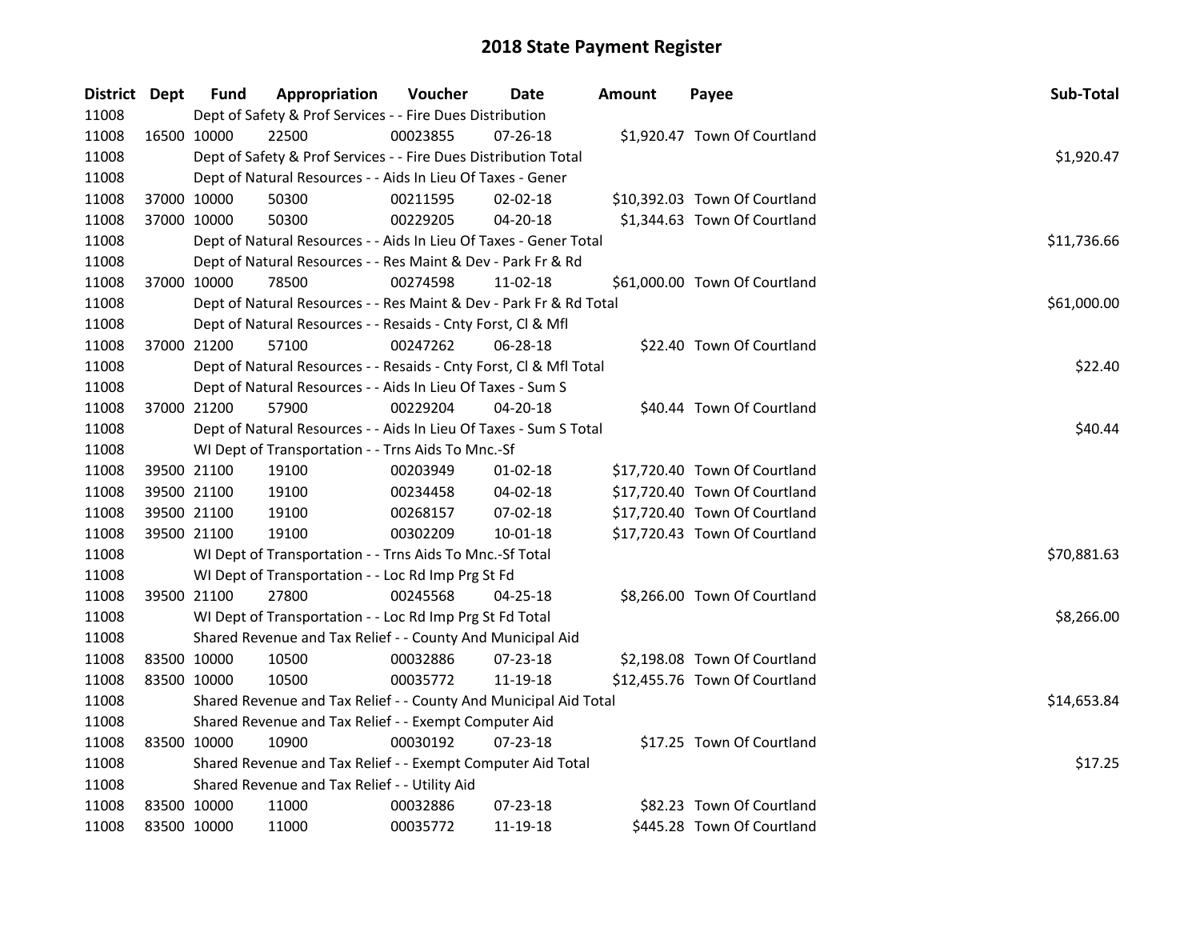# 2018 State Payment Register

| District | Dept | Fund | Appropriation | Voucher | Date | Amount | Payee | Sub-Total |
|---|---|---|---|---|---|---|---|---|
| 11008 | | Dept of Safety & Prof Services - - Fire Dues Distribution | | | | | | |
| 11008 | 16500 | 10000 | 22500 | 00023855 | 07-26-18 | $1,920.47 | Town Of Courtland | |
| 11008 | | Dept of Safety & Prof Services - - Fire Dues Distribution Total | | | | | | $1,920.47 |
| 11008 | | Dept of Natural Resources - - Aids In Lieu Of Taxes - Gener | | | | | | |
| 11008 | 37000 | 10000 | 50300 | 00211595 | 02-02-18 | $10,392.03 | Town Of Courtland | |
| 11008 | 37000 | 10000 | 50300 | 00229205 | 04-20-18 | $1,344.63 | Town Of Courtland | |
| 11008 | | Dept of Natural Resources - - Aids In Lieu Of Taxes - Gener Total | | | | | | $11,736.66 |
| 11008 | | Dept of Natural Resources - - Res Maint & Dev - Park Fr & Rd | | | | | | |
| 11008 | 37000 | 10000 | 78500 | 00274598 | 11-02-18 | $61,000.00 | Town Of Courtland | |
| 11008 | | Dept of Natural Resources - - Res Maint & Dev - Park Fr & Rd Total | | | | | | $61,000.00 |
| 11008 | | Dept of Natural Resources - - Resaids - Cnty Forst, Cl & Mfl | | | | | | |
| 11008 | 37000 | 21200 | 57100 | 00247262 | 06-28-18 | $22.40 | Town Of Courtland | |
| 11008 | | Dept of Natural Resources - - Resaids - Cnty Forst, Cl & Mfl Total | | | | | | $22.40 |
| 11008 | | Dept of Natural Resources - - Aids In Lieu Of Taxes - Sum S | | | | | | |
| 11008 | 37000 | 21200 | 57900 | 00229204 | 04-20-18 | $40.44 | Town Of Courtland | |
| 11008 | | Dept of Natural Resources - - Aids In Lieu Of Taxes - Sum S Total | | | | | | $40.44 |
| 11008 | | WI Dept of Transportation - - Trns Aids To Mnc.-Sf | | | | | | |
| 11008 | 39500 | 21100 | 19100 | 00203949 | 01-02-18 | $17,720.40 | Town Of Courtland | |
| 11008 | 39500 | 21100 | 19100 | 00234458 | 04-02-18 | $17,720.40 | Town Of Courtland | |
| 11008 | 39500 | 21100 | 19100 | 00268157 | 07-02-18 | $17,720.40 | Town Of Courtland | |
| 11008 | 39500 | 21100 | 19100 | 00302209 | 10-01-18 | $17,720.43 | Town Of Courtland | |
| 11008 | | WI Dept of Transportation - - Trns Aids To Mnc.-Sf Total | | | | | | $70,881.63 |
| 11008 | | WI Dept of Transportation - - Loc Rd Imp Prg St Fd | | | | | | |
| 11008 | 39500 | 21100 | 27800 | 00245568 | 04-25-18 | $8,266.00 | Town Of Courtland | |
| 11008 | | WI Dept of Transportation - - Loc Rd Imp Prg St Fd Total | | | | | | $8,266.00 |
| 11008 | | Shared Revenue and Tax Relief - - County And Municipal Aid | | | | | | |
| 11008 | 83500 | 10000 | 10500 | 00032886 | 07-23-18 | $2,198.08 | Town Of Courtland | |
| 11008 | 83500 | 10000 | 10500 | 00035772 | 11-19-18 | $12,455.76 | Town Of Courtland | |
| 11008 | | Shared Revenue and Tax Relief - - County And Municipal Aid Total | | | | | | $14,653.84 |
| 11008 | | Shared Revenue and Tax Relief - - Exempt Computer Aid | | | | | | |
| 11008 | 83500 | 10000 | 10900 | 00030192 | 07-23-18 | $17.25 | Town Of Courtland | |
| 11008 | | Shared Revenue and Tax Relief - - Exempt Computer Aid Total | | | | | | $17.25 |
| 11008 | | Shared Revenue and Tax Relief - - Utility Aid | | | | | | |
| 11008 | 83500 | 10000 | 11000 | 00032886 | 07-23-18 | $82.23 | Town Of Courtland | |
| 11008 | 83500 | 10000 | 11000 | 00035772 | 11-19-18 | $445.28 | Town Of Courtland | |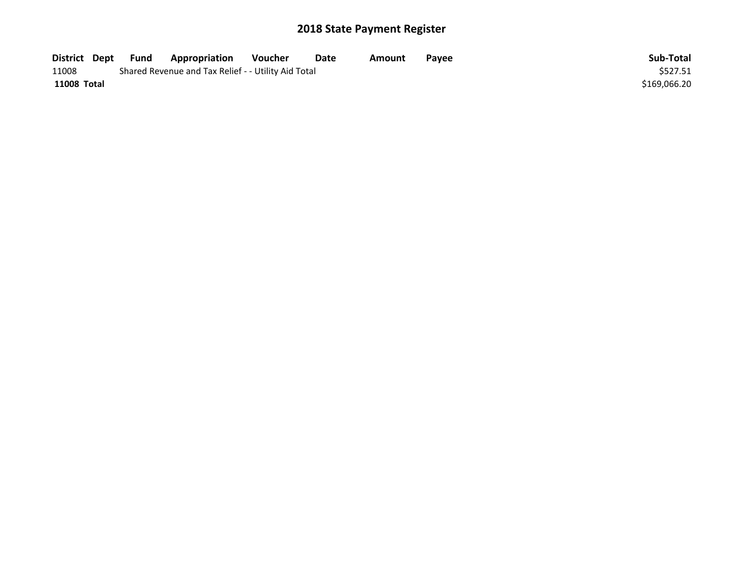# 2018 State Payment Register

| District | Dept | Fund | Appropriation | Voucher | Date | Amount | Payee | Sub-Total |
|---|---|---|---|---|---|---|---|---|
| 11008 | | Shared Revenue and Tax Relief - - Utility Aid Total | | | | | | $527.51 |
| **11008 Total** | | | | | | | | $169,066.20 |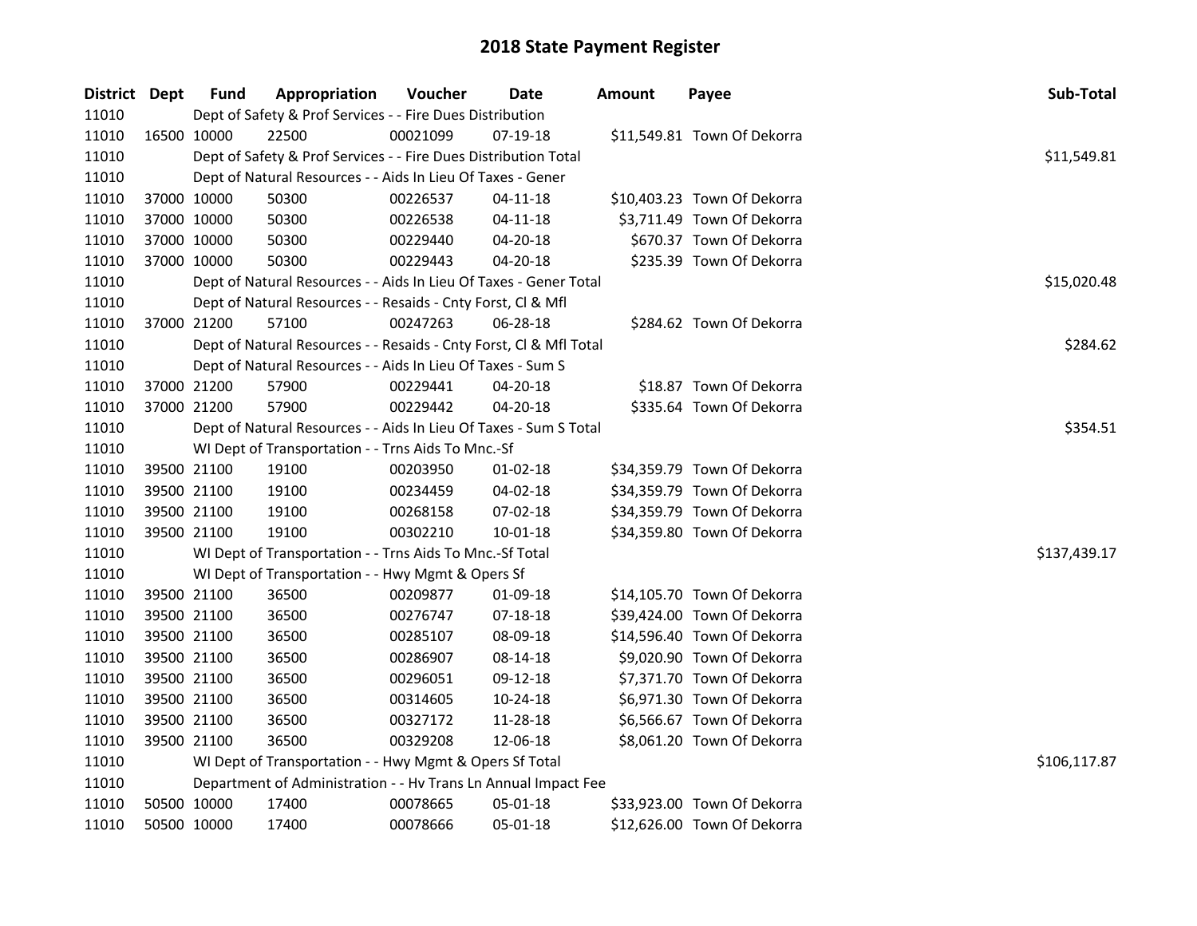# 2018 State Payment Register

| District | Dept | Fund | Appropriation | Voucher | Date | Amount | Payee | Sub-Total |
|---|---|---|---|---|---|---|---|---|
| 11010 | | Dept of Safety & Prof Services - - Fire Dues Distribution | | | | | | |
| 11010 | 16500 | 10000 | 22500 | 00021099 | 07-19-18 | $11,549.81 | Town Of Dekorra | |
| 11010 | | Dept of Safety & Prof Services - - Fire Dues Distribution Total | | | | | | $11,549.81 |
| 11010 | | Dept of Natural Resources - - Aids In Lieu Of Taxes - Gener | | | | | | |
| 11010 | 37000 | 10000 | 50300 | 00226537 | 04-11-18 | $10,403.23 | Town Of Dekorra | |
| 11010 | 37000 | 10000 | 50300 | 00226538 | 04-11-18 | $3,711.49 | Town Of Dekorra | |
| 11010 | 37000 | 10000 | 50300 | 00229440 | 04-20-18 | $670.37 | Town Of Dekorra | |
| 11010 | 37000 | 10000 | 50300 | 00229443 | 04-20-18 | $235.39 | Town Of Dekorra | |
| 11010 | | Dept of Natural Resources - - Aids In Lieu Of Taxes - Gener Total | | | | | | $15,020.48 |
| 11010 | | Dept of Natural Resources - - Resaids - Cnty Forst, Cl & Mfl | | | | | | |
| 11010 | 37000 | 21200 | 57100 | 00247263 | 06-28-18 | $284.62 | Town Of Dekorra | |
| 11010 | | Dept of Natural Resources - - Resaids - Cnty Forst, Cl & Mfl Total | | | | | | $284.62 |
| 11010 | | Dept of Natural Resources - - Aids In Lieu Of Taxes - Sum S | | | | | | |
| 11010 | 37000 | 21200 | 57900 | 00229441 | 04-20-18 | $18.87 | Town Of Dekorra | |
| 11010 | 37000 | 21200 | 57900 | 00229442 | 04-20-18 | $335.64 | Town Of Dekorra | |
| 11010 | | Dept of Natural Resources - - Aids In Lieu Of Taxes - Sum S Total | | | | | | $354.51 |
| 11010 | | WI Dept of Transportation - - Trns Aids To Mnc.-Sf | | | | | | |
| 11010 | 39500 | 21100 | 19100 | 00203950 | 01-02-18 | $34,359.79 | Town Of Dekorra | |
| 11010 | 39500 | 21100 | 19100 | 00234459 | 04-02-18 | $34,359.79 | Town Of Dekorra | |
| 11010 | 39500 | 21100 | 19100 | 00268158 | 07-02-18 | $34,359.79 | Town Of Dekorra | |
| 11010 | 39500 | 21100 | 19100 | 00302210 | 10-01-18 | $34,359.80 | Town Of Dekorra | |
| 11010 | | WI Dept of Transportation - - Trns Aids To Mnc.-Sf Total | | | | | | $137,439.17 |
| 11010 | | WI Dept of Transportation - - Hwy Mgmt & Opers Sf | | | | | | |
| 11010 | 39500 | 21100 | 36500 | 00209877 | 01-09-18 | $14,105.70 | Town Of Dekorra | |
| 11010 | 39500 | 21100 | 36500 | 00276747 | 07-18-18 | $39,424.00 | Town Of Dekorra | |
| 11010 | 39500 | 21100 | 36500 | 00285107 | 08-09-18 | $14,596.40 | Town Of Dekorra | |
| 11010 | 39500 | 21100 | 36500 | 00286907 | 08-14-18 | $9,020.90 | Town Of Dekorra | |
| 11010 | 39500 | 21100 | 36500 | 00296051 | 09-12-18 | $7,371.70 | Town Of Dekorra | |
| 11010 | 39500 | 21100 | 36500 | 00314605 | 10-24-18 | $6,971.30 | Town Of Dekorra | |
| 11010 | 39500 | 21100 | 36500 | 00327172 | 11-28-18 | $6,566.67 | Town Of Dekorra | |
| 11010 | 39500 | 21100 | 36500 | 00329208 | 12-06-18 | $8,061.20 | Town Of Dekorra | |
| 11010 | | WI Dept of Transportation - - Hwy Mgmt & Opers Sf Total | | | | | | $106,117.87 |
| 11010 | | Department of Administration - - Hv Trans Ln Annual Impact Fee | | | | | | |
| 11010 | 50500 | 10000 | 17400 | 00078665 | 05-01-18 | $33,923.00 | Town Of Dekorra | |
| 11010 | 50500 | 10000 | 17400 | 00078666 | 05-01-18 | $12,626.00 | Town Of Dekorra | |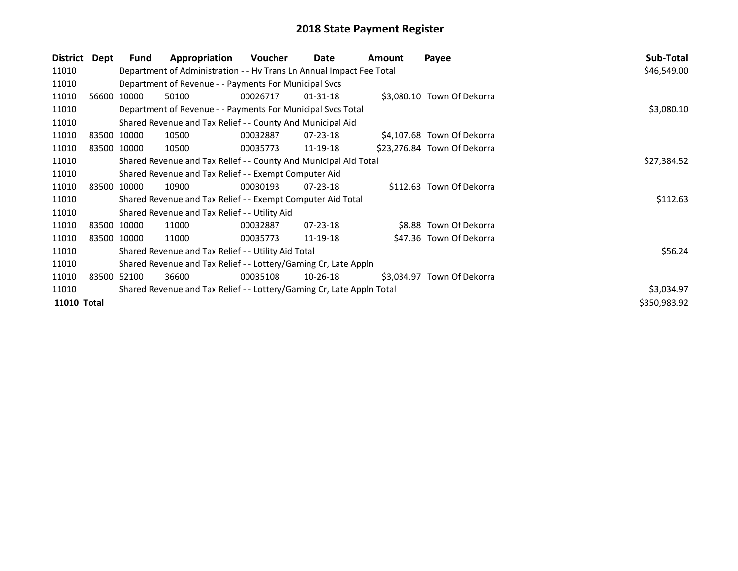# 2018 State Payment Register

| District | Dept | Fund | Appropriation | Voucher | Date | Amount | Payee | Sub-Total |
|---|---|---|---|---|---|---|---|---|
| 11010 | | Department of Administration - - Hv Trans Ln Annual Impact Fee Total | | | | | | $46,549.00 |
| 11010 | | Department of Revenue - - Payments For Municipal Svcs | | | | | | |
| 11010 | 56600 | 10000 | 50100 | 00026717 | 01-31-18 | $3,080.10 | Town Of Dekorra | |
| 11010 | | Department of Revenue - - Payments For Municipal Svcs Total | | | | | | $3,080.10 |
| 11010 | | Shared Revenue and Tax Relief - - County And Municipal Aid | | | | | | |
| 11010 | 83500 | 10000 | 10500 | 00032887 | 07-23-18 | $4,107.68 | Town Of Dekorra | |
| 11010 | 83500 | 10000 | 10500 | 00035773 | 11-19-18 | $23,276.84 | Town Of Dekorra | |
| 11010 | | Shared Revenue and Tax Relief - - County And Municipal Aid Total | | | | | | $27,384.52 |
| 11010 | | Shared Revenue and Tax Relief - - Exempt Computer Aid | | | | | | |
| 11010 | 83500 | 10000 | 10900 | 00030193 | 07-23-18 | $112.63 | Town Of Dekorra | |
| 11010 | | Shared Revenue and Tax Relief - - Exempt Computer Aid Total | | | | | | $112.63 |
| 11010 | | Shared Revenue and Tax Relief - - Utility Aid | | | | | | |
| 11010 | 83500 | 10000 | 11000 | 00032887 | 07-23-18 | $8.88 | Town Of Dekorra | |
| 11010 | 83500 | 10000 | 11000 | 00035773 | 11-19-18 | $47.36 | Town Of Dekorra | |
| 11010 | | Shared Revenue and Tax Relief - - Utility Aid Total | | | | | | $56.24 |
| 11010 | | Shared Revenue and Tax Relief - - Lottery/Gaming Cr, Late Appln | | | | | | |
| 11010 | 83500 | 52100 | 36600 | 00035108 | 10-26-18 | $3,034.97 | Town Of Dekorra | |
| 11010 | | Shared Revenue and Tax Relief - - Lottery/Gaming Cr, Late Appln Total | | | | | | $3,034.97 |
| **11010** | **Total** | | | | | | | $350,983.92 |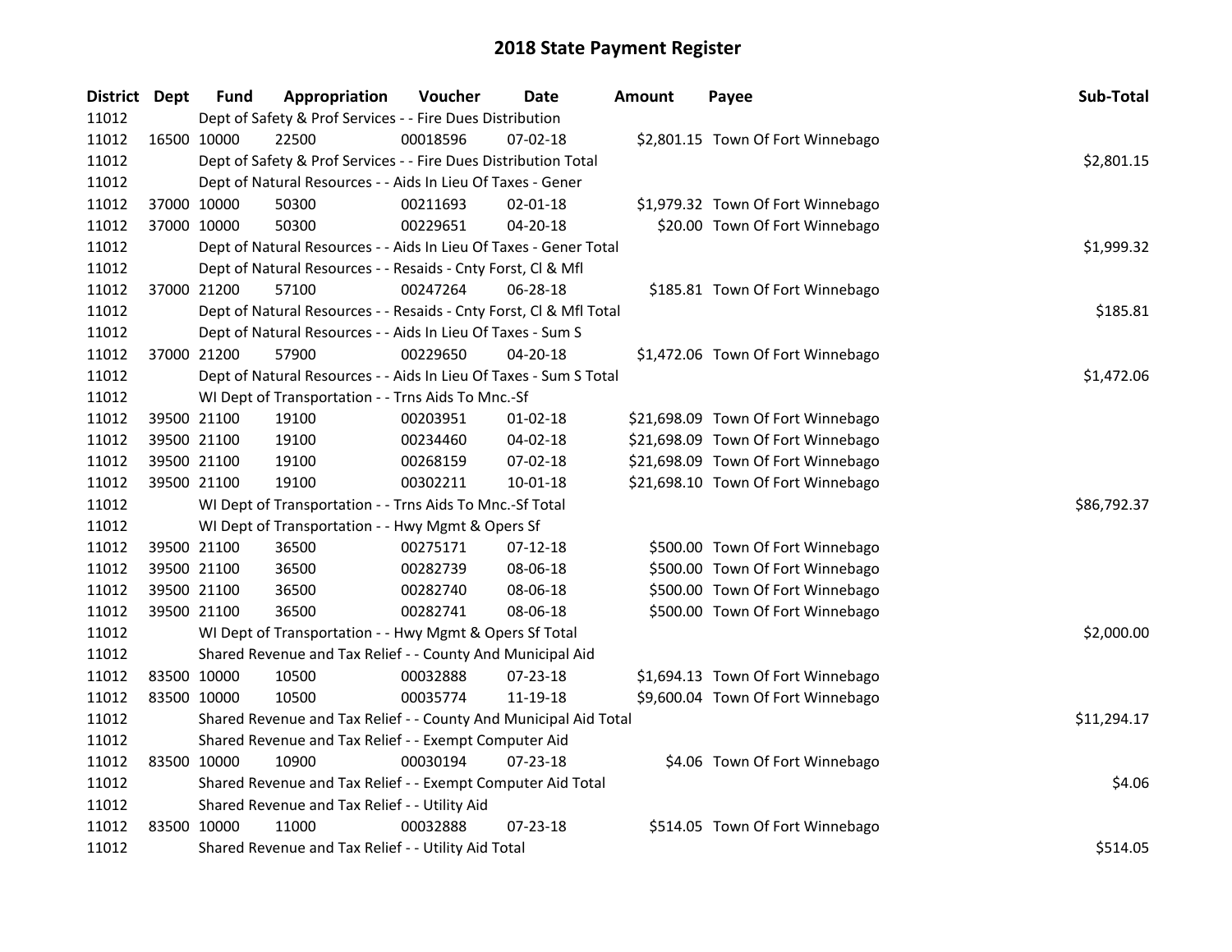# 2018 State Payment Register

| District | Dept | Fund | Appropriation | Voucher | Date | Amount | Payee | Sub-Total |
|---|---|---|---|---|---|---|---|---|
| 11012 | | Dept of Safety & Prof Services - - Fire Dues Distribution | | | | | | |
| 11012 | 16500 | 10000 | 22500 | 00018596 | 07-02-18 | $2,801.15 | Town Of Fort Winnebago | |
| 11012 | | Dept of Safety & Prof Services - - Fire Dues Distribution Total | | | | | | $2,801.15 |
| 11012 | | Dept of Natural Resources - - Aids In Lieu Of Taxes - Gener | | | | | | |
| 11012 | 37000 | 10000 | 50300 | 00211693 | 02-01-18 | $1,979.32 | Town Of Fort Winnebago | |
| 11012 | 37000 | 10000 | 50300 | 00229651 | 04-20-18 | $20.00 | Town Of Fort Winnebago | |
| 11012 | | Dept of Natural Resources - - Aids In Lieu Of Taxes - Gener Total | | | | | | $1,999.32 |
| 11012 | | Dept of Natural Resources - - Resaids - Cnty Forst, Cl & Mfl | | | | | | |
| 11012 | 37000 | 21200 | 57100 | 00247264 | 06-28-18 | $185.81 | Town Of Fort Winnebago | |
| 11012 | | Dept of Natural Resources - - Resaids - Cnty Forst, Cl & Mfl Total | | | | | | $185.81 |
| 11012 | | Dept of Natural Resources - - Aids In Lieu Of Taxes - Sum S | | | | | | |
| 11012 | 37000 | 21200 | 57900 | 00229650 | 04-20-18 | $1,472.06 | Town Of Fort Winnebago | |
| 11012 | | Dept of Natural Resources - - Aids In Lieu Of Taxes - Sum S Total | | | | | | $1,472.06 |
| 11012 | | WI Dept of Transportation - - Trns Aids To Mnc.-Sf | | | | | | |
| 11012 | 39500 | 21100 | 19100 | 00203951 | 01-02-18 | $21,698.09 | Town Of Fort Winnebago | |
| 11012 | 39500 | 21100 | 19100 | 00234460 | 04-02-18 | $21,698.09 | Town Of Fort Winnebago | |
| 11012 | 39500 | 21100 | 19100 | 00268159 | 07-02-18 | $21,698.09 | Town Of Fort Winnebago | |
| 11012 | 39500 | 21100 | 19100 | 00302211 | 10-01-18 | $21,698.10 | Town Of Fort Winnebago | |
| 11012 | | WI Dept of Transportation - - Trns Aids To Mnc.-Sf Total | | | | | | $86,792.37 |
| 11012 | | WI Dept of Transportation - - Hwy Mgmt & Opers Sf | | | | | | |
| 11012 | 39500 | 21100 | 36500 | 00275171 | 07-12-18 | $500.00 | Town Of Fort Winnebago | |
| 11012 | 39500 | 21100 | 36500 | 00282739 | 08-06-18 | $500.00 | Town Of Fort Winnebago | |
| 11012 | 39500 | 21100 | 36500 | 00282740 | 08-06-18 | $500.00 | Town Of Fort Winnebago | |
| 11012 | 39500 | 21100 | 36500 | 00282741 | 08-06-18 | $500.00 | Town Of Fort Winnebago | |
| 11012 | | WI Dept of Transportation - - Hwy Mgmt & Opers Sf Total | | | | | | $2,000.00 |
| 11012 | | Shared Revenue and Tax Relief - - County And Municipal Aid | | | | | | |
| 11012 | 83500 | 10000 | 10500 | 00032888 | 07-23-18 | $1,694.13 | Town Of Fort Winnebago | |
| 11012 | 83500 | 10000 | 10500 | 00035774 | 11-19-18 | $9,600.04 | Town Of Fort Winnebago | |
| 11012 | | Shared Revenue and Tax Relief - - County And Municipal Aid Total | | | | | | $11,294.17 |
| 11012 | | Shared Revenue and Tax Relief - - Exempt Computer Aid | | | | | | |
| 11012 | 83500 | 10000 | 10900 | 00030194 | 07-23-18 | $4.06 | Town Of Fort Winnebago | |
| 11012 | | Shared Revenue and Tax Relief - - Exempt Computer Aid Total | | | | | | $4.06 |
| 11012 | | Shared Revenue and Tax Relief - - Utility Aid | | | | | | |
| 11012 | 83500 | 10000 | 11000 | 00032888 | 07-23-18 | $514.05 | Town Of Fort Winnebago | |
| 11012 | | Shared Revenue and Tax Relief - - Utility Aid Total | | | | | | $514.05 |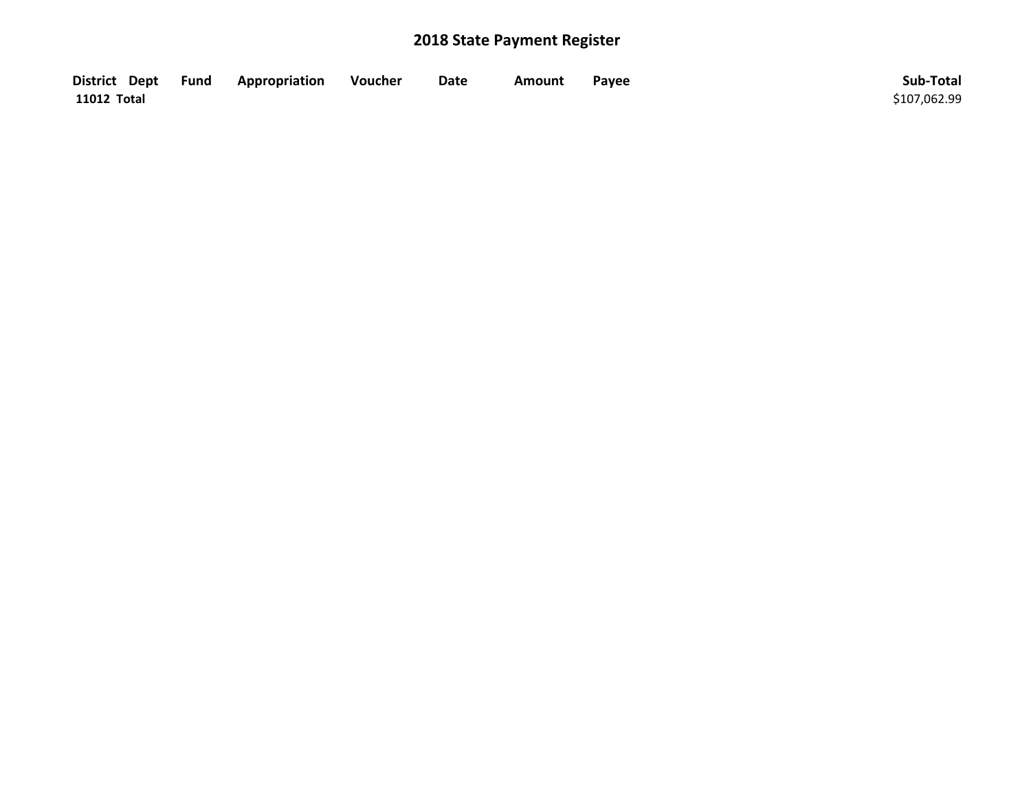# 2018 State Payment Register

| District | Dept | Fund | Appropriation | Voucher | Date | Amount | Payee | Sub-Total |
|---|---|---|---|---|---|---|---|---|
| **11012 Total** | | | | | | | | $107,062.99 |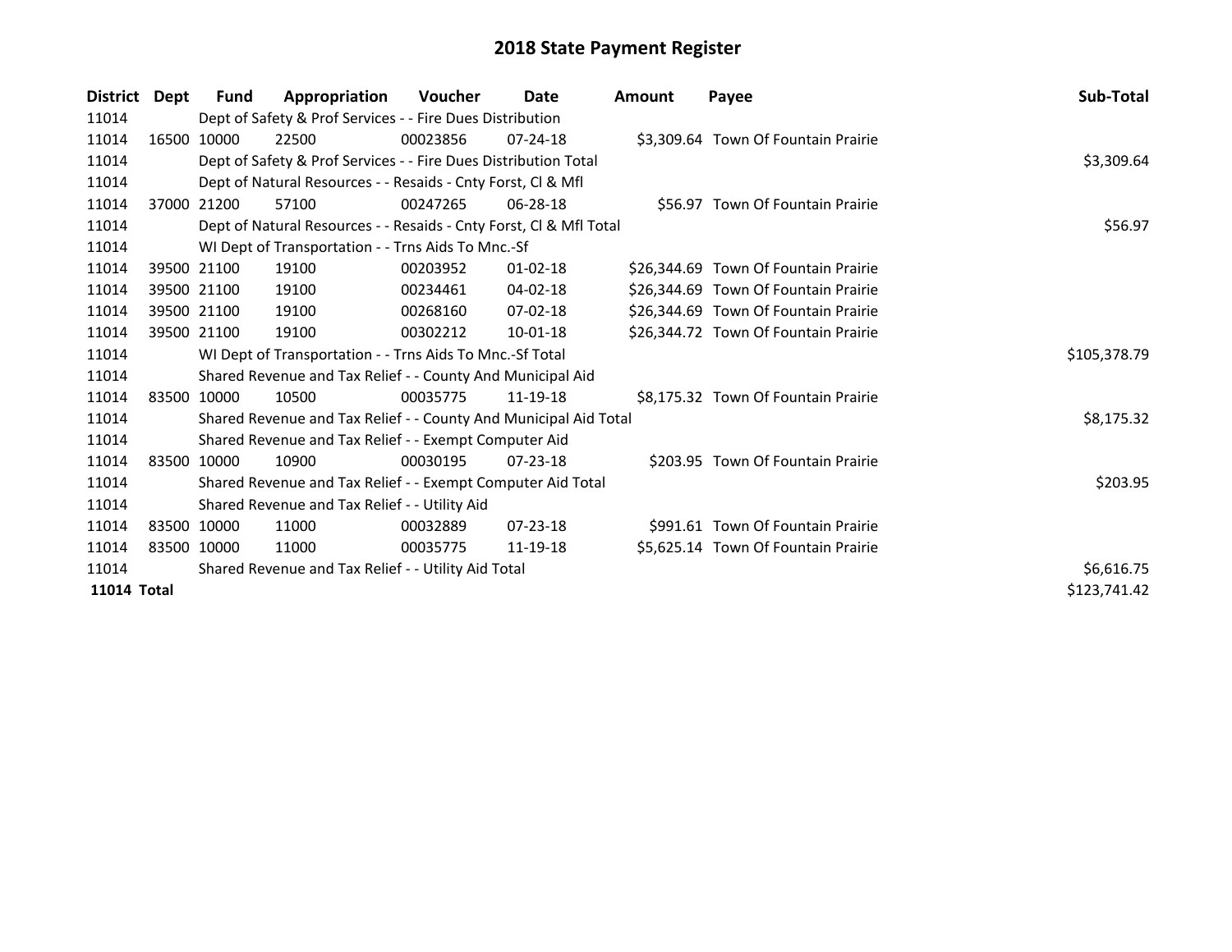# 2018 State Payment Register

| District | Dept | Fund | Appropriation | Voucher | Date | Amount | Payee | Sub-Total |
|---|---|---|---|---|---|---|---|---|
| 11014 | | Dept of Safety & Prof Services - - Fire Dues Distribution | | | | | | |
| 11014 | 16500 | 10000 | 22500 | 00023856 | 07-24-18 | $3,309.64 | Town Of Fountain Prairie | |
| 11014 | | Dept of Safety & Prof Services - - Fire Dues Distribution Total | | | | | | $3,309.64 |
| 11014 | | Dept of Natural Resources - - Resaids - Cnty Forst, Cl & Mfl | | | | | | |
| 11014 | 37000 | 21200 | 57100 | 00247265 | 06-28-18 | $56.97 | Town Of Fountain Prairie | |
| 11014 | | Dept of Natural Resources - - Resaids - Cnty Forst, Cl & Mfl Total | | | | | | $56.97 |
| 11014 | | WI Dept of Transportation - - Trns Aids To Mnc.-Sf | | | | | | |
| 11014 | 39500 | 21100 | 19100 | 00203952 | 01-02-18 | $26,344.69 | Town Of Fountain Prairie | |
| 11014 | 39500 | 21100 | 19100 | 00234461 | 04-02-18 | $26,344.69 | Town Of Fountain Prairie | |
| 11014 | 39500 | 21100 | 19100 | 00268160 | 07-02-18 | $26,344.69 | Town Of Fountain Prairie | |
| 11014 | 39500 | 21100 | 19100 | 00302212 | 10-01-18 | $26,344.72 | Town Of Fountain Prairie | |
| 11014 | | WI Dept of Transportation - - Trns Aids To Mnc.-Sf Total | | | | | | $105,378.79 |
| 11014 | | Shared Revenue and Tax Relief - - County And Municipal Aid | | | | | | |
| 11014 | 83500 | 10000 | 10500 | 00035775 | 11-19-18 | $8,175.32 | Town Of Fountain Prairie | |
| 11014 | | Shared Revenue and Tax Relief - - County And Municipal Aid Total | | | | | | $8,175.32 |
| 11014 | | Shared Revenue and Tax Relief - - Exempt Computer Aid | | | | | | |
| 11014 | 83500 | 10000 | 10900 | 00030195 | 07-23-18 | $203.95 | Town Of Fountain Prairie | |
| 11014 | | Shared Revenue and Tax Relief - - Exempt Computer Aid Total | | | | | | $203.95 |
| 11014 | | Shared Revenue and Tax Relief - - Utility Aid | | | | | | |
| 11014 | 83500 | 10000 | 11000 | 00032889 | 07-23-18 | $991.61 | Town Of Fountain Prairie | |
| 11014 | 83500 | 10000 | 11000 | 00035775 | 11-19-18 | $5,625.14 | Town Of Fountain Prairie | |
| 11014 | | Shared Revenue and Tax Relief - - Utility Aid Total | | | | | | $6,616.75 |
| **11014 Total** | | | | | | | | $123,741.42 |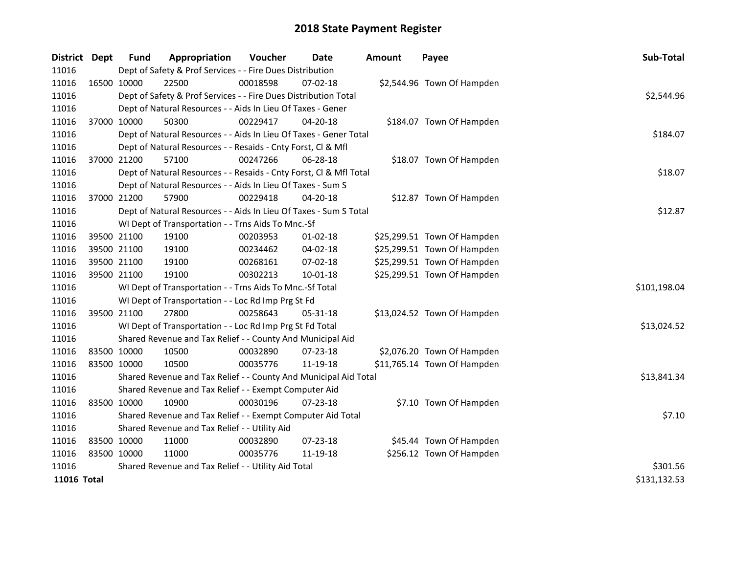# 2018 State Payment Register

| District | Dept | Fund | Appropriation | Voucher | Date | Amount | Payee | Sub-Total |
|---|---|---|---|---|---|---|---|---|
| 11016 | | Dept of Safety & Prof Services - - Fire Dues Distribution | | | | | | |
| 11016 | 16500 | 10000 | 22500 | 00018598 | 07-02-18 | $2,544.96 | Town Of Hampden | |
| 11016 | | Dept of Safety & Prof Services - - Fire Dues Distribution Total | | | | | | $2,544.96 |
| 11016 | | Dept of Natural Resources - - Aids In Lieu Of Taxes - Gener | | | | | | |
| 11016 | 37000 | 10000 | 50300 | 00229417 | 04-20-18 | $184.07 | Town Of Hampden | |
| 11016 | | Dept of Natural Resources - - Aids In Lieu Of Taxes - Gener Total | | | | | | $184.07 |
| 11016 | | Dept of Natural Resources - - Resaids - Cnty Forst, Cl & Mfl | | | | | | |
| 11016 | 37000 | 21200 | 57100 | 00247266 | 06-28-18 | $18.07 | Town Of Hampden | |
| 11016 | | Dept of Natural Resources - - Resaids - Cnty Forst, Cl & Mfl Total | | | | | | $18.07 |
| 11016 | | Dept of Natural Resources - - Aids In Lieu Of Taxes - Sum S | | | | | | |
| 11016 | 37000 | 21200 | 57900 | 00229418 | 04-20-18 | $12.87 | Town Of Hampden | |
| 11016 | | Dept of Natural Resources - - Aids In Lieu Of Taxes - Sum S Total | | | | | | $12.87 |
| 11016 | | WI Dept of Transportation - - Trns Aids To Mnc.-Sf | | | | | | |
| 11016 | 39500 | 21100 | 19100 | 00203953 | 01-02-18 | $25,299.51 | Town Of Hampden | |
| 11016 | 39500 | 21100 | 19100 | 00234462 | 04-02-18 | $25,299.51 | Town Of Hampden | |
| 11016 | 39500 | 21100 | 19100 | 00268161 | 07-02-18 | $25,299.51 | Town Of Hampden | |
| 11016 | 39500 | 21100 | 19100 | 00302213 | 10-01-18 | $25,299.51 | Town Of Hampden | |
| 11016 | | WI Dept of Transportation - - Trns Aids To Mnc.-Sf Total | | | | | | $101,198.04 |
| 11016 | | WI Dept of Transportation - - Loc Rd Imp Prg St Fd | | | | | | |
| 11016 | 39500 | 21100 | 27800 | 00258643 | 05-31-18 | $13,024.52 | Town Of Hampden | |
| 11016 | | WI Dept of Transportation - - Loc Rd Imp Prg St Fd Total | | | | | | $13,024.52 |
| 11016 | | Shared Revenue and Tax Relief - - County And Municipal Aid | | | | | | |
| 11016 | 83500 | 10000 | 10500 | 00032890 | 07-23-18 | $2,076.20 | Town Of Hampden | |
| 11016 | 83500 | 10000 | 10500 | 00035776 | 11-19-18 | $11,765.14 | Town Of Hampden | |
| 11016 | | Shared Revenue and Tax Relief - - County And Municipal Aid Total | | | | | | $13,841.34 |
| 11016 | | Shared Revenue and Tax Relief - - Exempt Computer Aid | | | | | | |
| 11016 | 83500 | 10000 | 10900 | 00030196 | 07-23-18 | $7.10 | Town Of Hampden | |
| 11016 | | Shared Revenue and Tax Relief - - Exempt Computer Aid Total | | | | | | $7.10 |
| 11016 | | Shared Revenue and Tax Relief - - Utility Aid | | | | | | |
| 11016 | 83500 | 10000 | 11000 | 00032890 | 07-23-18 | $45.44 | Town Of Hampden | |
| 11016 | 83500 | 10000 | 11000 | 00035776 | 11-19-18 | $256.12 | Town Of Hampden | |
| 11016 | | Shared Revenue and Tax Relief - - Utility Aid Total | | | | | | $301.56 |
| **11016 Total** | | | | | | | | $131,132.53 |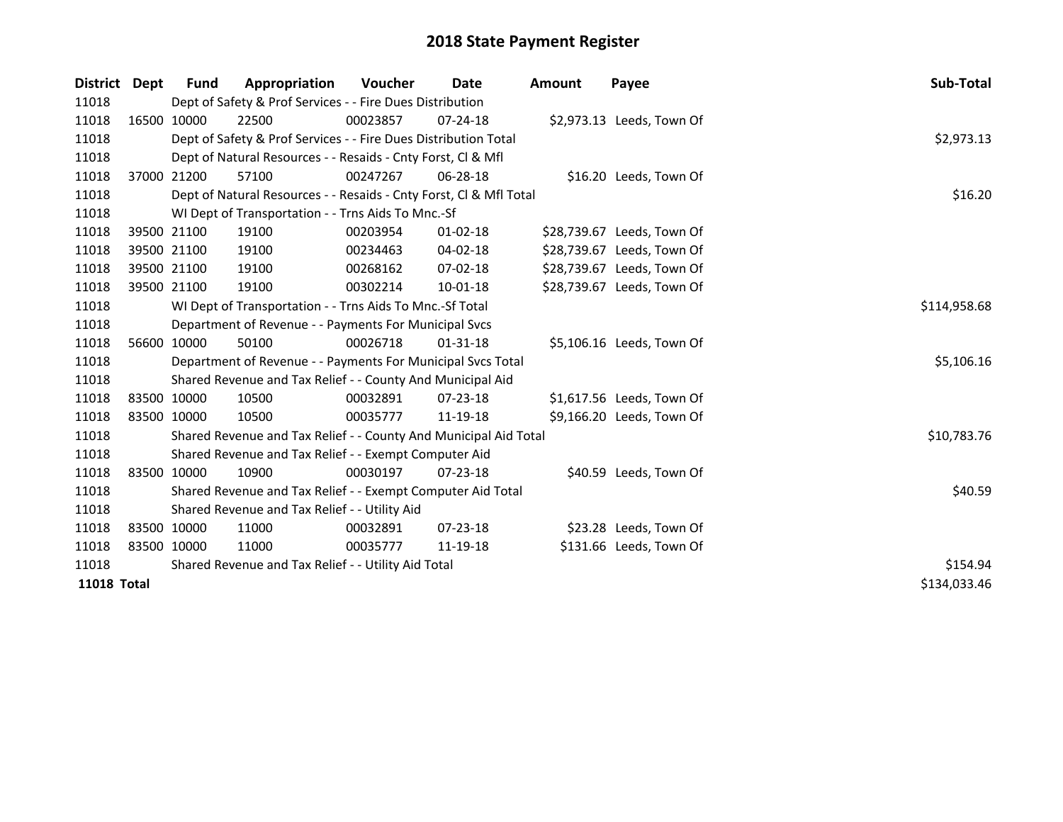# 2018 State Payment Register

| District | Dept | Fund | Appropriation | Voucher | Date | Amount | Payee | Sub-Total |
|---|---|---|---|---|---|---|---|---|
| 11018 | | Dept of Safety & Prof Services - - Fire Dues Distribution | | | | | | |
| 11018 | 16500 | 10000 | 22500 | 00023857 | 07-24-18 | $2,973.13 | Leeds, Town Of | |
| 11018 | | Dept of Safety & Prof Services - - Fire Dues Distribution Total | | | | | | $2,973.13 |
| 11018 | | Dept of Natural Resources - - Resaids - Cnty Forst, Cl & Mfl | | | | | | |
| 11018 | 37000 | 21200 | 57100 | 00247267 | 06-28-18 | $16.20 | Leeds, Town Of | |
| 11018 | | Dept of Natural Resources - - Resaids - Cnty Forst, Cl & Mfl Total | | | | | | $16.20 |
| 11018 | | WI Dept of Transportation - - Trns Aids To Mnc.-Sf | | | | | | |
| 11018 | 39500 | 21100 | 19100 | 00203954 | 01-02-18 | $28,739.67 | Leeds, Town Of | |
| 11018 | 39500 | 21100 | 19100 | 00234463 | 04-02-18 | $28,739.67 | Leeds, Town Of | |
| 11018 | 39500 | 21100 | 19100 | 00268162 | 07-02-18 | $28,739.67 | Leeds, Town Of | |
| 11018 | 39500 | 21100 | 19100 | 00302214 | 10-01-18 | $28,739.67 | Leeds, Town Of | |
| 11018 | | WI Dept of Transportation - - Trns Aids To Mnc.-Sf Total | | | | | | $114,958.68 |
| 11018 | | Department of Revenue - - Payments For Municipal Svcs | | | | | | |
| 11018 | 56600 | 10000 | 50100 | 00026718 | 01-31-18 | $5,106.16 | Leeds, Town Of | |
| 11018 | | Department of Revenue - - Payments For Municipal Svcs Total | | | | | | $5,106.16 |
| 11018 | | Shared Revenue and Tax Relief - - County And Municipal Aid | | | | | | |
| 11018 | 83500 | 10000 | 10500 | 00032891 | 07-23-18 | $1,617.56 | Leeds, Town Of | |
| 11018 | 83500 | 10000 | 10500 | 00035777 | 11-19-18 | $9,166.20 | Leeds, Town Of | |
| 11018 | | Shared Revenue and Tax Relief - - County And Municipal Aid Total | | | | | | $10,783.76 |
| 11018 | | Shared Revenue and Tax Relief - - Exempt Computer Aid | | | | | | |
| 11018 | 83500 | 10000 | 10900 | 00030197 | 07-23-18 | $40.59 | Leeds, Town Of | |
| 11018 | | Shared Revenue and Tax Relief - - Exempt Computer Aid Total | | | | | | $40.59 |
| 11018 | | Shared Revenue and Tax Relief - - Utility Aid | | | | | | |
| 11018 | 83500 | 10000 | 11000 | 00032891 | 07-23-18 | $23.28 | Leeds, Town Of | |
| 11018 | 83500 | 10000 | 11000 | 00035777 | 11-19-18 | $131.66 | Leeds, Town Of | |
| 11018 | | Shared Revenue and Tax Relief - - Utility Aid Total | | | | | | $154.94 |
| **11018 Total** | | | | | | | | $134,033.46 |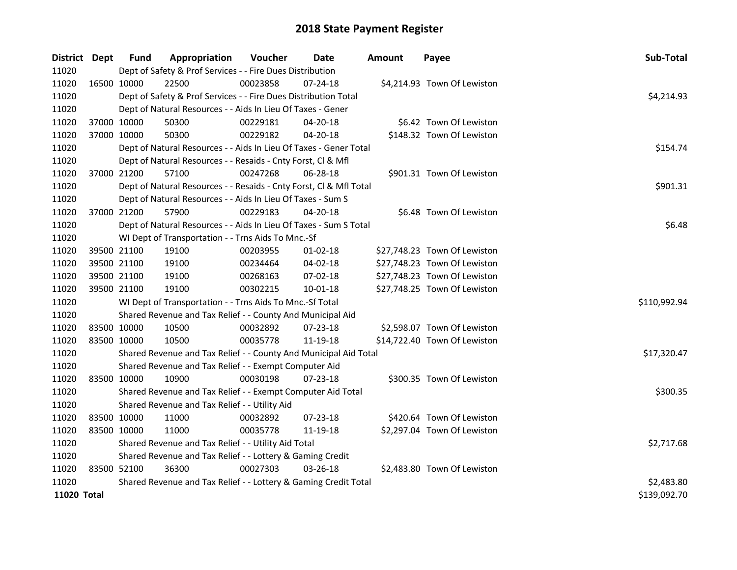# 2018 State Payment Register

| District | Dept | Fund | Appropriation | Voucher | Date | Amount | Payee | Sub-Total |
|---|---|---|---|---|---|---|---|---|
| 11020 | | Dept of Safety & Prof Services - - Fire Dues Distribution | | | | | | |
| 11020 | 16500 | 10000 | 22500 | 00023858 | 07-24-18 | $4,214.93 | Town Of Lewiston | |
| 11020 | | Dept of Safety & Prof Services - - Fire Dues Distribution Total | | | | | | $4,214.93 |
| 11020 | | Dept of Natural Resources - - Aids In Lieu Of Taxes - Gener | | | | | | |
| 11020 | 37000 | 10000 | 50300 | 00229181 | 04-20-18 | $6.42 | Town Of Lewiston | |
| 11020 | 37000 | 10000 | 50300 | 00229182 | 04-20-18 | $148.32 | Town Of Lewiston | |
| 11020 | | Dept of Natural Resources - - Aids In Lieu Of Taxes - Gener Total | | | | | | $154.74 |
| 11020 | | Dept of Natural Resources - - Resaids - Cnty Forst, Cl & Mfl | | | | | | |
| 11020 | 37000 | 21200 | 57100 | 00247268 | 06-28-18 | $901.31 | Town Of Lewiston | |
| 11020 | | Dept of Natural Resources - - Resaids - Cnty Forst, Cl & Mfl Total | | | | | | $901.31 |
| 11020 | | Dept of Natural Resources - - Aids In Lieu Of Taxes - Sum S | | | | | | |
| 11020 | 37000 | 21200 | 57900 | 00229183 | 04-20-18 | $6.48 | Town Of Lewiston | |
| 11020 | | Dept of Natural Resources - - Aids In Lieu Of Taxes - Sum S Total | | | | | | $6.48 |
| 11020 | | WI Dept of Transportation - - Trns Aids To Mnc.-Sf | | | | | | |
| 11020 | 39500 | 21100 | 19100 | 00203955 | 01-02-18 | $27,748.23 | Town Of Lewiston | |
| 11020 | 39500 | 21100 | 19100 | 00234464 | 04-02-18 | $27,748.23 | Town Of Lewiston | |
| 11020 | 39500 | 21100 | 19100 | 00268163 | 07-02-18 | $27,748.23 | Town Of Lewiston | |
| 11020 | 39500 | 21100 | 19100 | 00302215 | 10-01-18 | $27,748.25 | Town Of Lewiston | |
| 11020 | | WI Dept of Transportation - - Trns Aids To Mnc.-Sf Total | | | | | | $110,992.94 |
| 11020 | | Shared Revenue and Tax Relief - - County And Municipal Aid | | | | | | |
| 11020 | 83500 | 10000 | 10500 | 00032892 | 07-23-18 | $2,598.07 | Town Of Lewiston | |
| 11020 | 83500 | 10000 | 10500 | 00035778 | 11-19-18 | $14,722.40 | Town Of Lewiston | |
| 11020 | | Shared Revenue and Tax Relief - - County And Municipal Aid Total | | | | | | $17,320.47 |
| 11020 | | Shared Revenue and Tax Relief - - Exempt Computer Aid | | | | | | |
| 11020 | 83500 | 10000 | 10900 | 00030198 | 07-23-18 | $300.35 | Town Of Lewiston | |
| 11020 | | Shared Revenue and Tax Relief - - Exempt Computer Aid Total | | | | | | $300.35 |
| 11020 | | Shared Revenue and Tax Relief - - Utility Aid | | | | | | |
| 11020 | 83500 | 10000 | 11000 | 00032892 | 07-23-18 | $420.64 | Town Of Lewiston | |
| 11020 | 83500 | 10000 | 11000 | 00035778 | 11-19-18 | $2,297.04 | Town Of Lewiston | |
| 11020 | | Shared Revenue and Tax Relief - - Utility Aid Total | | | | | | $2,717.68 |
| 11020 | | Shared Revenue and Tax Relief - - Lottery & Gaming Credit | | | | | | |
| 11020 | 83500 | 52100 | 36300 | 00027303 | 03-26-18 | $2,483.80 | Town Of Lewiston | |
| 11020 | | Shared Revenue and Tax Relief - - Lottery & Gaming Credit Total | | | | | | $2,483.80 |
| **11020 Total** | | | | | | | | $139,092.70 |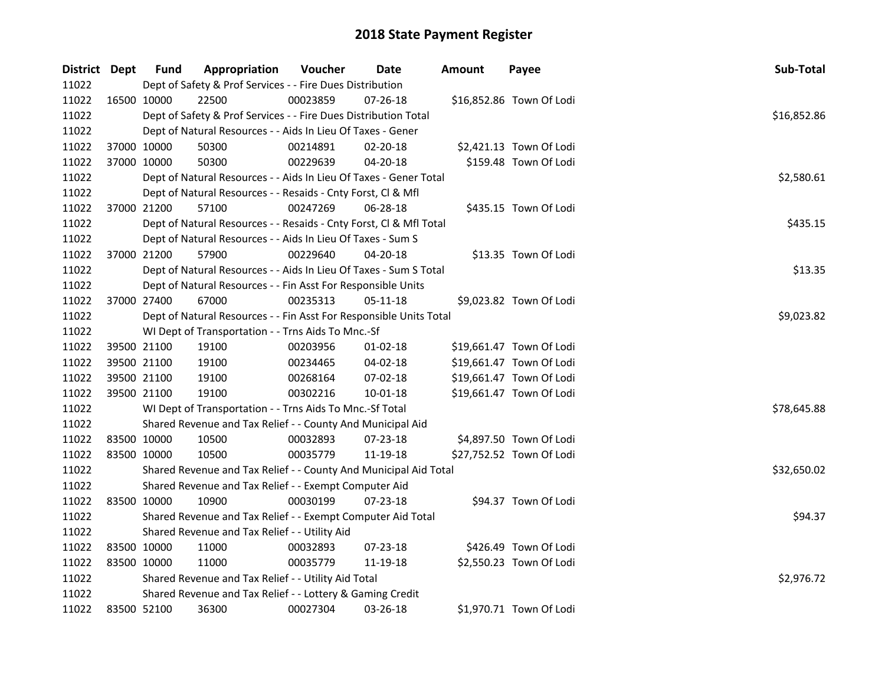# 2018 State Payment Register

| District | Dept | Fund | Appropriation | Voucher | Date | Amount | Payee | Sub-Total |
|---|---|---|---|---|---|---|---|---|
| 11022 | | Dept of Safety & Prof Services - - Fire Dues Distribution | | | | | | |
| 11022 | 16500 | 10000 | 22500 | 00023859 | 07-26-18 | $16,852.86 | Town Of Lodi | |
| 11022 | | Dept of Safety & Prof Services - - Fire Dues Distribution Total | | | | | | $16,852.86 |
| 11022 | | Dept of Natural Resources - - Aids In Lieu Of Taxes - Gener | | | | | | |
| 11022 | 37000 | 10000 | 50300 | 00214891 | 02-20-18 | $2,421.13 | Town Of Lodi | |
| 11022 | 37000 | 10000 | 50300 | 00229639 | 04-20-18 | $159.48 | Town Of Lodi | |
| 11022 | | Dept of Natural Resources - - Aids In Lieu Of Taxes - Gener Total | | | | | | $2,580.61 |
| 11022 | | Dept of Natural Resources - - Resaids - Cnty Forst, Cl & Mfl | | | | | | |
| 11022 | 37000 | 21200 | 57100 | 00247269 | 06-28-18 | $435.15 | Town Of Lodi | |
| 11022 | | Dept of Natural Resources - - Resaids - Cnty Forst, Cl & Mfl Total | | | | | | $435.15 |
| 11022 | | Dept of Natural Resources - - Aids In Lieu Of Taxes - Sum S | | | | | | |
| 11022 | 37000 | 21200 | 57900 | 00229640 | 04-20-18 | $13.35 | Town Of Lodi | |
| 11022 | | Dept of Natural Resources - - Aids In Lieu Of Taxes - Sum S Total | | | | | | $13.35 |
| 11022 | | Dept of Natural Resources - - Fin Asst For Responsible Units | | | | | | |
| 11022 | 37000 | 27400 | 67000 | 00235313 | 05-11-18 | $9,023.82 | Town Of Lodi | |
| 11022 | | Dept of Natural Resources - - Fin Asst For Responsible Units Total | | | | | | $9,023.82 |
| 11022 | | WI Dept of Transportation - - Trns Aids To Mnc.-Sf | | | | | | |
| 11022 | 39500 | 21100 | 19100 | 00203956 | 01-02-18 | $19,661.47 | Town Of Lodi | |
| 11022 | 39500 | 21100 | 19100 | 00234465 | 04-02-18 | $19,661.47 | Town Of Lodi | |
| 11022 | 39500 | 21100 | 19100 | 00268164 | 07-02-18 | $19,661.47 | Town Of Lodi | |
| 11022 | 39500 | 21100 | 19100 | 00302216 | 10-01-18 | $19,661.47 | Town Of Lodi | |
| 11022 | | WI Dept of Transportation - - Trns Aids To Mnc.-Sf Total | | | | | | $78,645.88 |
| 11022 | | Shared Revenue and Tax Relief - - County And Municipal Aid | | | | | | |
| 11022 | 83500 | 10000 | 10500 | 00032893 | 07-23-18 | $4,897.50 | Town Of Lodi | |
| 11022 | 83500 | 10000 | 10500 | 00035779 | 11-19-18 | $27,752.52 | Town Of Lodi | |
| 11022 | | Shared Revenue and Tax Relief - - County And Municipal Aid Total | | | | | | $32,650.02 |
| 11022 | | Shared Revenue and Tax Relief - - Exempt Computer Aid | | | | | | |
| 11022 | 83500 | 10000 | 10900 | 00030199 | 07-23-18 | $94.37 | Town Of Lodi | |
| 11022 | | Shared Revenue and Tax Relief - - Exempt Computer Aid Total | | | | | | $94.37 |
| 11022 | | Shared Revenue and Tax Relief - - Utility Aid | | | | | | |
| 11022 | 83500 | 10000 | 11000 | 00032893 | 07-23-18 | $426.49 | Town Of Lodi | |
| 11022 | 83500 | 10000 | 11000 | 00035779 | 11-19-18 | $2,550.23 | Town Of Lodi | |
| 11022 | | Shared Revenue and Tax Relief - - Utility Aid Total | | | | | | $2,976.72 |
| 11022 | | Shared Revenue and Tax Relief - - Lottery & Gaming Credit | | | | | | |
| 11022 | 83500 | 52100 | 36300 | 00027304 | 03-26-18 | $1,970.71 | Town Of Lodi | |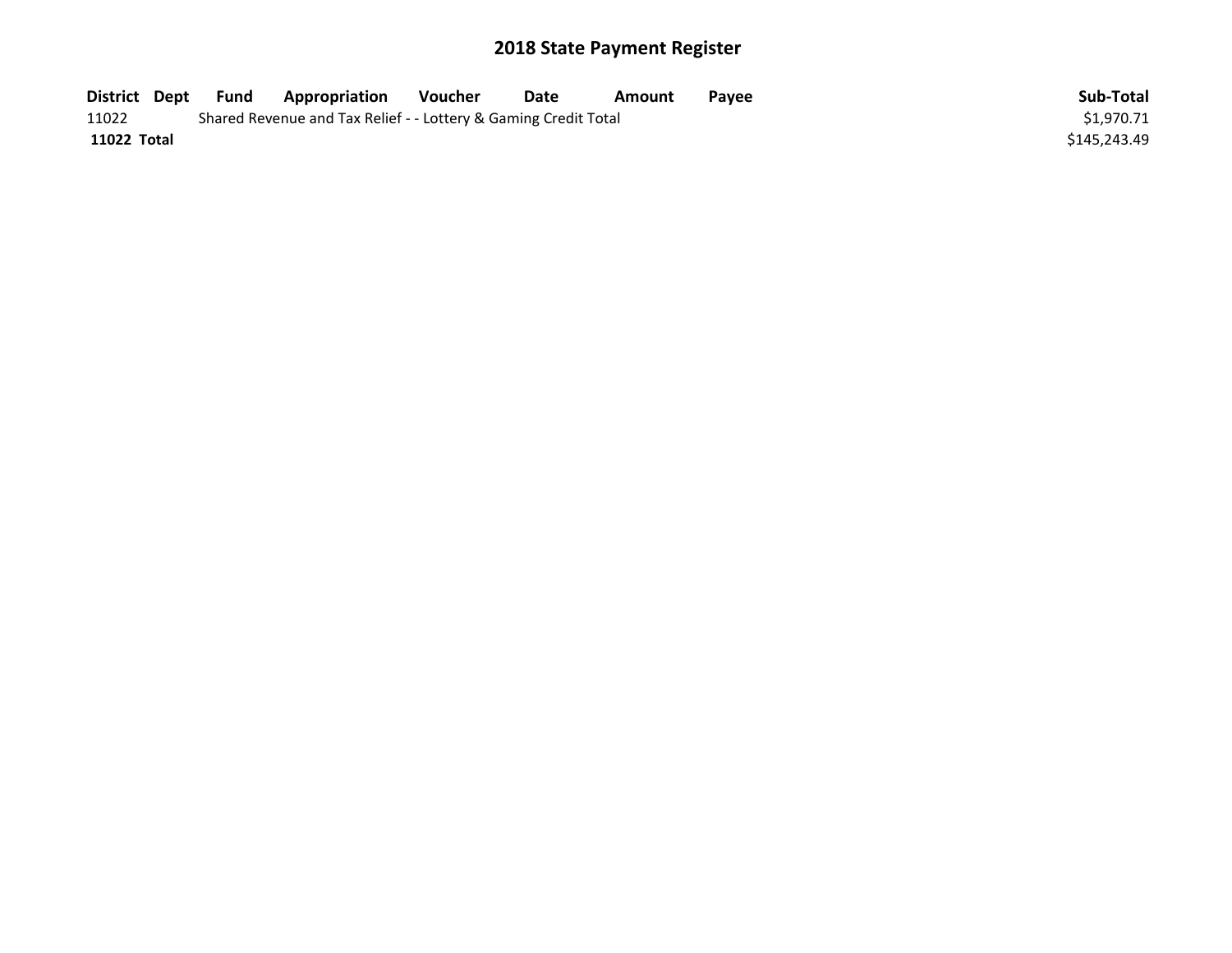# 2018 State Payment Register

| District | Dept | Fund | Appropriation | Voucher | Date | Amount | Payee | Sub-Total |
|---|---|---|---|---|---|---|---|---|
| 11022 | | Shared Revenue and Tax Relief - - Lottery & Gaming Credit Total | | | | | | $1,970.71 |
| **11022 Total** | | | | | | | | $145,243.49 |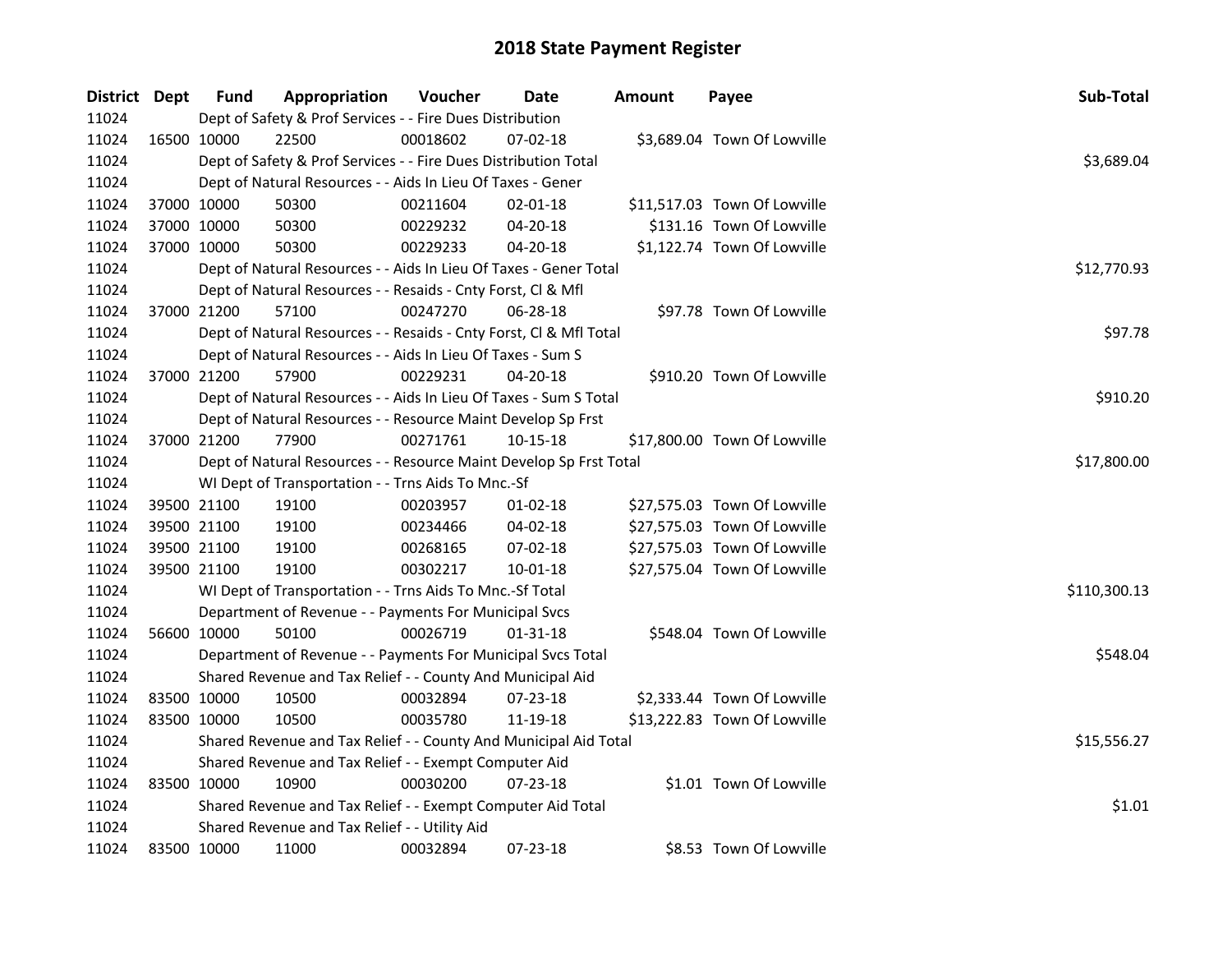# 2018 State Payment Register

| District | Dept | Fund | Appropriation | Voucher | Date | Amount | Payee | Sub-Total |
|---|---|---|---|---|---|---|---|---|
| 11024 | | Dept of Safety & Prof Services - - Fire Dues Distribution | | | | | | |
| 11024 | 16500 | 10000 | 22500 | 00018602 | 07-02-18 | $3,689.04 | Town Of Lowville | |
| 11024 | | Dept of Safety & Prof Services - - Fire Dues Distribution Total | | | | | | $3,689.04 |
| 11024 | | Dept of Natural Resources - - Aids In Lieu Of Taxes - Gener | | | | | | |
| 11024 | 37000 | 10000 | 50300 | 00211604 | 02-01-18 | $11,517.03 | Town Of Lowville | |
| 11024 | 37000 | 10000 | 50300 | 00229232 | 04-20-18 | $131.16 | Town Of Lowville | |
| 11024 | 37000 | 10000 | 50300 | 00229233 | 04-20-18 | $1,122.74 | Town Of Lowville | |
| 11024 | | Dept of Natural Resources - - Aids In Lieu Of Taxes - Gener Total | | | | | | $12,770.93 |
| 11024 | | Dept of Natural Resources - - Resaids - Cnty Forst, Cl & Mfl | | | | | | |
| 11024 | 37000 | 21200 | 57100 | 00247270 | 06-28-18 | $97.78 | Town Of Lowville | |
| 11024 | | Dept of Natural Resources - - Resaids - Cnty Forst, Cl & Mfl Total | | | | | | $97.78 |
| 11024 | | Dept of Natural Resources - - Aids In Lieu Of Taxes - Sum S | | | | | | |
| 11024 | 37000 | 21200 | 57900 | 00229231 | 04-20-18 | $910.20 | Town Of Lowville | |
| 11024 | | Dept of Natural Resources - - Aids In Lieu Of Taxes - Sum S Total | | | | | | $910.20 |
| 11024 | | Dept of Natural Resources - - Resource Maint Develop Sp Frst | | | | | | |
| 11024 | 37000 | 21200 | 77900 | 00271761 | 10-15-18 | $17,800.00 | Town Of Lowville | |
| 11024 | | Dept of Natural Resources - - Resource Maint Develop Sp Frst Total | | | | | | $17,800.00 |
| 11024 | | WI Dept of Transportation - - Trns Aids To Mnc.-Sf | | | | | | |
| 11024 | 39500 | 21100 | 19100 | 00203957 | 01-02-18 | $27,575.03 | Town Of Lowville | |
| 11024 | 39500 | 21100 | 19100 | 00234466 | 04-02-18 | $27,575.03 | Town Of Lowville | |
| 11024 | 39500 | 21100 | 19100 | 00268165 | 07-02-18 | $27,575.03 | Town Of Lowville | |
| 11024 | 39500 | 21100 | 19100 | 00302217 | 10-01-18 | $27,575.04 | Town Of Lowville | |
| 11024 | | WI Dept of Transportation - - Trns Aids To Mnc.-Sf Total | | | | | | $110,300.13 |
| 11024 | | Department of Revenue - - Payments For Municipal Svcs | | | | | | |
| 11024 | 56600 | 10000 | 50100 | 00026719 | 01-31-18 | $548.04 | Town Of Lowville | |
| 11024 | | Department of Revenue - - Payments For Municipal Svcs Total | | | | | | $548.04 |
| 11024 | | Shared Revenue and Tax Relief - - County And Municipal Aid | | | | | | |
| 11024 | 83500 | 10000 | 10500 | 00032894 | 07-23-18 | $2,333.44 | Town Of Lowville | |
| 11024 | 83500 | 10000 | 10500 | 00035780 | 11-19-18 | $13,222.83 | Town Of Lowville | |
| 11024 | | Shared Revenue and Tax Relief - - County And Municipal Aid Total | | | | | | $15,556.27 |
| 11024 | | Shared Revenue and Tax Relief - - Exempt Computer Aid | | | | | | |
| 11024 | 83500 | 10000 | 10900 | 00030200 | 07-23-18 | $1.01 | Town Of Lowville | |
| 11024 | | Shared Revenue and Tax Relief - - Exempt Computer Aid Total | | | | | | $1.01 |
| 11024 | | Shared Revenue and Tax Relief - - Utility Aid | | | | | | |
| 11024 | 83500 | 10000 | 11000 | 00032894 | 07-23-18 | $8.53 | Town Of Lowville | |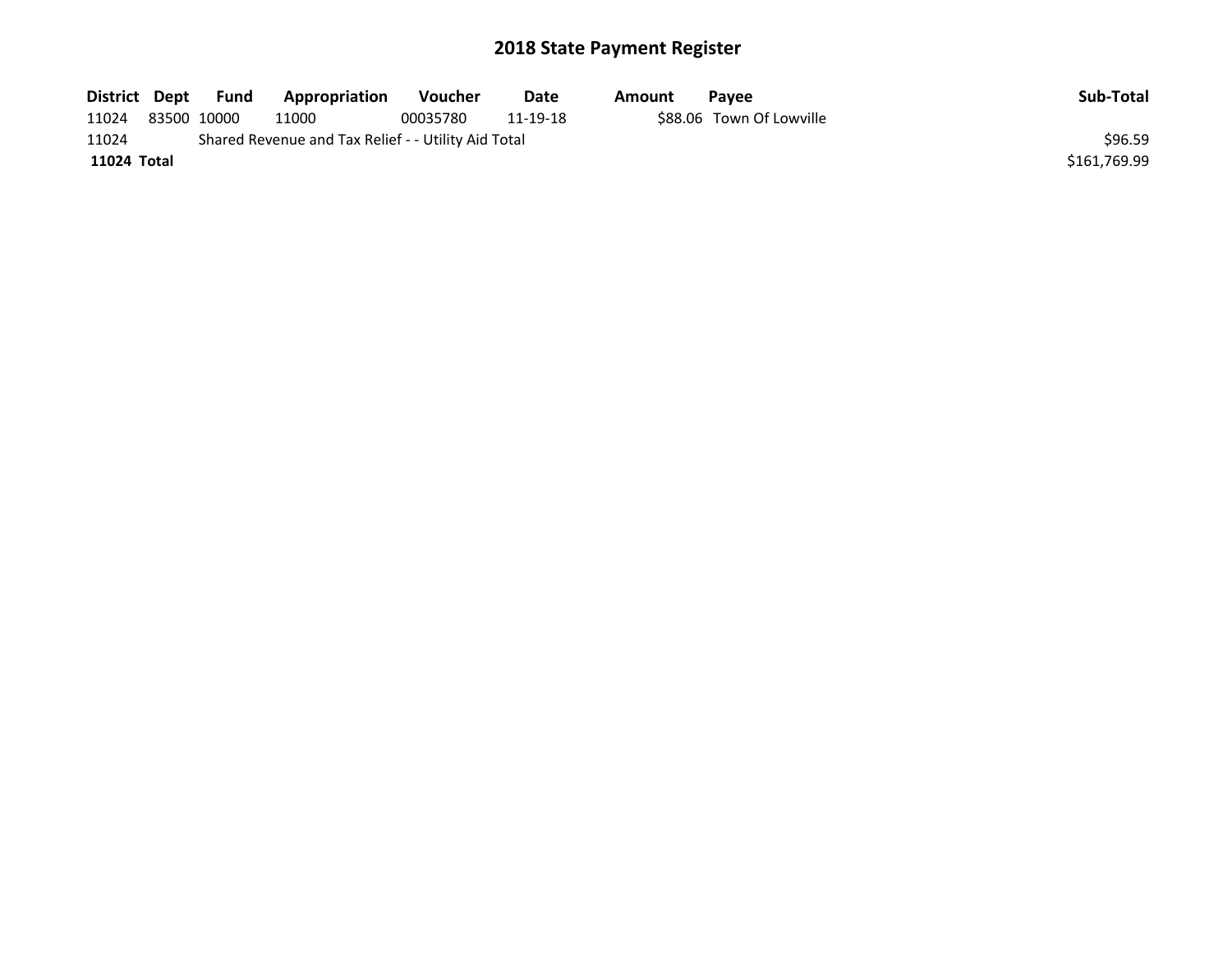# 2018 State Payment Register

| District | Dept | Fund | Appropriation | Voucher | Date | Amount | Payee | Sub-Total |
|---|---|---|---|---|---|---|---|---|
| 11024 | 83500 | 10000 | 11000 | 00035780 | 11-19-18 | $88.06 | Town Of Lowville | |
| 11024 | Shared Revenue and Tax Relief - - Utility Aid Total | | | | | | | $96.59 |
| **11024** | **Total** | | | | | | | $161,769.99 |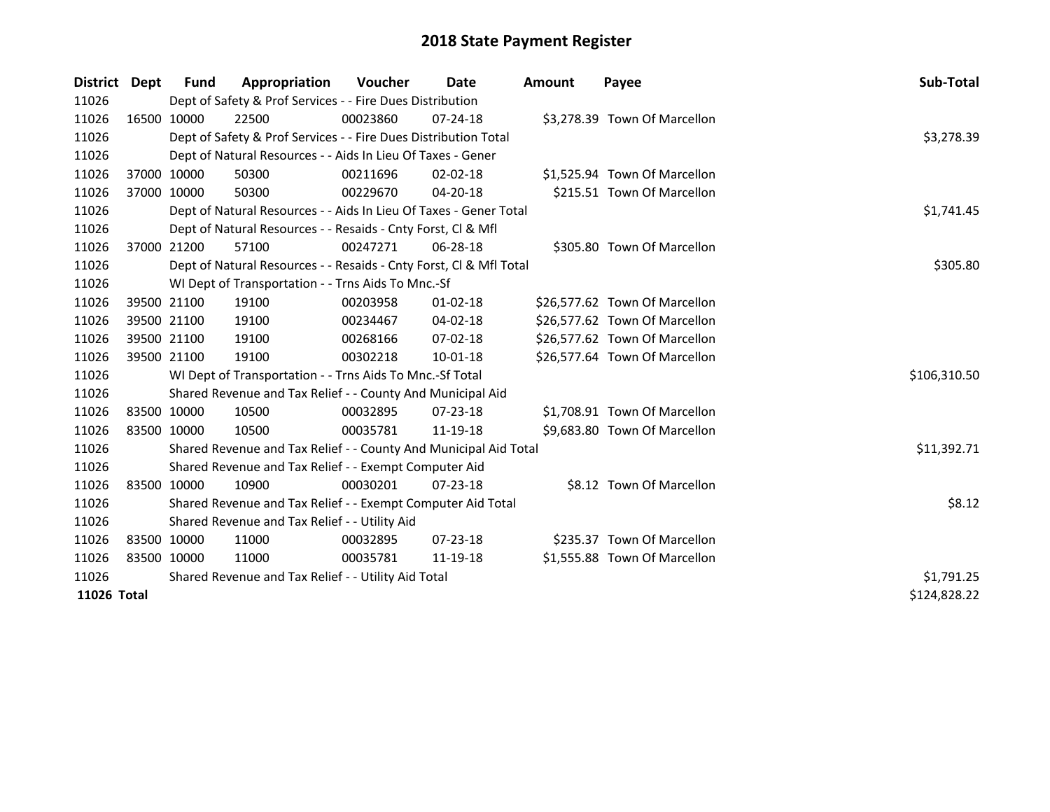# 2018 State Payment Register

| District | Dept | Fund | Appropriation | Voucher | Date | Amount | Payee | Sub-Total |
|---|---|---|---|---|---|---|---|---|
| 11026 | | Dept of Safety & Prof Services - - Fire Dues Distribution | | | | | | |
| 11026 | 16500 | 10000 | 22500 | 00023860 | 07-24-18 | $3,278.39 | Town Of Marcellon | |
| 11026 | | Dept of Safety & Prof Services - - Fire Dues Distribution Total | | | | | | $3,278.39 |
| 11026 | | Dept of Natural Resources - - Aids In Lieu Of Taxes - Gener | | | | | | |
| 11026 | 37000 | 10000 | 50300 | 00211696 | 02-02-18 | $1,525.94 | Town Of Marcellon | |
| 11026 | 37000 | 10000 | 50300 | 00229670 | 04-20-18 | $215.51 | Town Of Marcellon | |
| 11026 | | Dept of Natural Resources - - Aids In Lieu Of Taxes - Gener Total | | | | | | $1,741.45 |
| 11026 | | Dept of Natural Resources - - Resaids - Cnty Forst, Cl & Mfl | | | | | | |
| 11026 | 37000 | 21200 | 57100 | 00247271 | 06-28-18 | $305.80 | Town Of Marcellon | |
| 11026 | | Dept of Natural Resources - - Resaids - Cnty Forst, Cl & Mfl Total | | | | | | $305.80 |
| 11026 | | WI Dept of Transportation - - Trns Aids To Mnc.-Sf | | | | | | |
| 11026 | 39500 | 21100 | 19100 | 00203958 | 01-02-18 | $26,577.62 | Town Of Marcellon | |
| 11026 | 39500 | 21100 | 19100 | 00234467 | 04-02-18 | $26,577.62 | Town Of Marcellon | |
| 11026 | 39500 | 21100 | 19100 | 00268166 | 07-02-18 | $26,577.62 | Town Of Marcellon | |
| 11026 | 39500 | 21100 | 19100 | 00302218 | 10-01-18 | $26,577.64 | Town Of Marcellon | |
| 11026 | | WI Dept of Transportation - - Trns Aids To Mnc.-Sf Total | | | | | | $106,310.50 |
| 11026 | | Shared Revenue and Tax Relief - - County And Municipal Aid | | | | | | |
| 11026 | 83500 | 10000 | 10500 | 00032895 | 07-23-18 | $1,708.91 | Town Of Marcellon | |
| 11026 | 83500 | 10000 | 10500 | 00035781 | 11-19-18 | $9,683.80 | Town Of Marcellon | |
| 11026 | | Shared Revenue and Tax Relief - - County And Municipal Aid Total | | | | | | $11,392.71 |
| 11026 | | Shared Revenue and Tax Relief - - Exempt Computer Aid | | | | | | |
| 11026 | 83500 | 10000 | 10900 | 00030201 | 07-23-18 | $8.12 | Town Of Marcellon | |
| 11026 | | Shared Revenue and Tax Relief - - Exempt Computer Aid Total | | | | | | $8.12 |
| 11026 | | Shared Revenue and Tax Relief - - Utility Aid | | | | | | |
| 11026 | 83500 | 10000 | 11000 | 00032895 | 07-23-18 | $235.37 | Town Of Marcellon | |
| 11026 | 83500 | 10000 | 11000 | 00035781 | 11-19-18 | $1,555.88 | Town Of Marcellon | |
| 11026 | | Shared Revenue and Tax Relief - - Utility Aid Total | | | | | | $1,791.25 |
| **11026 Total** | | | | | | | | $124,828.22 |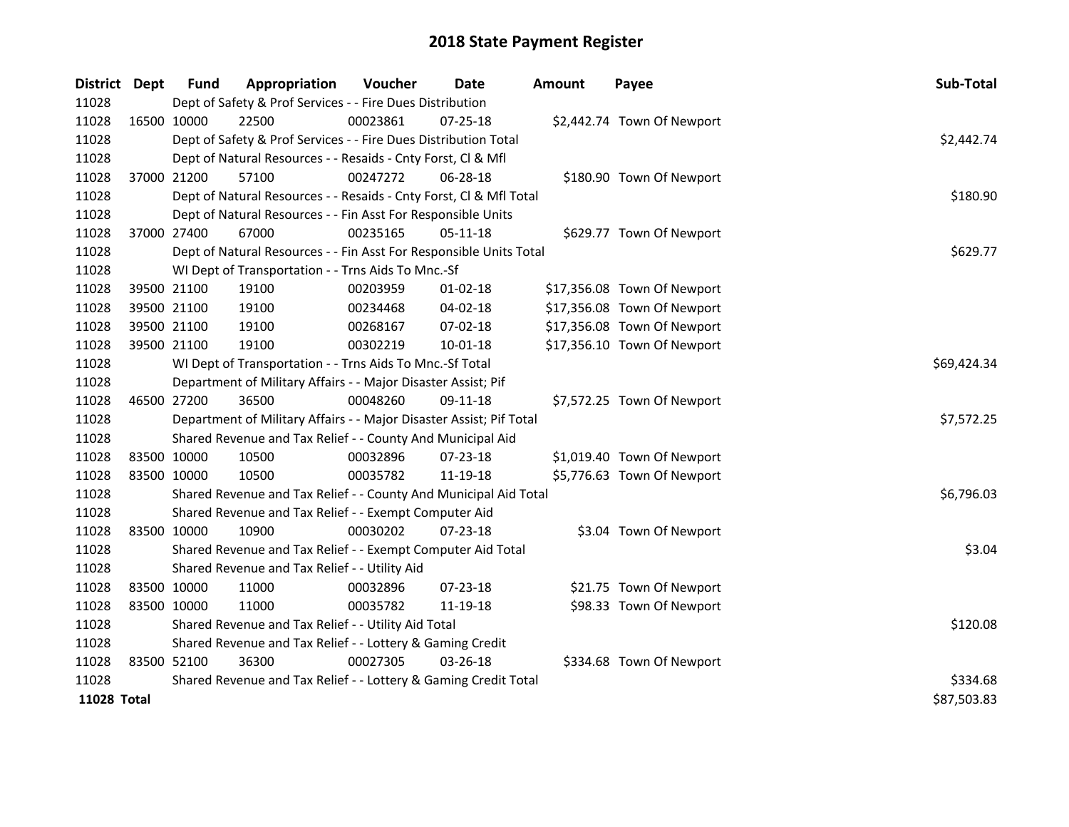# 2018 State Payment Register

| District | Dept | Fund | Appropriation | Voucher | Date | Amount | Payee | Sub-Total |
|---|---|---|---|---|---|---|---|---|
| 11028 | | Dept of Safety & Prof Services - - Fire Dues Distribution | | | | | | |
| 11028 | 16500 | 10000 | 22500 | 00023861 | 07-25-18 | $2,442.74 | Town Of Newport | |
| 11028 | | Dept of Safety & Prof Services - - Fire Dues Distribution Total | | | | | | $2,442.74 |
| 11028 | | Dept of Natural Resources - - Resaids - Cnty Forst, Cl & Mfl | | | | | | |
| 11028 | 37000 | 21200 | 57100 | 00247272 | 06-28-18 | $180.90 | Town Of Newport | |
| 11028 | | Dept of Natural Resources - - Resaids - Cnty Forst, Cl & Mfl Total | | | | | | $180.90 |
| 11028 | | Dept of Natural Resources - - Fin Asst For Responsible Units | | | | | | |
| 11028 | 37000 | 27400 | 67000 | 00235165 | 05-11-18 | $629.77 | Town Of Newport | |
| 11028 | | Dept of Natural Resources - - Fin Asst For Responsible Units Total | | | | | | $629.77 |
| 11028 | | WI Dept of Transportation - - Trns Aids To Mnc.-Sf | | | | | | |
| 11028 | 39500 | 21100 | 19100 | 00203959 | 01-02-18 | $17,356.08 | Town Of Newport | |
| 11028 | 39500 | 21100 | 19100 | 00234468 | 04-02-18 | $17,356.08 | Town Of Newport | |
| 11028 | 39500 | 21100 | 19100 | 00268167 | 07-02-18 | $17,356.08 | Town Of Newport | |
| 11028 | 39500 | 21100 | 19100 | 00302219 | 10-01-18 | $17,356.10 | Town Of Newport | |
| 11028 | | WI Dept of Transportation - - Trns Aids To Mnc.-Sf Total | | | | | | $69,424.34 |
| 11028 | | Department of Military Affairs - - Major Disaster Assist; Pif | | | | | | |
| 11028 | 46500 | 27200 | 36500 | 00048260 | 09-11-18 | $7,572.25 | Town Of Newport | |
| 11028 | | Department of Military Affairs - - Major Disaster Assist; Pif Total | | | | | | $7,572.25 |
| 11028 | | Shared Revenue and Tax Relief - - County And Municipal Aid | | | | | | |
| 11028 | 83500 | 10000 | 10500 | 00032896 | 07-23-18 | $1,019.40 | Town Of Newport | |
| 11028 | 83500 | 10000 | 10500 | 00035782 | 11-19-18 | $5,776.63 | Town Of Newport | |
| 11028 | | Shared Revenue and Tax Relief - - County And Municipal Aid Total | | | | | | $6,796.03 |
| 11028 | | Shared Revenue and Tax Relief - - Exempt Computer Aid | | | | | | |
| 11028 | 83500 | 10000 | 10900 | 00030202 | 07-23-18 | $3.04 | Town Of Newport | |
| 11028 | | Shared Revenue and Tax Relief - - Exempt Computer Aid Total | | | | | | $3.04 |
| 11028 | | Shared Revenue and Tax Relief - - Utility Aid | | | | | | |
| 11028 | 83500 | 10000 | 11000 | 00032896 | 07-23-18 | $21.75 | Town Of Newport | |
| 11028 | 83500 | 10000 | 11000 | 00035782 | 11-19-18 | $98.33 | Town Of Newport | |
| 11028 | | Shared Revenue and Tax Relief - - Utility Aid Total | | | | | | $120.08 |
| 11028 | | Shared Revenue and Tax Relief - - Lottery & Gaming Credit | | | | | | |
| 11028 | 83500 | 52100 | 36300 | 00027305 | 03-26-18 | $334.68 | Town Of Newport | |
| 11028 | | Shared Revenue and Tax Relief - - Lottery & Gaming Credit Total | | | | | | $334.68 |
| **11028 Total** | | | | | | | | $87,503.83 |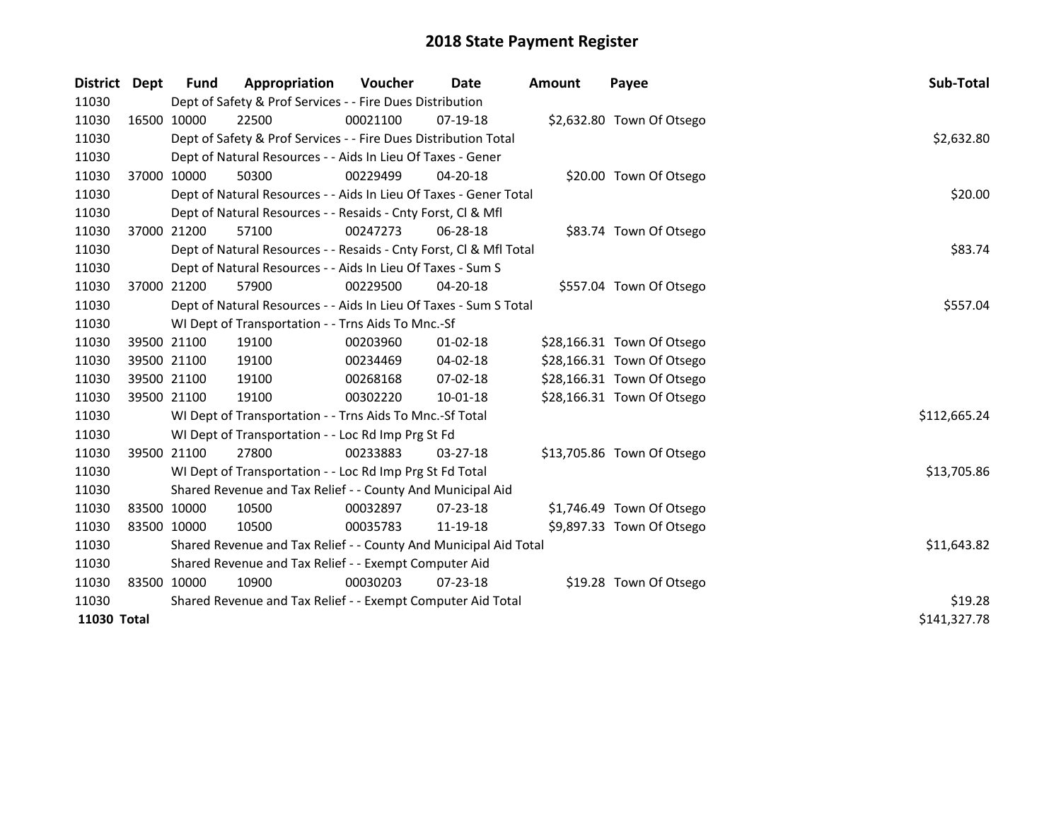# 2018 State Payment Register

| District | Dept | Fund | Appropriation | Voucher | Date | Amount | Payee | Sub-Total |
|---|---|---|---|---|---|---|---|---|
| 11030 | | Dept of Safety & Prof Services - - Fire Dues Distribution | | | | | | |
| 11030 | 16500 | 10000 | 22500 | 00021100 | 07-19-18 | $2,632.80 | Town Of Otsego | |
| 11030 | | Dept of Safety & Prof Services - - Fire Dues Distribution Total | | | | | | $2,632.80 |
| 11030 | | Dept of Natural Resources - - Aids In Lieu Of Taxes - Gener | | | | | | |
| 11030 | 37000 | 10000 | 50300 | 00229499 | 04-20-18 | $20.00 | Town Of Otsego | |
| 11030 | | Dept of Natural Resources - - Aids In Lieu Of Taxes - Gener Total | | | | | | $20.00 |
| 11030 | | Dept of Natural Resources - - Resaids - Cnty Forst, Cl & Mfl | | | | | | |
| 11030 | 37000 | 21200 | 57100 | 00247273 | 06-28-18 | $83.74 | Town Of Otsego | |
| 11030 | | Dept of Natural Resources - - Resaids - Cnty Forst, Cl & Mfl Total | | | | | | $83.74 |
| 11030 | | Dept of Natural Resources - - Aids In Lieu Of Taxes - Sum S | | | | | | |
| 11030 | 37000 | 21200 | 57900 | 00229500 | 04-20-18 | $557.04 | Town Of Otsego | |
| 11030 | | Dept of Natural Resources - - Aids In Lieu Of Taxes - Sum S Total | | | | | | $557.04 |
| 11030 | | WI Dept of Transportation - - Trns Aids To Mnc.-Sf | | | | | | |
| 11030 | 39500 | 21100 | 19100 | 00203960 | 01-02-18 | $28,166.31 | Town Of Otsego | |
| 11030 | 39500 | 21100 | 19100 | 00234469 | 04-02-18 | $28,166.31 | Town Of Otsego | |
| 11030 | 39500 | 21100 | 19100 | 00268168 | 07-02-18 | $28,166.31 | Town Of Otsego | |
| 11030 | 39500 | 21100 | 19100 | 00302220 | 10-01-18 | $28,166.31 | Town Of Otsego | |
| 11030 | | WI Dept of Transportation - - Trns Aids To Mnc.-Sf Total | | | | | | $112,665.24 |
| 11030 | | WI Dept of Transportation - - Loc Rd Imp Prg St Fd | | | | | | |
| 11030 | 39500 | 21100 | 27800 | 00233883 | 03-27-18 | $13,705.86 | Town Of Otsego | |
| 11030 | | WI Dept of Transportation - - Loc Rd Imp Prg St Fd Total | | | | | | $13,705.86 |
| 11030 | | Shared Revenue and Tax Relief - - County And Municipal Aid | | | | | | |
| 11030 | 83500 | 10000 | 10500 | 00032897 | 07-23-18 | $1,746.49 | Town Of Otsego | |
| 11030 | 83500 | 10000 | 10500 | 00035783 | 11-19-18 | $9,897.33 | Town Of Otsego | |
| 11030 | | Shared Revenue and Tax Relief - - County And Municipal Aid Total | | | | | | $11,643.82 |
| 11030 | | Shared Revenue and Tax Relief - - Exempt Computer Aid | | | | | | |
| 11030 | 83500 | 10000 | 10900 | 00030203 | 07-23-18 | $19.28 | Town Of Otsego | |
| 11030 | | Shared Revenue and Tax Relief - - Exempt Computer Aid Total | | | | | | $19.28 |
| **11030 Total** | | | | | | | | $141,327.78 |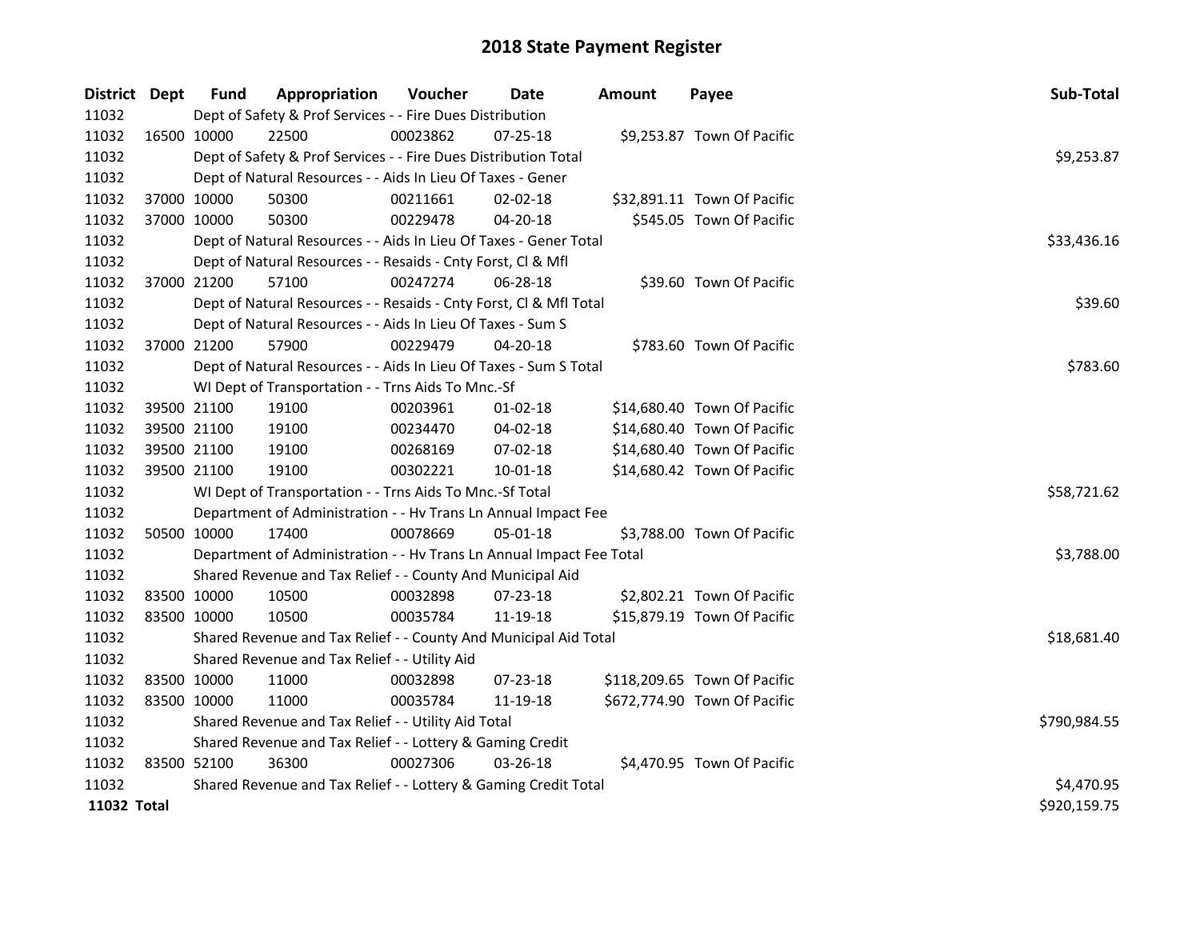# 2018 State Payment Register

| District | Dept | Fund | Appropriation | Voucher | Date | Amount | Payee | Sub-Total |
|---|---|---|---|---|---|---|---|---|
| 11032 | | Dept of Safety & Prof Services - - Fire Dues Distribution | | | | | | |
| 11032 | 16500 | 10000 | 22500 | 00023862 | 07-25-18 | $9,253.87 | Town Of Pacific | |
| 11032 | | Dept of Safety & Prof Services - - Fire Dues Distribution Total | | | | | | $9,253.87 |
| 11032 | | Dept of Natural Resources - - Aids In Lieu Of Taxes - Gener | | | | | | |
| 11032 | 37000 | 10000 | 50300 | 00211661 | 02-02-18 | $32,891.11 | Town Of Pacific | |
| 11032 | 37000 | 10000 | 50300 | 00229478 | 04-20-18 | $545.05 | Town Of Pacific | |
| 11032 | | Dept of Natural Resources - - Aids In Lieu Of Taxes - Gener Total | | | | | | $33,436.16 |
| 11032 | | Dept of Natural Resources - - Resaids - Cnty Forst, Cl & Mfl | | | | | | |
| 11032 | 37000 | 21200 | 57100 | 00247274 | 06-28-18 | $39.60 | Town Of Pacific | |
| 11032 | | Dept of Natural Resources - - Resaids - Cnty Forst, Cl & Mfl Total | | | | | | $39.60 |
| 11032 | | Dept of Natural Resources - - Aids In Lieu Of Taxes - Sum S | | | | | | |
| 11032 | 37000 | 21200 | 57900 | 00229479 | 04-20-18 | $783.60 | Town Of Pacific | |
| 11032 | | Dept of Natural Resources - - Aids In Lieu Of Taxes - Sum S Total | | | | | | $783.60 |
| 11032 | | WI Dept of Transportation - - Trns Aids To Mnc.-Sf | | | | | | |
| 11032 | 39500 | 21100 | 19100 | 00203961 | 01-02-18 | $14,680.40 | Town Of Pacific | |
| 11032 | 39500 | 21100 | 19100 | 00234470 | 04-02-18 | $14,680.40 | Town Of Pacific | |
| 11032 | 39500 | 21100 | 19100 | 00268169 | 07-02-18 | $14,680.40 | Town Of Pacific | |
| 11032 | 39500 | 21100 | 19100 | 00302221 | 10-01-18 | $14,680.42 | Town Of Pacific | |
| 11032 | | WI Dept of Transportation - - Trns Aids To Mnc.-Sf Total | | | | | | $58,721.62 |
| 11032 | | Department of Administration - - Hv Trans Ln Annual Impact Fee | | | | | | |
| 11032 | 50500 | 10000 | 17400 | 00078669 | 05-01-18 | $3,788.00 | Town Of Pacific | |
| 11032 | | Department of Administration - - Hv Trans Ln Annual Impact Fee Total | | | | | | $3,788.00 |
| 11032 | | Shared Revenue and Tax Relief - - County And Municipal Aid | | | | | | |
| 11032 | 83500 | 10000 | 10500 | 00032898 | 07-23-18 | $2,802.21 | Town Of Pacific | |
| 11032 | 83500 | 10000 | 10500 | 00035784 | 11-19-18 | $15,879.19 | Town Of Pacific | |
| 11032 | | Shared Revenue and Tax Relief - - County And Municipal Aid Total | | | | | | $18,681.40 |
| 11032 | | Shared Revenue and Tax Relief - - Utility Aid | | | | | | |
| 11032 | 83500 | 10000 | 11000 | 00032898 | 07-23-18 | $118,209.65 | Town Of Pacific | |
| 11032 | 83500 | 10000 | 11000 | 00035784 | 11-19-18 | $672,774.90 | Town Of Pacific | |
| 11032 | | Shared Revenue and Tax Relief - - Utility Aid Total | | | | | | $790,984.55 |
| 11032 | | Shared Revenue and Tax Relief - - Lottery & Gaming Credit | | | | | | |
| 11032 | 83500 | 52100 | 36300 | 00027306 | 03-26-18 | $4,470.95 | Town Of Pacific | |
| 11032 | | Shared Revenue and Tax Relief - - Lottery & Gaming Credit Total | | | | | | $4,470.95 |
| **11032 Total** | | | | | | | | $920,159.75 |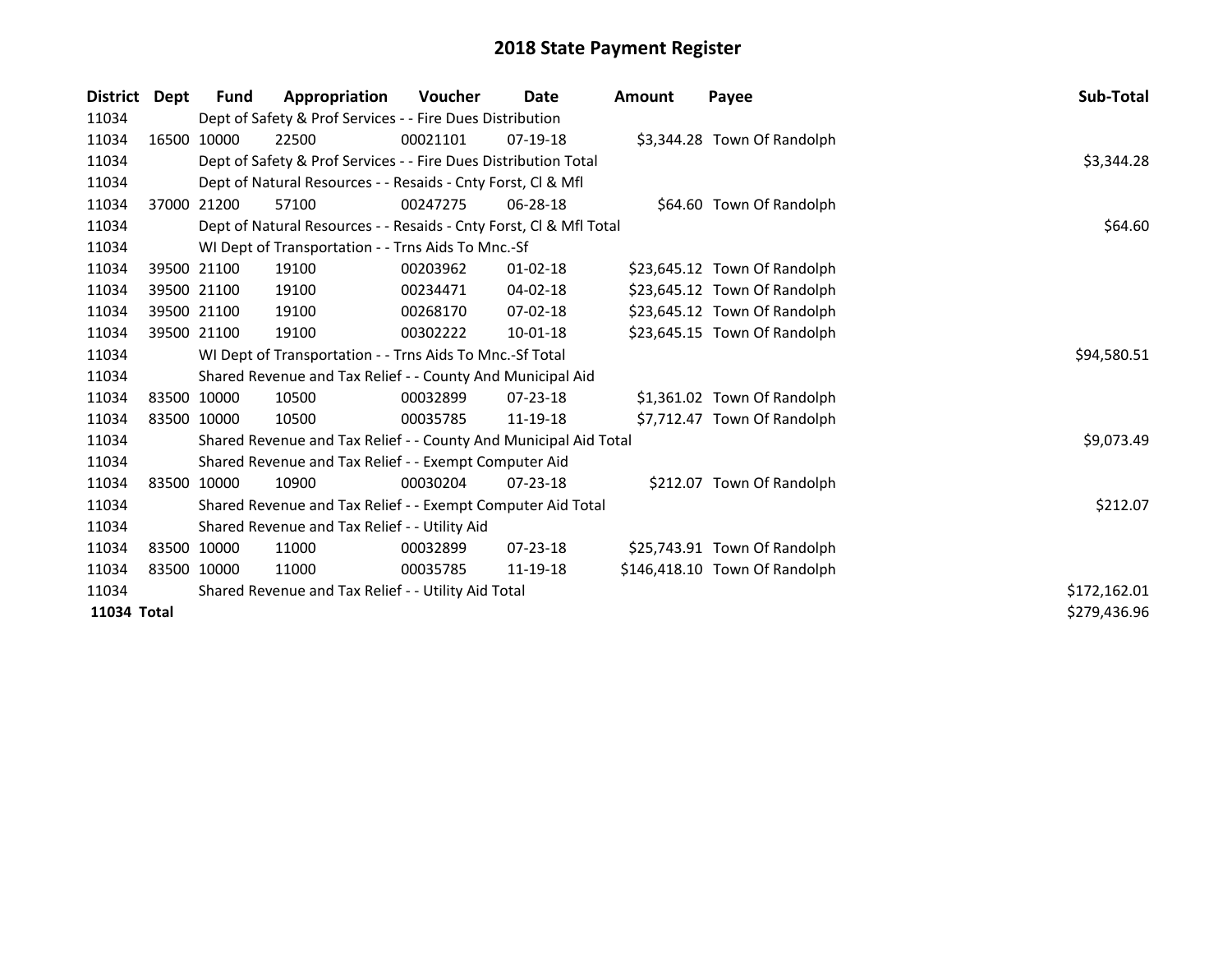# 2018 State Payment Register

| District | Dept | Fund | Appropriation | Voucher | Date | Amount | Payee | Sub-Total |
|---|---|---|---|---|---|---|---|---|
| 11034 | | Dept of Safety & Prof Services - - Fire Dues Distribution | | | | | | |
| 11034 | 16500 | 10000 | 22500 | 00021101 | 07-19-18 | $3,344.28 | Town Of Randolph | |
| 11034 | | Dept of Safety & Prof Services - - Fire Dues Distribution Total | | | | | | $3,344.28 |
| 11034 | | Dept of Natural Resources - - Resaids - Cnty Forst, Cl & Mfl | | | | | | |
| 11034 | 37000 | 21200 | 57100 | 00247275 | 06-28-18 | $64.60 | Town Of Randolph | |
| 11034 | | Dept of Natural Resources - - Resaids - Cnty Forst, Cl & Mfl Total | | | | | | $64.60 |
| 11034 | | WI Dept of Transportation - - Trns Aids To Mnc.-Sf | | | | | | |
| 11034 | 39500 | 21100 | 19100 | 00203962 | 01-02-18 | $23,645.12 | Town Of Randolph | |
| 11034 | 39500 | 21100 | 19100 | 00234471 | 04-02-18 | $23,645.12 | Town Of Randolph | |
| 11034 | 39500 | 21100 | 19100 | 00268170 | 07-02-18 | $23,645.12 | Town Of Randolph | |
| 11034 | 39500 | 21100 | 19100 | 00302222 | 10-01-18 | $23,645.15 | Town Of Randolph | |
| 11034 | | WI Dept of Transportation - - Trns Aids To Mnc.-Sf Total | | | | | | $94,580.51 |
| 11034 | | Shared Revenue and Tax Relief - - County And Municipal Aid | | | | | | |
| 11034 | 83500 | 10000 | 10500 | 00032899 | 07-23-18 | $1,361.02 | Town Of Randolph | |
| 11034 | 83500 | 10000 | 10500 | 00035785 | 11-19-18 | $7,712.47 | Town Of Randolph | |
| 11034 | | Shared Revenue and Tax Relief - - County And Municipal Aid Total | | | | | | $9,073.49 |
| 11034 | | Shared Revenue and Tax Relief - - Exempt Computer Aid | | | | | | |
| 11034 | 83500 | 10000 | 10900 | 00030204 | 07-23-18 | $212.07 | Town Of Randolph | |
| 11034 | | Shared Revenue and Tax Relief - - Exempt Computer Aid Total | | | | | | $212.07 |
| 11034 | | Shared Revenue and Tax Relief - - Utility Aid | | | | | | |
| 11034 | 83500 | 10000 | 11000 | 00032899 | 07-23-18 | $25,743.91 | Town Of Randolph | |
| 11034 | 83500 | 10000 | 11000 | 00035785 | 11-19-18 | $146,418.10 | Town Of Randolph | |
| 11034 | | Shared Revenue and Tax Relief - - Utility Aid Total | | | | | | $172,162.01 |
| **11034 Total** | | | | | | | | $279,436.96 |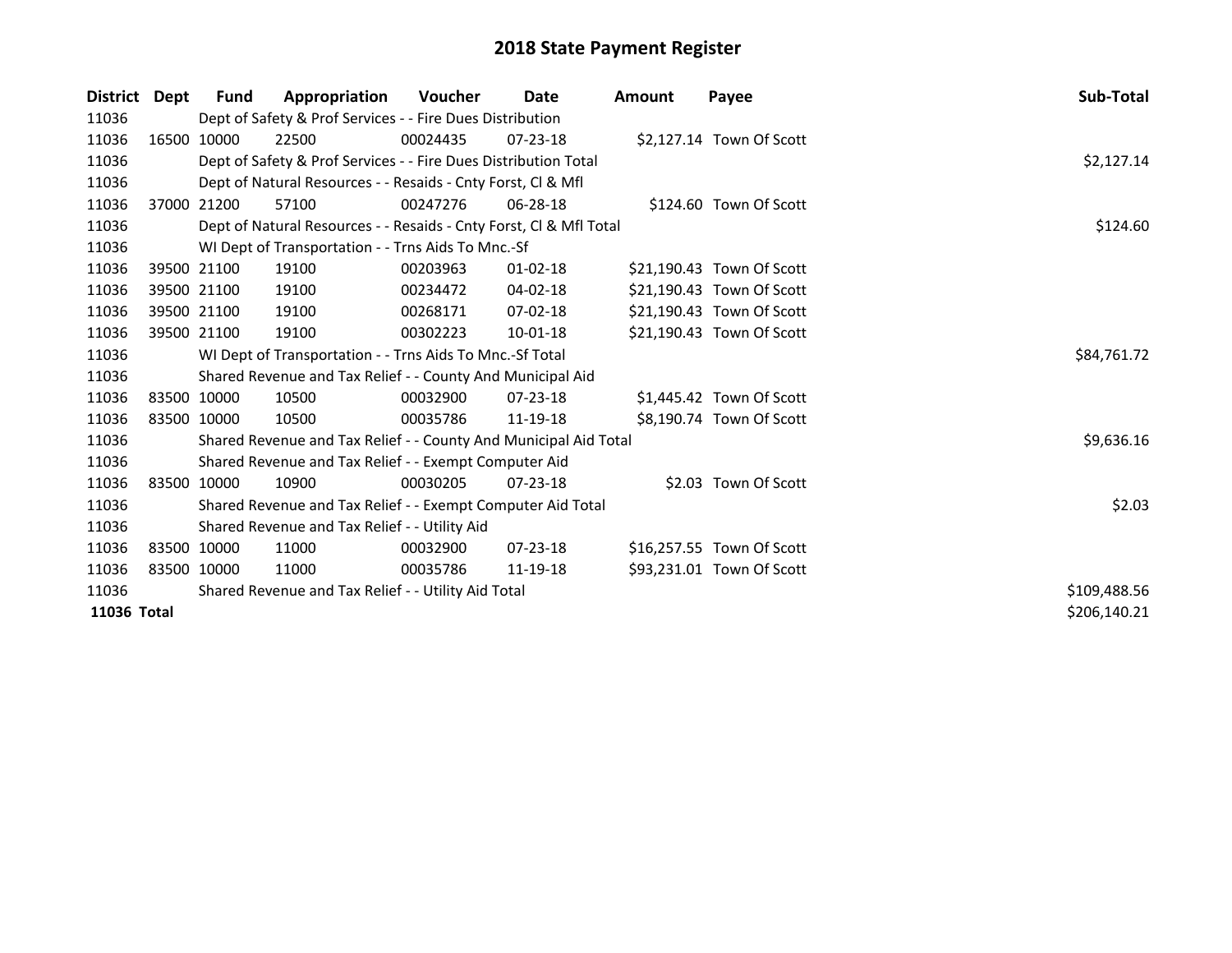# 2018 State Payment Register

| District | Dept | Fund | Appropriation | Voucher | Date | Amount | Payee | Sub-Total |
|---|---|---|---|---|---|---|---|---|
| 11036 | | Dept of Safety & Prof Services - - Fire Dues Distribution | | | | | | |
| 11036 | 16500 | 10000 | 22500 | 00024435 | 07-23-18 | $2,127.14 | Town Of Scott | |
| 11036 | | Dept of Safety & Prof Services - - Fire Dues Distribution Total | | | | | | $2,127.14 |
| 11036 | | Dept of Natural Resources - - Resaids - Cnty Forst, Cl & Mfl | | | | | | |
| 11036 | 37000 | 21200 | 57100 | 00247276 | 06-28-18 | $124.60 | Town Of Scott | |
| 11036 | | Dept of Natural Resources - - Resaids - Cnty Forst, Cl & Mfl Total | | | | | | $124.60 |
| 11036 | | WI Dept of Transportation - - Trns Aids To Mnc.-Sf | | | | | | |
| 11036 | 39500 | 21100 | 19100 | 00203963 | 01-02-18 | $21,190.43 | Town Of Scott | |
| 11036 | 39500 | 21100 | 19100 | 00234472 | 04-02-18 | $21,190.43 | Town Of Scott | |
| 11036 | 39500 | 21100 | 19100 | 00268171 | 07-02-18 | $21,190.43 | Town Of Scott | |
| 11036 | 39500 | 21100 | 19100 | 00302223 | 10-01-18 | $21,190.43 | Town Of Scott | |
| 11036 | | WI Dept of Transportation - - Trns Aids To Mnc.-Sf Total | | | | | | $84,761.72 |
| 11036 | | Shared Revenue and Tax Relief - - County And Municipal Aid | | | | | | |
| 11036 | 83500 | 10000 | 10500 | 00032900 | 07-23-18 | $1,445.42 | Town Of Scott | |
| 11036 | 83500 | 10000 | 10500 | 00035786 | 11-19-18 | $8,190.74 | Town Of Scott | |
| 11036 | | Shared Revenue and Tax Relief - - County And Municipal Aid Total | | | | | | $9,636.16 |
| 11036 | | Shared Revenue and Tax Relief - - Exempt Computer Aid | | | | | | |
| 11036 | 83500 | 10000 | 10900 | 00030205 | 07-23-18 | $2.03 | Town Of Scott | |
| 11036 | | Shared Revenue and Tax Relief - - Exempt Computer Aid Total | | | | | | $2.03 |
| 11036 | | Shared Revenue and Tax Relief - - Utility Aid | | | | | | |
| 11036 | 83500 | 10000 | 11000 | 00032900 | 07-23-18 | $16,257.55 | Town Of Scott | |
| 11036 | 83500 | 10000 | 11000 | 00035786 | 11-19-18 | $93,231.01 | Town Of Scott | |
| 11036 | | Shared Revenue and Tax Relief - - Utility Aid Total | | | | | | $109,488.56 |
| **11036 Total** | | | | | | | | $206,140.21 |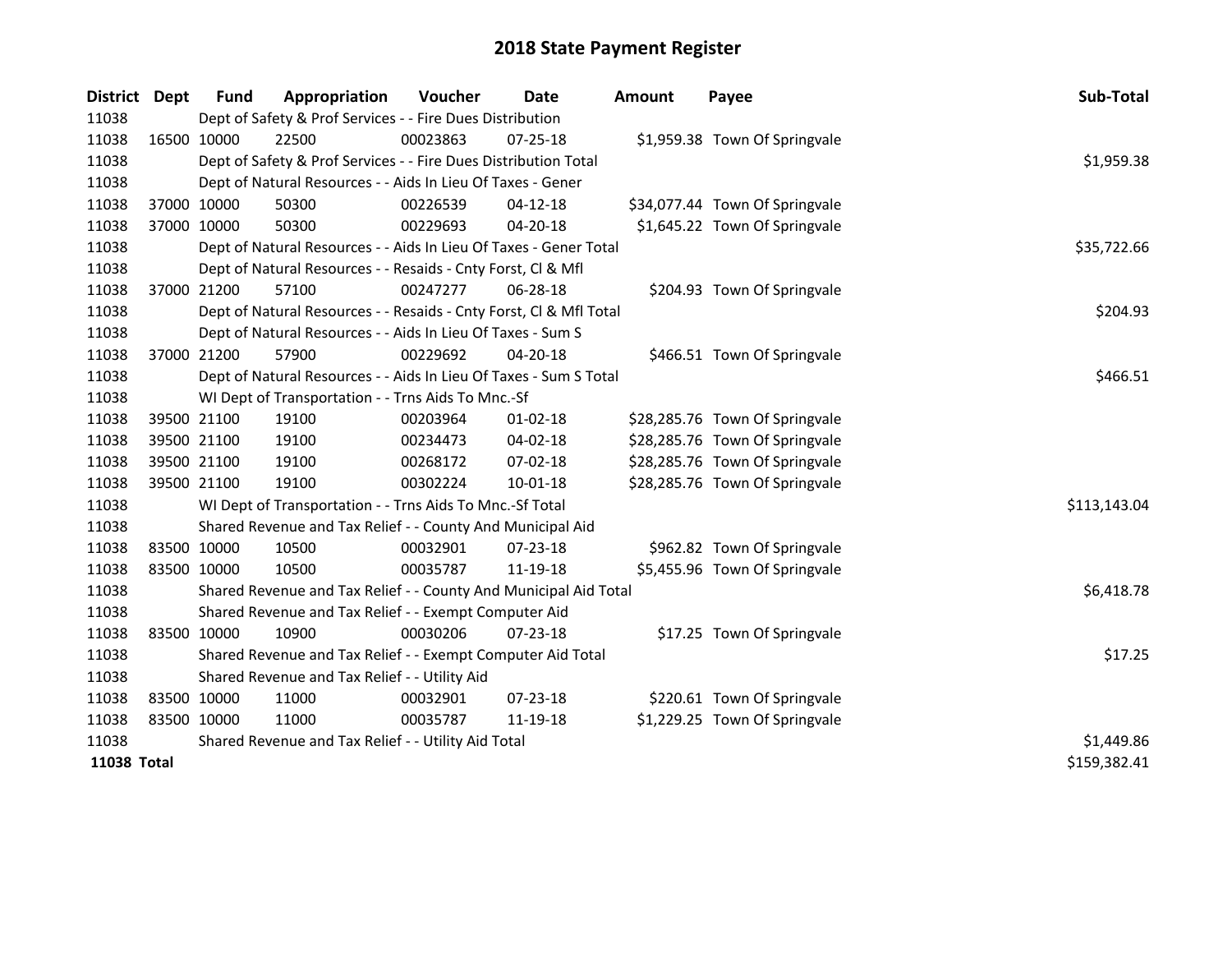# 2018 State Payment Register

| District | Dept | Fund | Appropriation | Voucher | Date | Amount | Payee | Sub-Total |
|---|---|---|---|---|---|---|---|---|
| 11038 | | Dept of Safety & Prof Services - - Fire Dues Distribution | | | | | | |
| 11038 | 16500 | 10000 | 22500 | 00023863 | 07-25-18 | $1,959.38 | Town Of Springvale | |
| 11038 | | Dept of Safety & Prof Services - - Fire Dues Distribution Total | | | | | | $1,959.38 |
| 11038 | | Dept of Natural Resources - - Aids In Lieu Of Taxes - Gener | | | | | | |
| 11038 | 37000 | 10000 | 50300 | 00226539 | 04-12-18 | $34,077.44 | Town Of Springvale | |
| 11038 | 37000 | 10000 | 50300 | 00229693 | 04-20-18 | $1,645.22 | Town Of Springvale | |
| 11038 | | Dept of Natural Resources - - Aids In Lieu Of Taxes - Gener Total | | | | | | $35,722.66 |
| 11038 | | Dept of Natural Resources - - Resaids - Cnty Forst, Cl & Mfl | | | | | | |
| 11038 | 37000 | 21200 | 57100 | 00247277 | 06-28-18 | $204.93 | Town Of Springvale | |
| 11038 | | Dept of Natural Resources - - Resaids - Cnty Forst, Cl & Mfl Total | | | | | | $204.93 |
| 11038 | | Dept of Natural Resources - - Aids In Lieu Of Taxes - Sum S | | | | | | |
| 11038 | 37000 | 21200 | 57900 | 00229692 | 04-20-18 | $466.51 | Town Of Springvale | |
| 11038 | | Dept of Natural Resources - - Aids In Lieu Of Taxes - Sum S Total | | | | | | $466.51 |
| 11038 | | WI Dept of Transportation - - Trns Aids To Mnc.-Sf | | | | | | |
| 11038 | 39500 | 21100 | 19100 | 00203964 | 01-02-18 | $28,285.76 | Town Of Springvale | |
| 11038 | 39500 | 21100 | 19100 | 00234473 | 04-02-18 | $28,285.76 | Town Of Springvale | |
| 11038 | 39500 | 21100 | 19100 | 00268172 | 07-02-18 | $28,285.76 | Town Of Springvale | |
| 11038 | 39500 | 21100 | 19100 | 00302224 | 10-01-18 | $28,285.76 | Town Of Springvale | |
| 11038 | | WI Dept of Transportation - - Trns Aids To Mnc.-Sf Total | | | | | | $113,143.04 |
| 11038 | | Shared Revenue and Tax Relief - - County And Municipal Aid | | | | | | |
| 11038 | 83500 | 10000 | 10500 | 00032901 | 07-23-18 | $962.82 | Town Of Springvale | |
| 11038 | 83500 | 10000 | 10500 | 00035787 | 11-19-18 | $5,455.96 | Town Of Springvale | |
| 11038 | | Shared Revenue and Tax Relief - - County And Municipal Aid Total | | | | | | $6,418.78 |
| 11038 | | Shared Revenue and Tax Relief - - Exempt Computer Aid | | | | | | |
| 11038 | 83500 | 10000 | 10900 | 00030206 | 07-23-18 | $17.25 | Town Of Springvale | |
| 11038 | | Shared Revenue and Tax Relief - - Exempt Computer Aid Total | | | | | | $17.25 |
| 11038 | | Shared Revenue and Tax Relief - - Utility Aid | | | | | | |
| 11038 | 83500 | 10000 | 11000 | 00032901 | 07-23-18 | $220.61 | Town Of Springvale | |
| 11038 | 83500 | 10000 | 11000 | 00035787 | 11-19-18 | $1,229.25 | Town Of Springvale | |
| 11038 | | Shared Revenue and Tax Relief - - Utility Aid Total | | | | | | $1,449.86 |
| **11038 Total** | | | | | | | | $159,382.41 |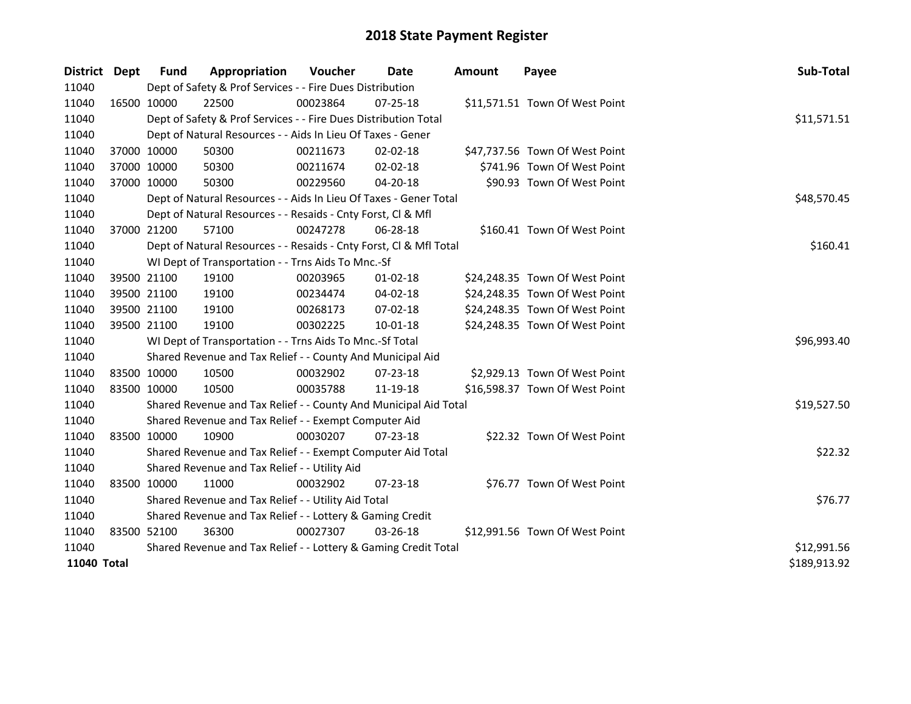# 2018 State Payment Register

| District | Dept | Fund | Appropriation | Voucher | Date | Amount | Payee | Sub-Total |
|---|---|---|---|---|---|---|---|---|
| 11040 | | Dept of Safety & Prof Services - - Fire Dues Distribution | | | | | | |
| 11040 | 16500 | 10000 | 22500 | 00023864 | 07-25-18 | $11,571.51 | Town Of West Point | |
| 11040 | | Dept of Safety & Prof Services - - Fire Dues Distribution Total | | | | | | $11,571.51 |
| 11040 | | Dept of Natural Resources - - Aids In Lieu Of Taxes - Gener | | | | | | |
| 11040 | 37000 | 10000 | 50300 | 00211673 | 02-02-18 | $47,737.56 | Town Of West Point | |
| 11040 | 37000 | 10000 | 50300 | 00211674 | 02-02-18 | $741.96 | Town Of West Point | |
| 11040 | 37000 | 10000 | 50300 | 00229560 | 04-20-18 | $90.93 | Town Of West Point | |
| 11040 | | Dept of Natural Resources - - Aids In Lieu Of Taxes - Gener Total | | | | | | $48,570.45 |
| 11040 | | Dept of Natural Resources - - Resaids - Cnty Forst, Cl & Mfl | | | | | | |
| 11040 | 37000 | 21200 | 57100 | 00247278 | 06-28-18 | $160.41 | Town Of West Point | |
| 11040 | | Dept of Natural Resources - - Resaids - Cnty Forst, Cl & Mfl Total | | | | | | $160.41 |
| 11040 | | WI Dept of Transportation - - Trns Aids To Mnc.-Sf | | | | | | |
| 11040 | 39500 | 21100 | 19100 | 00203965 | 01-02-18 | $24,248.35 | Town Of West Point | |
| 11040 | 39500 | 21100 | 19100 | 00234474 | 04-02-18 | $24,248.35 | Town Of West Point | |
| 11040 | 39500 | 21100 | 19100 | 00268173 | 07-02-18 | $24,248.35 | Town Of West Point | |
| 11040 | 39500 | 21100 | 19100 | 00302225 | 10-01-18 | $24,248.35 | Town Of West Point | |
| 11040 | | WI Dept of Transportation - - Trns Aids To Mnc.-Sf Total | | | | | | $96,993.40 |
| 11040 | | Shared Revenue and Tax Relief - - County And Municipal Aid | | | | | | |
| 11040 | 83500 | 10000 | 10500 | 00032902 | 07-23-18 | $2,929.13 | Town Of West Point | |
| 11040 | 83500 | 10000 | 10500 | 00035788 | 11-19-18 | $16,598.37 | Town Of West Point | |
| 11040 | | Shared Revenue and Tax Relief - - County And Municipal Aid Total | | | | | | $19,527.50 |
| 11040 | | Shared Revenue and Tax Relief - - Exempt Computer Aid | | | | | | |
| 11040 | 83500 | 10000 | 10900 | 00030207 | 07-23-18 | $22.32 | Town Of West Point | |
| 11040 | | Shared Revenue and Tax Relief - - Exempt Computer Aid Total | | | | | | $22.32 |
| 11040 | | Shared Revenue and Tax Relief - - Utility Aid | | | | | | |
| 11040 | 83500 | 10000 | 11000 | 00032902 | 07-23-18 | $76.77 | Town Of West Point | |
| 11040 | | Shared Revenue and Tax Relief - - Utility Aid Total | | | | | | $76.77 |
| 11040 | | Shared Revenue and Tax Relief - - Lottery & Gaming Credit | | | | | | |
| 11040 | 83500 | 52100 | 36300 | 00027307 | 03-26-18 | $12,991.56 | Town Of West Point | |
| 11040 | | Shared Revenue and Tax Relief - - Lottery & Gaming Credit Total | | | | | | $12,991.56 |
| **11040 Total** | | | | | | | | $189,913.92 |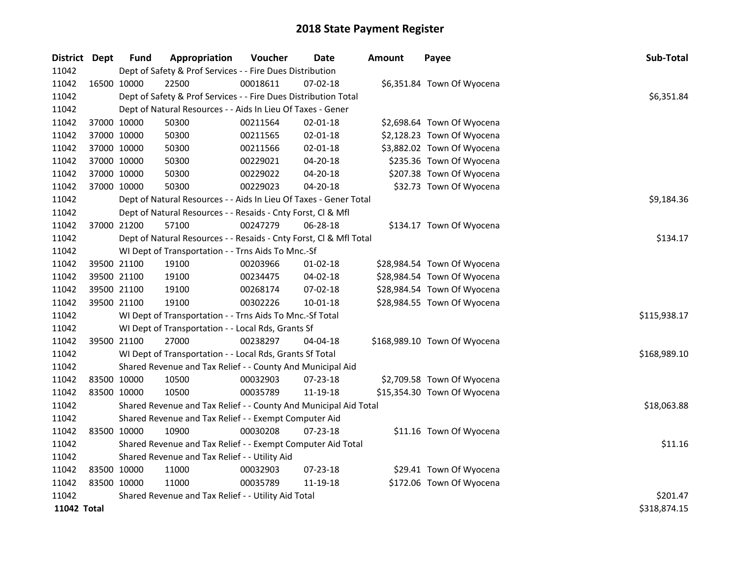# 2018 State Payment Register

| District | Dept | Fund | Appropriation | Voucher | Date | Amount | Payee | Sub-Total |
|---|---|---|---|---|---|---|---|---|
| 11042 | | Dept of Safety & Prof Services - - Fire Dues Distribution | | | | | | |
| 11042 | 16500 | 10000 | 22500 | 00018611 | 07-02-18 | $6,351.84 | Town Of Wyocena | |
| 11042 | | Dept of Safety & Prof Services - - Fire Dues Distribution Total | | | | | | $6,351.84 |
| 11042 | | Dept of Natural Resources - - Aids In Lieu Of Taxes - Gener | | | | | | |
| 11042 | 37000 | 10000 | 50300 | 00211564 | 02-01-18 | $2,698.64 | Town Of Wyocena | |
| 11042 | 37000 | 10000 | 50300 | 00211565 | 02-01-18 | $2,128.23 | Town Of Wyocena | |
| 11042 | 37000 | 10000 | 50300 | 00211566 | 02-01-18 | $3,882.02 | Town Of Wyocena | |
| 11042 | 37000 | 10000 | 50300 | 00229021 | 04-20-18 | $235.36 | Town Of Wyocena | |
| 11042 | 37000 | 10000 | 50300 | 00229022 | 04-20-18 | $207.38 | Town Of Wyocena | |
| 11042 | 37000 | 10000 | 50300 | 00229023 | 04-20-18 | $32.73 | Town Of Wyocena | |
| 11042 | | Dept of Natural Resources - - Aids In Lieu Of Taxes - Gener Total | | | | | | $9,184.36 |
| 11042 | | Dept of Natural Resources - - Resaids - Cnty Forst, Cl & Mfl | | | | | | |
| 11042 | 37000 | 21200 | 57100 | 00247279 | 06-28-18 | $134.17 | Town Of Wyocena | |
| 11042 | | Dept of Natural Resources - - Resaids - Cnty Forst, Cl & Mfl Total | | | | | | $134.17 |
| 11042 | | WI Dept of Transportation - - Trns Aids To Mnc.-Sf | | | | | | |
| 11042 | 39500 | 21100 | 19100 | 00203966 | 01-02-18 | $28,984.54 | Town Of Wyocena | |
| 11042 | 39500 | 21100 | 19100 | 00234475 | 04-02-18 | $28,984.54 | Town Of Wyocena | |
| 11042 | 39500 | 21100 | 19100 | 00268174 | 07-02-18 | $28,984.54 | Town Of Wyocena | |
| 11042 | 39500 | 21100 | 19100 | 00302226 | 10-01-18 | $28,984.55 | Town Of Wyocena | |
| 11042 | | WI Dept of Transportation - - Trns Aids To Mnc.-Sf Total | | | | | | $115,938.17 |
| 11042 | | WI Dept of Transportation - - Local Rds, Grants Sf | | | | | | |
| 11042 | 39500 | 21100 | 27000 | 00238297 | 04-04-18 | $168,989.10 | Town Of Wyocena | |
| 11042 | | WI Dept of Transportation - - Local Rds, Grants Sf Total | | | | | | $168,989.10 |
| 11042 | | Shared Revenue and Tax Relief - - County And Municipal Aid | | | | | | |
| 11042 | 83500 | 10000 | 10500 | 00032903 | 07-23-18 | $2,709.58 | Town Of Wyocena | |
| 11042 | 83500 | 10000 | 10500 | 00035789 | 11-19-18 | $15,354.30 | Town Of Wyocena | |
| 11042 | | Shared Revenue and Tax Relief - - County And Municipal Aid Total | | | | | | $18,063.88 |
| 11042 | | Shared Revenue and Tax Relief - - Exempt Computer Aid | | | | | | |
| 11042 | 83500 | 10000 | 10900 | 00030208 | 07-23-18 | $11.16 | Town Of Wyocena | |
| 11042 | | Shared Revenue and Tax Relief - - Exempt Computer Aid Total | | | | | | $11.16 |
| 11042 | | Shared Revenue and Tax Relief - - Utility Aid | | | | | | |
| 11042 | 83500 | 10000 | 11000 | 00032903 | 07-23-18 | $29.41 | Town Of Wyocena | |
| 11042 | 83500 | 10000 | 11000 | 00035789 | 11-19-18 | $172.06 | Town Of Wyocena | |
| 11042 | | Shared Revenue and Tax Relief - - Utility Aid Total | | | | | | $201.47 |
| **11042 Total** | | | | | | | | $318,874.15 |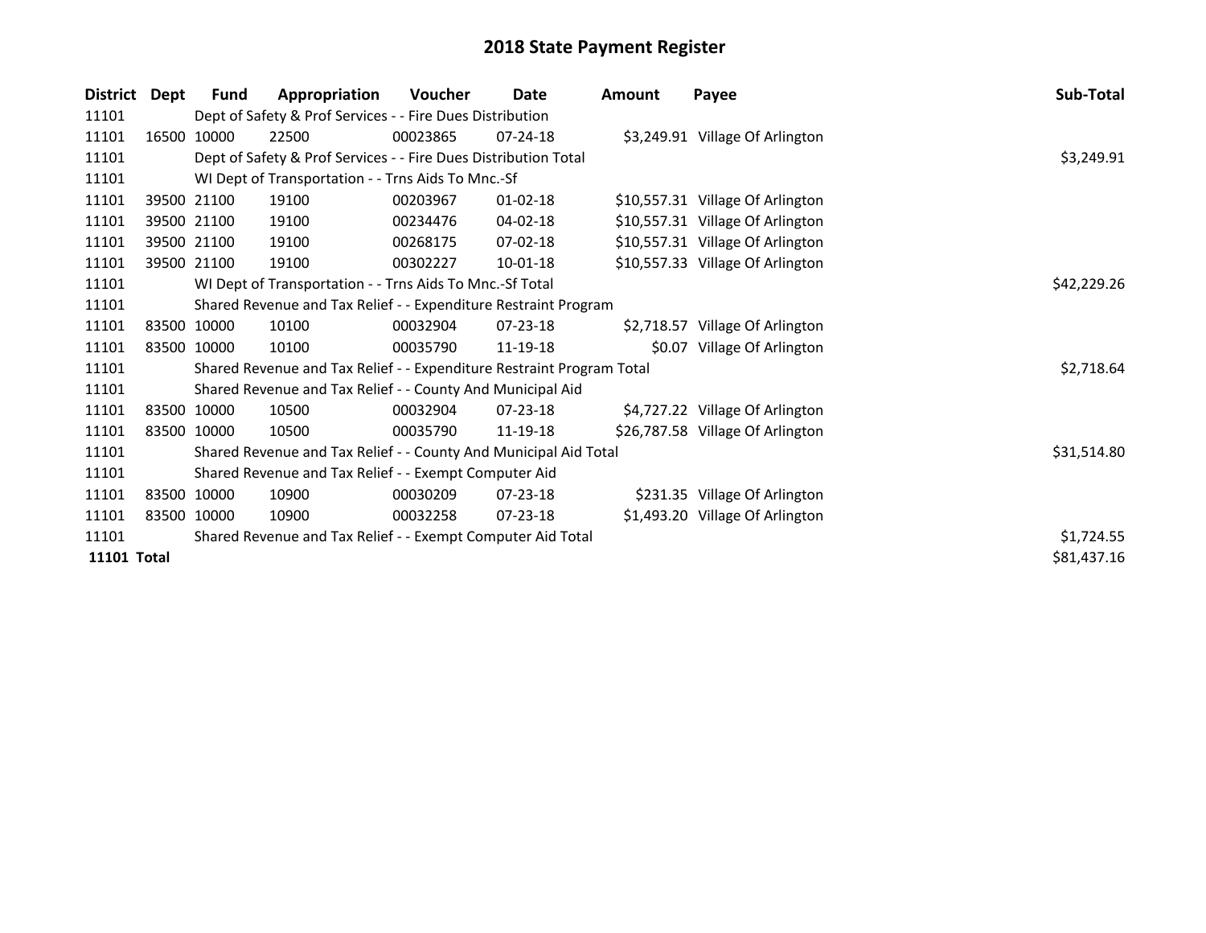# 2018 State Payment Register

| District | Dept | Fund | Appropriation | Voucher | Date | Amount | Payee | Sub-Total |
|---|---|---|---|---|---|---|---|---|
| 11101 | | Dept of Safety & Prof Services - - Fire Dues Distribution | | | | | | |
| 11101 | 16500 | 10000 | 22500 | 00023865 | 07-24-18 | $3,249.91 | Village Of Arlington | |
| 11101 | | Dept of Safety & Prof Services - - Fire Dues Distribution Total | | | | | | $3,249.91 |
| 11101 | | WI Dept of Transportation - - Trns Aids To Mnc.-Sf | | | | | | |
| 11101 | 39500 | 21100 | 19100 | 00203967 | 01-02-18 | $10,557.31 | Village Of Arlington | |
| 11101 | 39500 | 21100 | 19100 | 00234476 | 04-02-18 | $10,557.31 | Village Of Arlington | |
| 11101 | 39500 | 21100 | 19100 | 00268175 | 07-02-18 | $10,557.31 | Village Of Arlington | |
| 11101 | 39500 | 21100 | 19100 | 00302227 | 10-01-18 | $10,557.33 | Village Of Arlington | |
| 11101 | | WI Dept of Transportation - - Trns Aids To Mnc.-Sf Total | | | | | | $42,229.26 |
| 11101 | | Shared Revenue and Tax Relief - - Expenditure Restraint Program | | | | | | |
| 11101 | 83500 | 10000 | 10100 | 00032904 | 07-23-18 | $2,718.57 | Village Of Arlington | |
| 11101 | 83500 | 10000 | 10100 | 00035790 | 11-19-18 | $0.07 | Village Of Arlington | |
| 11101 | | Shared Revenue and Tax Relief - - Expenditure Restraint Program Total | | | | | | $2,718.64 |
| 11101 | | Shared Revenue and Tax Relief - - County And Municipal Aid | | | | | | |
| 11101 | 83500 | 10000 | 10500 | 00032904 | 07-23-18 | $4,727.22 | Village Of Arlington | |
| 11101 | 83500 | 10000 | 10500 | 00035790 | 11-19-18 | $26,787.58 | Village Of Arlington | |
| 11101 | | Shared Revenue and Tax Relief - - County And Municipal Aid Total | | | | | | $31,514.80 |
| 11101 | | Shared Revenue and Tax Relief - - Exempt Computer Aid | | | | | | |
| 11101 | 83500 | 10000 | 10900 | 00030209 | 07-23-18 | $231.35 | Village Of Arlington | |
| 11101 | 83500 | 10000 | 10900 | 00032258 | 07-23-18 | $1,493.20 | Village Of Arlington | |
| 11101 | | Shared Revenue and Tax Relief - - Exempt Computer Aid Total | | | | | | $1,724.55 |
| **11101 Total** | | | | | | | | $81,437.16 |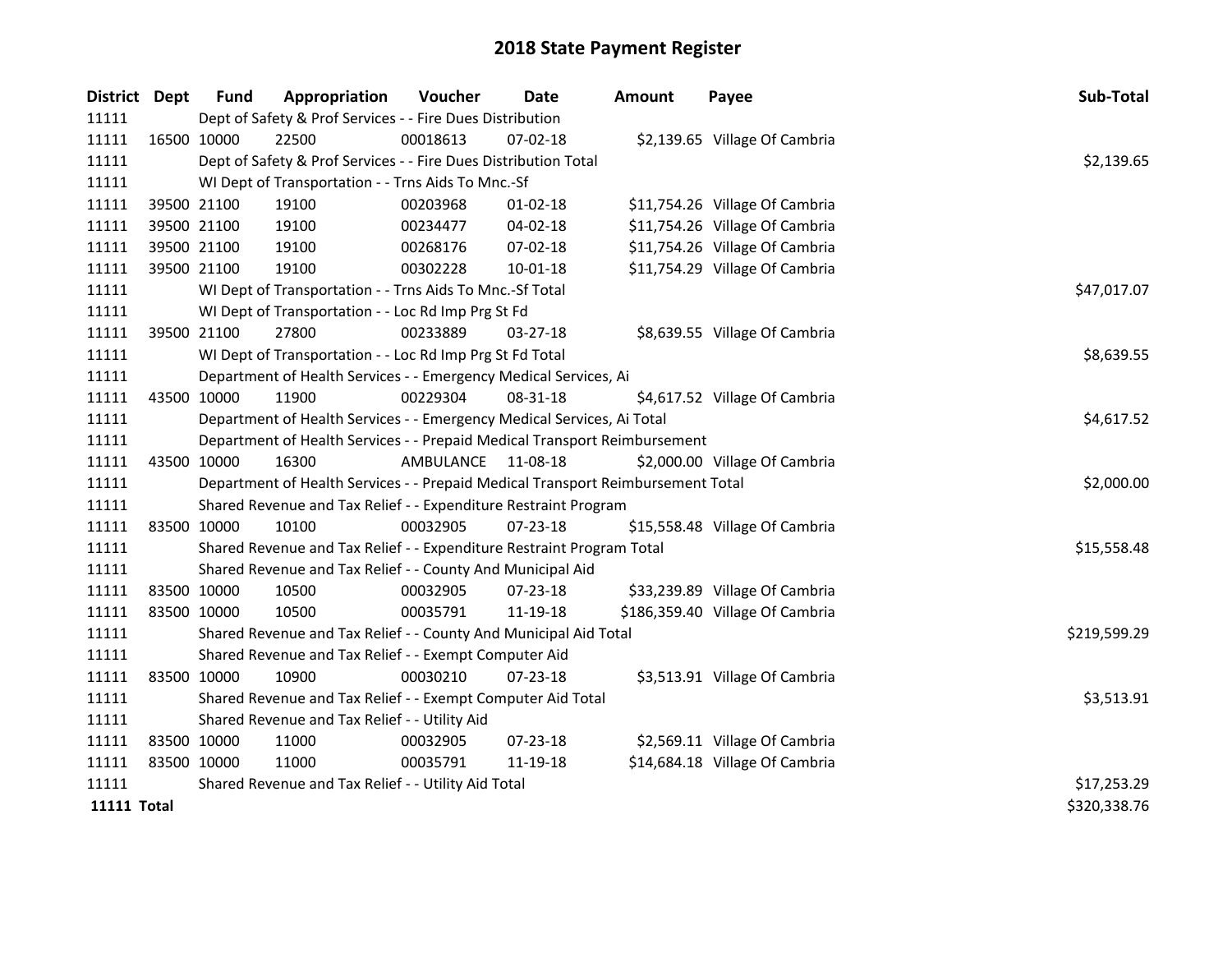# 2018 State Payment Register

| District | Dept | Fund | Appropriation | Voucher | Date | Amount | Payee | Sub-Total |
|---|---|---|---|---|---|---|---|---|
| 11111 | | Dept of Safety & Prof Services - - Fire Dues Distribution | | | | | | |
| 11111 | 16500 | 10000 | 22500 | 00018613 | 07-02-18 | $2,139.65 | Village Of Cambria | |
| 11111 | | Dept of Safety & Prof Services - - Fire Dues Distribution Total | | | | | | $2,139.65 |
| 11111 | | WI Dept of Transportation - - Trns Aids To Mnc.-Sf | | | | | | |
| 11111 | 39500 | 21100 | 19100 | 00203968 | 01-02-18 | $11,754.26 | Village Of Cambria | |
| 11111 | 39500 | 21100 | 19100 | 00234477 | 04-02-18 | $11,754.26 | Village Of Cambria | |
| 11111 | 39500 | 21100 | 19100 | 00268176 | 07-02-18 | $11,754.26 | Village Of Cambria | |
| 11111 | 39500 | 21100 | 19100 | 00302228 | 10-01-18 | $11,754.29 | Village Of Cambria | |
| 11111 | | WI Dept of Transportation - - Trns Aids To Mnc.-Sf Total | | | | | | $47,017.07 |
| 11111 | | WI Dept of Transportation - - Loc Rd Imp Prg St Fd | | | | | | |
| 11111 | 39500 | 21100 | 27800 | 00233889 | 03-27-18 | $8,639.55 | Village Of Cambria | |
| 11111 | | WI Dept of Transportation - - Loc Rd Imp Prg St Fd Total | | | | | | $8,639.55 |
| 11111 | | Department of Health Services - - Emergency Medical Services, Ai | | | | | | |
| 11111 | 43500 | 10000 | 11900 | 00229304 | 08-31-18 | $4,617.52 | Village Of Cambria | |
| 11111 | | Department of Health Services - - Emergency Medical Services, Ai Total | | | | | | $4,617.52 |
| 11111 | | Department of Health Services - - Prepaid Medical Transport Reimbursement | | | | | | |
| 11111 | 43500 | 10000 | 16300 | AMBULANCE | 11-08-18 | $2,000.00 | Village Of Cambria | |
| 11111 | | Department of Health Services - - Prepaid Medical Transport Reimbursement Total | | | | | | $2,000.00 |
| 11111 | | Shared Revenue and Tax Relief - - Expenditure Restraint Program | | | | | | |
| 11111 | 83500 | 10000 | 10100 | 00032905 | 07-23-18 | $15,558.48 | Village Of Cambria | |
| 11111 | | Shared Revenue and Tax Relief - - Expenditure Restraint Program Total | | | | | | $15,558.48 |
| 11111 | | Shared Revenue and Tax Relief - - County And Municipal Aid | | | | | | |
| 11111 | 83500 | 10000 | 10500 | 00032905 | 07-23-18 | $33,239.89 | Village Of Cambria | |
| 11111 | 83500 | 10000 | 10500 | 00035791 | 11-19-18 | $186,359.40 | Village Of Cambria | |
| 11111 | | Shared Revenue and Tax Relief - - County And Municipal Aid Total | | | | | | $219,599.29 |
| 11111 | | Shared Revenue and Tax Relief - - Exempt Computer Aid | | | | | | |
| 11111 | 83500 | 10000 | 10900 | 00030210 | 07-23-18 | $3,513.91 | Village Of Cambria | |
| 11111 | | Shared Revenue and Tax Relief - - Exempt Computer Aid Total | | | | | | $3,513.91 |
| 11111 | | Shared Revenue and Tax Relief - - Utility Aid | | | | | | |
| 11111 | 83500 | 10000 | 11000 | 00032905 | 07-23-18 | $2,569.11 | Village Of Cambria | |
| 11111 | 83500 | 10000 | 11000 | 00035791 | 11-19-18 | $14,684.18 | Village Of Cambria | |
| 11111 | | Shared Revenue and Tax Relief - - Utility Aid Total | | | | | | $17,253.29 |
| **11111 Total** | | | | | | | | $320,338.76 |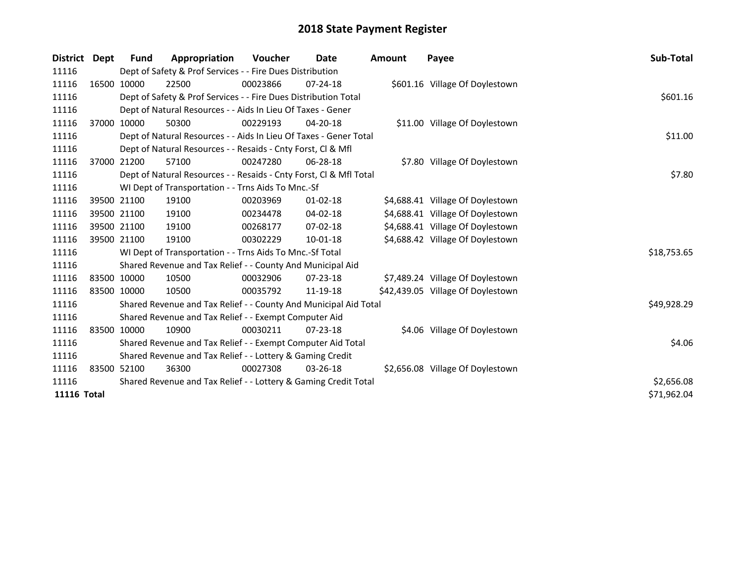# 2018 State Payment Register

| District | Dept | Fund | Appropriation | Voucher | Date | Amount | Payee | Sub-Total |
|---|---|---|---|---|---|---|---|---|
| 11116 | | Dept of Safety & Prof Services - - Fire Dues Distribution | | | | | | |
| 11116 | 16500 | 10000 | 22500 | 00023866 | 07-24-18 | $601.16 | Village Of Doylestown | |
| 11116 | | Dept of Safety & Prof Services - - Fire Dues Distribution Total | | | | | | $601.16 |
| 11116 | | Dept of Natural Resources - - Aids In Lieu Of Taxes - Gener | | | | | | |
| 11116 | 37000 | 10000 | 50300 | 00229193 | 04-20-18 | $11.00 | Village Of Doylestown | |
| 11116 | | Dept of Natural Resources - - Aids In Lieu Of Taxes - Gener Total | | | | | | $11.00 |
| 11116 | | Dept of Natural Resources - - Resaids - Cnty Forst, Cl & Mfl | | | | | | |
| 11116 | 37000 | 21200 | 57100 | 00247280 | 06-28-18 | $7.80 | Village Of Doylestown | |
| 11116 | | Dept of Natural Resources - - Resaids - Cnty Forst, Cl & Mfl Total | | | | | | $7.80 |
| 11116 | | WI Dept of Transportation - - Trns Aids To Mnc.-Sf | | | | | | |
| 11116 | 39500 | 21100 | 19100 | 00203969 | 01-02-18 | $4,688.41 | Village Of Doylestown | |
| 11116 | 39500 | 21100 | 19100 | 00234478 | 04-02-18 | $4,688.41 | Village Of Doylestown | |
| 11116 | 39500 | 21100 | 19100 | 00268177 | 07-02-18 | $4,688.41 | Village Of Doylestown | |
| 11116 | 39500 | 21100 | 19100 | 00302229 | 10-01-18 | $4,688.42 | Village Of Doylestown | |
| 11116 | | WI Dept of Transportation - - Trns Aids To Mnc.-Sf Total | | | | | | $18,753.65 |
| 11116 | | Shared Revenue and Tax Relief - - County And Municipal Aid | | | | | | |
| 11116 | 83500 | 10000 | 10500 | 00032906 | 07-23-18 | $7,489.24 | Village Of Doylestown | |
| 11116 | 83500 | 10000 | 10500 | 00035792 | 11-19-18 | $42,439.05 | Village Of Doylestown | |
| 11116 | | Shared Revenue and Tax Relief - - County And Municipal Aid Total | | | | | | $49,928.29 |
| 11116 | | Shared Revenue and Tax Relief - - Exempt Computer Aid | | | | | | |
| 11116 | 83500 | 10000 | 10900 | 00030211 | 07-23-18 | $4.06 | Village Of Doylestown | |
| 11116 | | Shared Revenue and Tax Relief - - Exempt Computer Aid Total | | | | | | $4.06 |
| 11116 | | Shared Revenue and Tax Relief - - Lottery & Gaming Credit | | | | | | |
| 11116 | 83500 | 52100 | 36300 | 00027308 | 03-26-18 | $2,656.08 | Village Of Doylestown | |
| 11116 | | Shared Revenue and Tax Relief - - Lottery & Gaming Credit Total | | | | | | $2,656.08 |
| **11116 Total** | | | | | | | | $71,962.04 |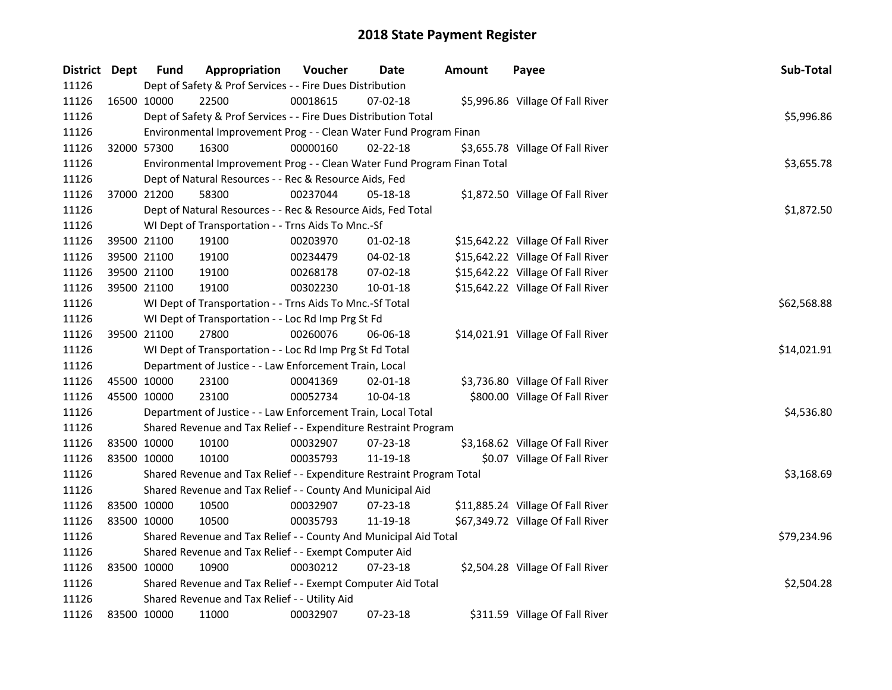# 2018 State Payment Register

| District | Dept | Fund | Appropriation | Voucher | Date | Amount | Payee | Sub-Total |
|---|---|---|---|---|---|---|---|---|
| 11126 | | Dept of Safety & Prof Services - - Fire Dues Distribution | | | | | | |
| 11126 | 16500 | 10000 | 22500 | 00018615 | 07-02-18 | $5,996.86 | Village Of Fall River | |
| 11126 | | Dept of Safety & Prof Services - - Fire Dues Distribution Total | | | | | | $5,996.86 |
| 11126 | | Environmental Improvement Prog - - Clean Water Fund Program Finan | | | | | | |
| 11126 | 32000 | 57300 | 16300 | 00000160 | 02-22-18 | $3,655.78 | Village Of Fall River | |
| 11126 | | Environmental Improvement Prog - - Clean Water Fund Program Finan Total | | | | | | $3,655.78 |
| 11126 | | Dept of Natural Resources - - Rec & Resource Aids, Fed | | | | | | |
| 11126 | 37000 | 21200 | 58300 | 00237044 | 05-18-18 | $1,872.50 | Village Of Fall River | |
| 11126 | | Dept of Natural Resources - - Rec & Resource Aids, Fed Total | | | | | | $1,872.50 |
| 11126 | | WI Dept of Transportation - - Trns Aids To Mnc.-Sf | | | | | | |
| 11126 | 39500 | 21100 | 19100 | 00203970 | 01-02-18 | $15,642.22 | Village Of Fall River | |
| 11126 | 39500 | 21100 | 19100 | 00234479 | 04-02-18 | $15,642.22 | Village Of Fall River | |
| 11126 | 39500 | 21100 | 19100 | 00268178 | 07-02-18 | $15,642.22 | Village Of Fall River | |
| 11126 | 39500 | 21100 | 19100 | 00302230 | 10-01-18 | $15,642.22 | Village Of Fall River | |
| 11126 | | WI Dept of Transportation - - Trns Aids To Mnc.-Sf Total | | | | | | $62,568.88 |
| 11126 | | WI Dept of Transportation - - Loc Rd Imp Prg St Fd | | | | | | |
| 11126 | 39500 | 21100 | 27800 | 00260076 | 06-06-18 | $14,021.91 | Village Of Fall River | |
| 11126 | | WI Dept of Transportation - - Loc Rd Imp Prg St Fd Total | | | | | | $14,021.91 |
| 11126 | | Department of Justice - - Law Enforcement Train, Local | | | | | | |
| 11126 | 45500 | 10000 | 23100 | 00041369 | 02-01-18 | $3,736.80 | Village Of Fall River | |
| 11126 | 45500 | 10000 | 23100 | 00052734 | 10-04-18 | $800.00 | Village Of Fall River | |
| 11126 | | Department of Justice - - Law Enforcement Train, Local Total | | | | | | $4,536.80 |
| 11126 | | Shared Revenue and Tax Relief - - Expenditure Restraint Program | | | | | | |
| 11126 | 83500 | 10000 | 10100 | 00032907 | 07-23-18 | $3,168.62 | Village Of Fall River | |
| 11126 | 83500 | 10000 | 10100 | 00035793 | 11-19-18 | $0.07 | Village Of Fall River | |
| 11126 | | Shared Revenue and Tax Relief - - Expenditure Restraint Program Total | | | | | | $3,168.69 |
| 11126 | | Shared Revenue and Tax Relief - - County And Municipal Aid | | | | | | |
| 11126 | 83500 | 10000 | 10500 | 00032907 | 07-23-18 | $11,885.24 | Village Of Fall River | |
| 11126 | 83500 | 10000 | 10500 | 00035793 | 11-19-18 | $67,349.72 | Village Of Fall River | |
| 11126 | | Shared Revenue and Tax Relief - - County And Municipal Aid Total | | | | | | $79,234.96 |
| 11126 | | Shared Revenue and Tax Relief - - Exempt Computer Aid | | | | | | |
| 11126 | 83500 | 10000 | 10900 | 00030212 | 07-23-18 | $2,504.28 | Village Of Fall River | |
| 11126 | | Shared Revenue and Tax Relief - - Exempt Computer Aid Total | | | | | | $2,504.28 |
| 11126 | | Shared Revenue and Tax Relief - - Utility Aid | | | | | | |
| 11126 | 83500 | 10000 | 11000 | 00032907 | 07-23-18 | $311.59 | Village Of Fall River | |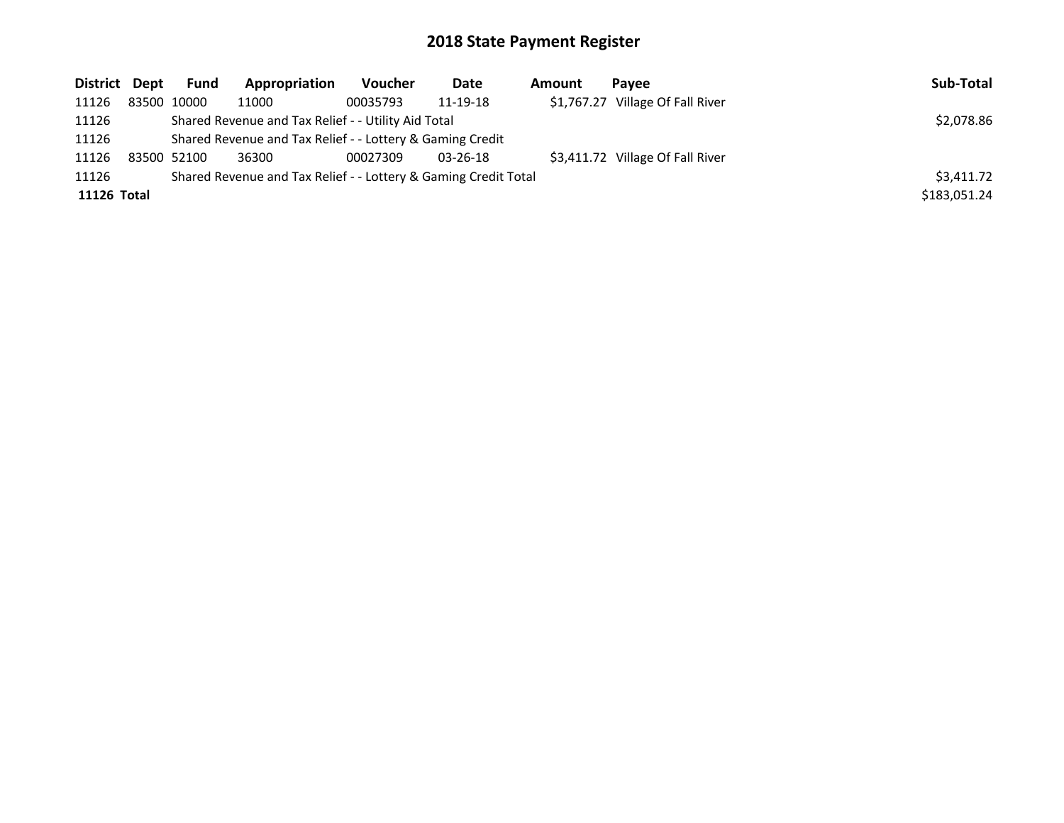# 2018 State Payment Register

| District | Dept | Fund | Appropriation | Voucher | Date | Amount | Payee | Sub-Total |
|---|---|---|---|---|---|---|---|---|
| 11126 | 83500 | 10000 | 11000 | 00035793 | 11-19-18 | $1,767.27 | Village Of Fall River | |
| 11126 | | Shared Revenue and Tax Relief - - Utility Aid Total | | | | | | $2,078.86 |
| 11126 | | Shared Revenue and Tax Relief - - Lottery & Gaming Credit | | | | | | |
| 11126 | 83500 | 52100 | 36300 | 00027309 | 03-26-18 | $3,411.72 | Village Of Fall River | |
| 11126 | | Shared Revenue and Tax Relief - - Lottery & Gaming Credit Total | | | | | | $3,411.72 |
| **11126 Total** | | | | | | | | $183,051.24 |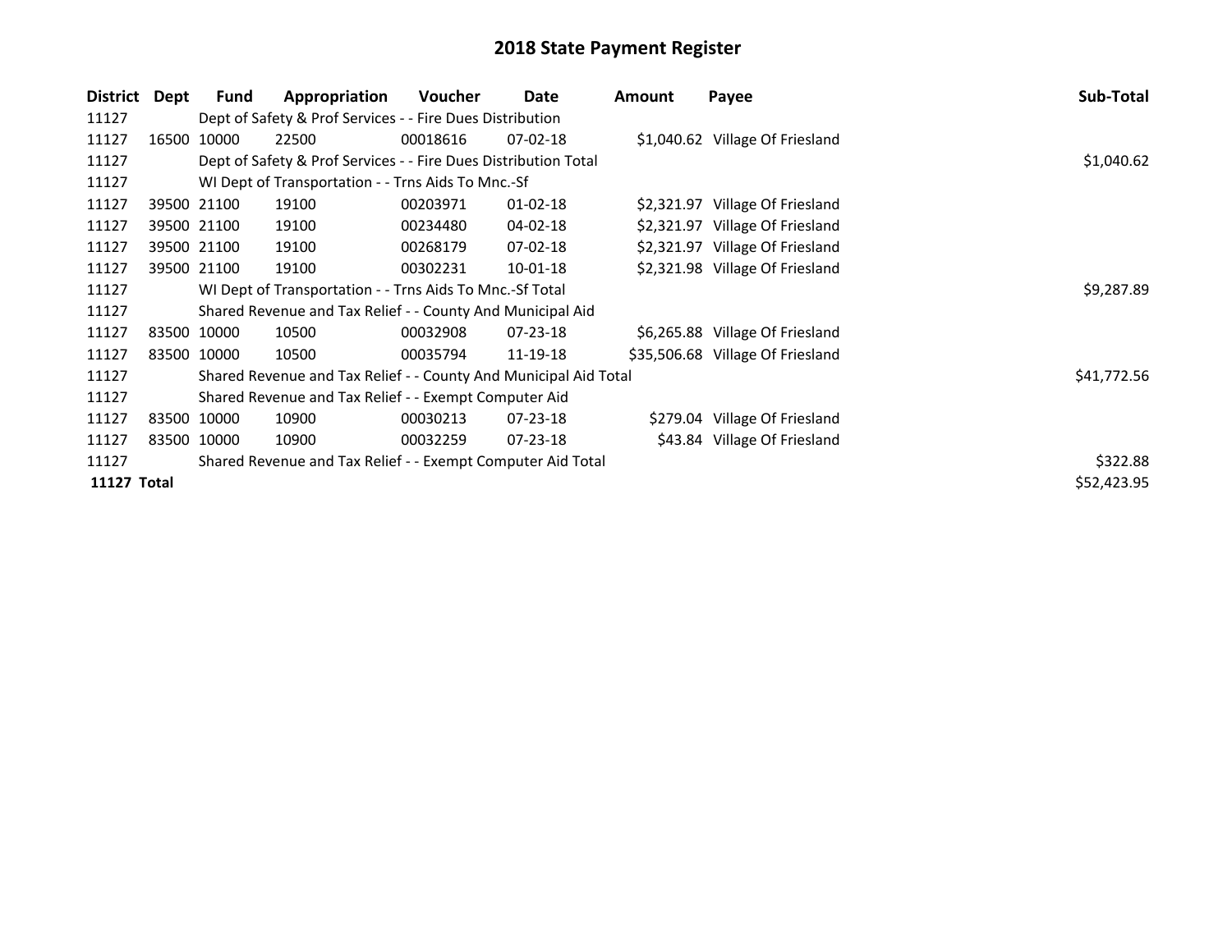# 2018 State Payment Register

| District | Dept | Fund | Appropriation | Voucher | Date | Amount | Payee | Sub-Total |
|---|---|---|---|---|---|---|---|---|
| 11127 | | Dept of Safety & Prof Services - - Fire Dues Distribution | | | | | | |
| 11127 | 16500 | 10000 | 22500 | 00018616 | 07-02-18 | $1,040.62 | Village Of Friesland | |
| 11127 | | Dept of Safety & Prof Services - - Fire Dues Distribution Total | | | | | | $1,040.62 |
| 11127 | | WI Dept of Transportation - - Trns Aids To Mnc.-Sf | | | | | | |
| 11127 | 39500 | 21100 | 19100 | 00203971 | 01-02-18 | $2,321.97 | Village Of Friesland | |
| 11127 | 39500 | 21100 | 19100 | 00234480 | 04-02-18 | $2,321.97 | Village Of Friesland | |
| 11127 | 39500 | 21100 | 19100 | 00268179 | 07-02-18 | $2,321.97 | Village Of Friesland | |
| 11127 | 39500 | 21100 | 19100 | 00302231 | 10-01-18 | $2,321.98 | Village Of Friesland | |
| 11127 | | WI Dept of Transportation - - Trns Aids To Mnc.-Sf Total | | | | | | $9,287.89 |
| 11127 | | Shared Revenue and Tax Relief - - County And Municipal Aid | | | | | | |
| 11127 | 83500 | 10000 | 10500 | 00032908 | 07-23-18 | $6,265.88 | Village Of Friesland | |
| 11127 | 83500 | 10000 | 10500 | 00035794 | 11-19-18 | $35,506.68 | Village Of Friesland | |
| 11127 | | Shared Revenue and Tax Relief - - County And Municipal Aid Total | | | | | | $41,772.56 |
| 11127 | | Shared Revenue and Tax Relief - - Exempt Computer Aid | | | | | | |
| 11127 | 83500 | 10000 | 10900 | 00030213 | 07-23-18 | $279.04 | Village Of Friesland | |
| 11127 | 83500 | 10000 | 10900 | 00032259 | 07-23-18 | $43.84 | Village Of Friesland | |
| 11127 | | Shared Revenue and Tax Relief - - Exempt Computer Aid Total | | | | | | $322.88 |
| **11127 Total** | | | | | | | | $52,423.95 |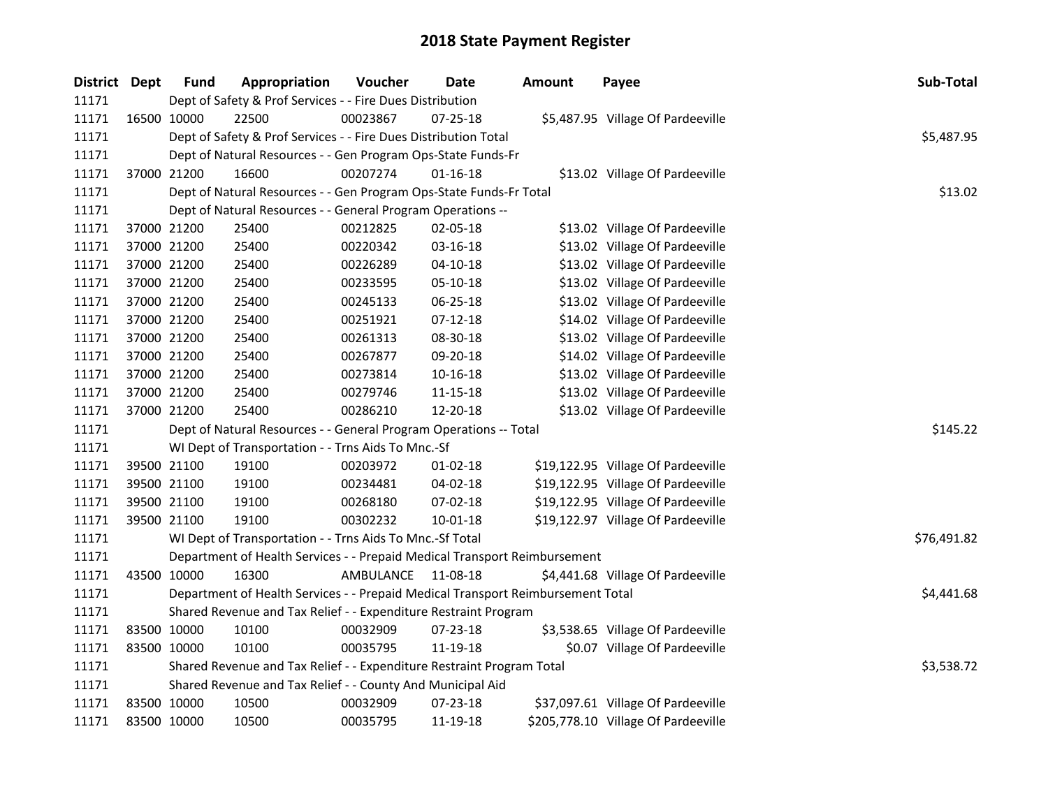# 2018 State Payment Register

| District | Dept | Fund | Appropriation | Voucher | Date | Amount | Payee | Sub-Total |
|---|---|---|---|---|---|---|---|---|
| 11171 | | Dept of Safety & Prof Services - - Fire Dues Distribution | | | | | | |
| 11171 | 16500 | 10000 | 22500 | 00023867 | 07-25-18 | $5,487.95 | Village Of Pardeeville | |
| 11171 | | Dept of Safety & Prof Services - - Fire Dues Distribution Total | | | | | | $5,487.95 |
| 11171 | | Dept of Natural Resources - - Gen Program Ops-State Funds-Fr | | | | | | |
| 11171 | 37000 | 21200 | 16600 | 00207274 | 01-16-18 | $13.02 | Village Of Pardeeville | |
| 11171 | | Dept of Natural Resources - - Gen Program Ops-State Funds-Fr Total | | | | | | $13.02 |
| 11171 | | Dept of Natural Resources - - General Program Operations -- | | | | | | |
| 11171 | 37000 | 21200 | 25400 | 00212825 | 02-05-18 | $13.02 | Village Of Pardeeville | |
| 11171 | 37000 | 21200 | 25400 | 00220342 | 03-16-18 | $13.02 | Village Of Pardeeville | |
| 11171 | 37000 | 21200 | 25400 | 00226289 | 04-10-18 | $13.02 | Village Of Pardeeville | |
| 11171 | 37000 | 21200 | 25400 | 00233595 | 05-10-18 | $13.02 | Village Of Pardeeville | |
| 11171 | 37000 | 21200 | 25400 | 00245133 | 06-25-18 | $13.02 | Village Of Pardeeville | |
| 11171 | 37000 | 21200 | 25400 | 00251921 | 07-12-18 | $14.02 | Village Of Pardeeville | |
| 11171 | 37000 | 21200 | 25400 | 00261313 | 08-30-18 | $13.02 | Village Of Pardeeville | |
| 11171 | 37000 | 21200 | 25400 | 00267877 | 09-20-18 | $14.02 | Village Of Pardeeville | |
| 11171 | 37000 | 21200 | 25400 | 00273814 | 10-16-18 | $13.02 | Village Of Pardeeville | |
| 11171 | 37000 | 21200 | 25400 | 00279746 | 11-15-18 | $13.02 | Village Of Pardeeville | |
| 11171 | 37000 | 21200 | 25400 | 00286210 | 12-20-18 | $13.02 | Village Of Pardeeville | |
| 11171 | | Dept of Natural Resources - - General Program Operations -- Total | | | | | | $145.22 |
| 11171 | | WI Dept of Transportation - - Trns Aids To Mnc.-Sf | | | | | | |
| 11171 | 39500 | 21100 | 19100 | 00203972 | 01-02-18 | $19,122.95 | Village Of Pardeeville | |
| 11171 | 39500 | 21100 | 19100 | 00234481 | 04-02-18 | $19,122.95 | Village Of Pardeeville | |
| 11171 | 39500 | 21100 | 19100 | 00268180 | 07-02-18 | $19,122.95 | Village Of Pardeeville | |
| 11171 | 39500 | 21100 | 19100 | 00302232 | 10-01-18 | $19,122.97 | Village Of Pardeeville | |
| 11171 | | WI Dept of Transportation - - Trns Aids To Mnc.-Sf Total | | | | | | $76,491.82 |
| 11171 | | Department of Health Services - - Prepaid Medical Transport Reimbursement | | | | | | |
| 11171 | 43500 | 10000 | 16300 | AMBULANCE | 11-08-18 | $4,441.68 | Village Of Pardeeville | |
| 11171 | | Department of Health Services - - Prepaid Medical Transport Reimbursement Total | | | | | | $4,441.68 |
| 11171 | | Shared Revenue and Tax Relief - - Expenditure Restraint Program | | | | | | |
| 11171 | 83500 | 10000 | 10100 | 00032909 | 07-23-18 | $3,538.65 | Village Of Pardeeville | |
| 11171 | 83500 | 10000 | 10100 | 00035795 | 11-19-18 | $0.07 | Village Of Pardeeville | |
| 11171 | | Shared Revenue and Tax Relief - - Expenditure Restraint Program Total | | | | | | $3,538.72 |
| 11171 | | Shared Revenue and Tax Relief - - County And Municipal Aid | | | | | | |
| 11171 | 83500 | 10000 | 10500 | 00032909 | 07-23-18 | $37,097.61 | Village Of Pardeeville | |
| 11171 | 83500 | 10000 | 10500 | 00035795 | 11-19-18 | $205,778.10 | Village Of Pardeeville | |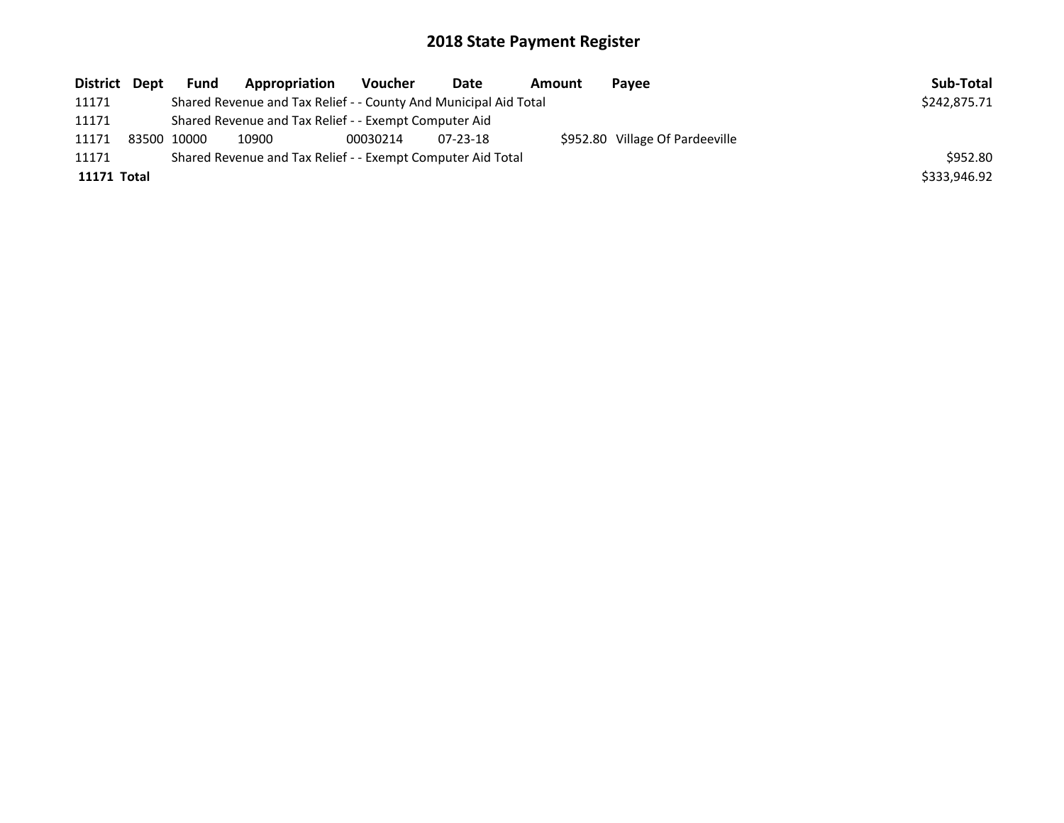# 2018 State Payment Register

| District | Dept | Fund | Appropriation | Voucher | Date | Amount | Payee | Sub-Total |
|---|---|---|---|---|---|---|---|---|
| 11171 | | Shared Revenue and Tax Relief - - County And Municipal Aid Total | | | | | | $242,875.71 |
| 11171 | | Shared Revenue and Tax Relief - - Exempt Computer Aid | | | | | | |
| 11171 | 83500 | 10000 | 10900 | 00030214 | 07-23-18 | $952.80 | Village Of Pardeeville | |
| 11171 | | Shared Revenue and Tax Relief - - Exempt Computer Aid Total | | | | | | $952.80 |
| **11171** | **Total** | | | | | | | $333,946.92 |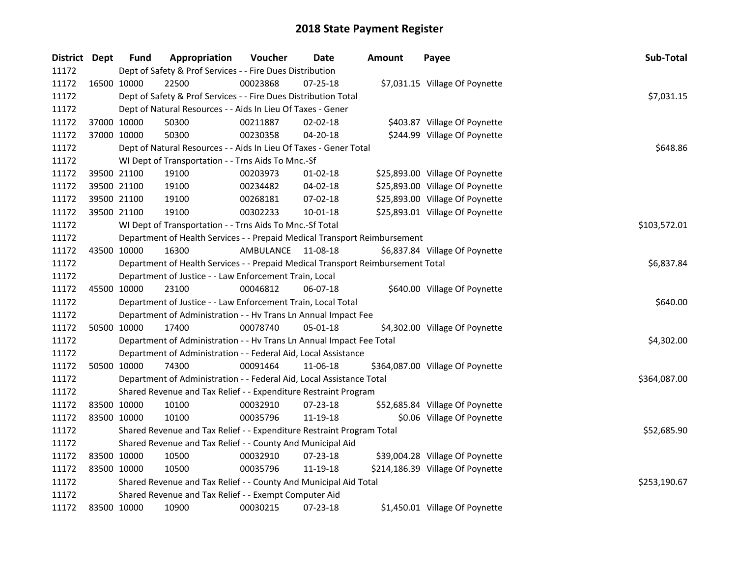# 2018 State Payment Register

| District | Dept | Fund | Appropriation | Voucher | Date | Amount | Payee | Sub-Total |
|---|---|---|---|---|---|---|---|---|
| 11172 | | Dept of Safety & Prof Services - - Fire Dues Distribution | | | | | | |
| 11172 | 16500 | 10000 | 22500 | 00023868 | 07-25-18 | $7,031.15 | Village Of Poynette | |
| 11172 | | Dept of Safety & Prof Services - - Fire Dues Distribution Total | | | | | | $7,031.15 |
| 11172 | | Dept of Natural Resources - - Aids In Lieu Of Taxes - Gener | | | | | | |
| 11172 | 37000 | 10000 | 50300 | 00211887 | 02-02-18 | $403.87 | Village Of Poynette | |
| 11172 | 37000 | 10000 | 50300 | 00230358 | 04-20-18 | $244.99 | Village Of Poynette | |
| 11172 | | Dept of Natural Resources - - Aids In Lieu Of Taxes - Gener Total | | | | | | $648.86 |
| 11172 | | WI Dept of Transportation - - Trns Aids To Mnc.-Sf | | | | | | |
| 11172 | 39500 | 21100 | 19100 | 00203973 | 01-02-18 | $25,893.00 | Village Of Poynette | |
| 11172 | 39500 | 21100 | 19100 | 00234482 | 04-02-18 | $25,893.00 | Village Of Poynette | |
| 11172 | 39500 | 21100 | 19100 | 00268181 | 07-02-18 | $25,893.00 | Village Of Poynette | |
| 11172 | 39500 | 21100 | 19100 | 00302233 | 10-01-18 | $25,893.01 | Village Of Poynette | |
| 11172 | | WI Dept of Transportation - - Trns Aids To Mnc.-Sf Total | | | | | | $103,572.01 |
| 11172 | | Department of Health Services - - Prepaid Medical Transport Reimbursement | | | | | | |
| 11172 | 43500 | 10000 | 16300 | AMBULANCE | 11-08-18 | $6,837.84 | Village Of Poynette | |
| 11172 | | Department of Health Services - - Prepaid Medical Transport Reimbursement Total | | | | | | $6,837.84 |
| 11172 | | Department of Justice - - Law Enforcement Train, Local | | | | | | |
| 11172 | 45500 | 10000 | 23100 | 00046812 | 06-07-18 | $640.00 | Village Of Poynette | |
| 11172 | | Department of Justice - - Law Enforcement Train, Local Total | | | | | | $640.00 |
| 11172 | | Department of Administration - - Hv Trans Ln Annual Impact Fee | | | | | | |
| 11172 | 50500 | 10000 | 17400 | 00078740 | 05-01-18 | $4,302.00 | Village Of Poynette | |
| 11172 | | Department of Administration - - Hv Trans Ln Annual Impact Fee Total | | | | | | $4,302.00 |
| 11172 | | Department of Administration - - Federal Aid, Local Assistance | | | | | | |
| 11172 | 50500 | 10000 | 74300 | 00091464 | 11-06-18 | $364,087.00 | Village Of Poynette | |
| 11172 | | Department of Administration - - Federal Aid, Local Assistance Total | | | | | | $364,087.00 |
| 11172 | | Shared Revenue and Tax Relief - - Expenditure Restraint Program | | | | | | |
| 11172 | 83500 | 10000 | 10100 | 00032910 | 07-23-18 | $52,685.84 | Village Of Poynette | |
| 11172 | 83500 | 10000 | 10100 | 00035796 | 11-19-18 | $0.06 | Village Of Poynette | |
| 11172 | | Shared Revenue and Tax Relief - - Expenditure Restraint Program Total | | | | | | $52,685.90 |
| 11172 | | Shared Revenue and Tax Relief - - County And Municipal Aid | | | | | | |
| 11172 | 83500 | 10000 | 10500 | 00032910 | 07-23-18 | $39,004.28 | Village Of Poynette | |
| 11172 | 83500 | 10000 | 10500 | 00035796 | 11-19-18 | $214,186.39 | Village Of Poynette | |
| 11172 | | Shared Revenue and Tax Relief - - County And Municipal Aid Total | | | | | | $253,190.67 |
| 11172 | | Shared Revenue and Tax Relief - - Exempt Computer Aid | | | | | | |
| 11172 | 83500 | 10000 | 10900 | 00030215 | 07-23-18 | $1,450.01 | Village Of Poynette | |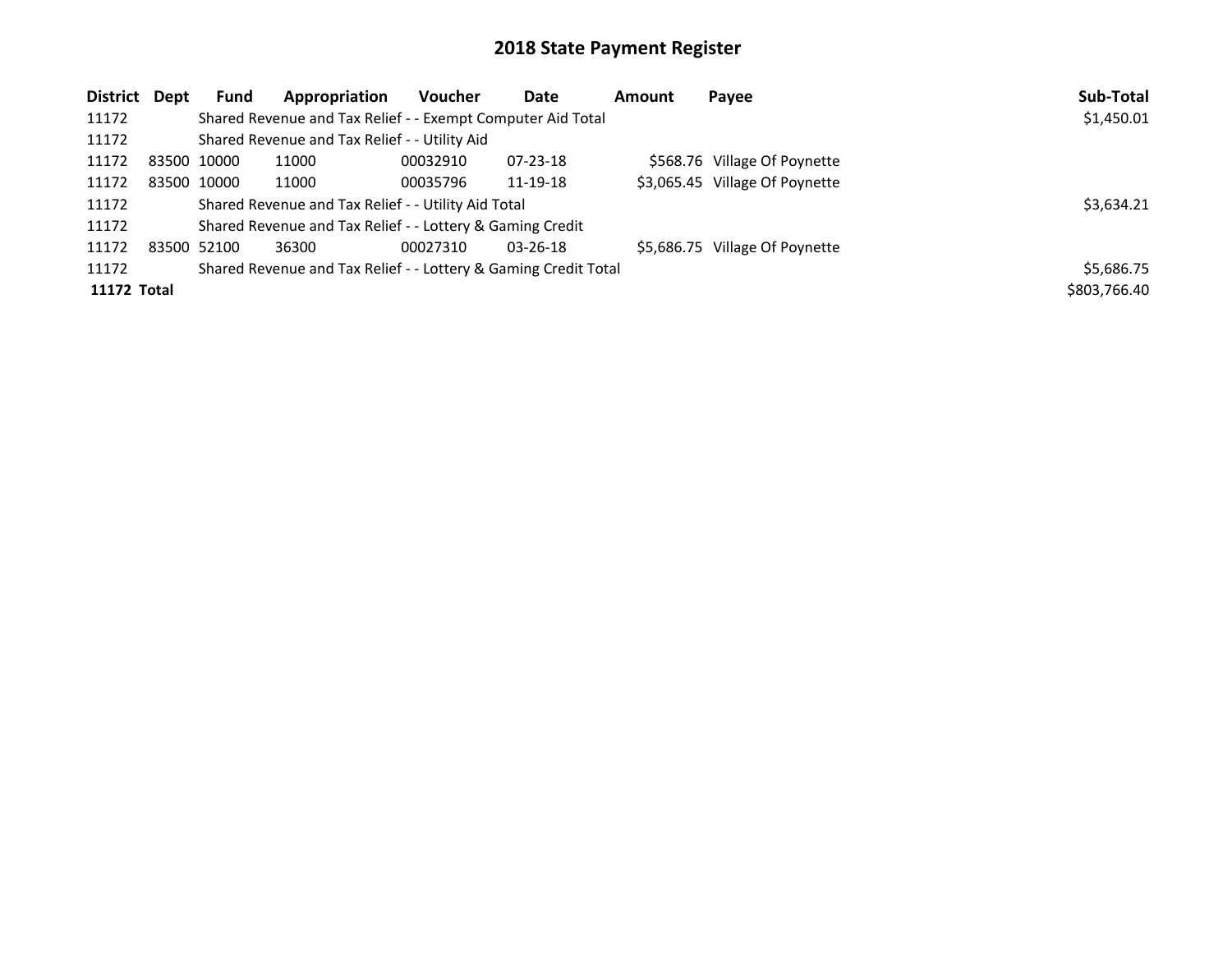# 2018 State Payment Register

| District | Dept | Fund | Appropriation | Voucher | Date | Amount | Payee | Sub-Total |
|---|---|---|---|---|---|---|---|---|
| 11172 | | Shared Revenue and Tax Relief - - Exempt Computer Aid Total | | | | | | $1,450.01 |
| 11172 | | Shared Revenue and Tax Relief - - Utility Aid | | | | | | |
| 11172 | 83500 | 10000 | 11000 | 00032910 | 07-23-18 | $568.76 | Village Of Poynette | |
| 11172 | 83500 | 10000 | 11000 | 00035796 | 11-19-18 | $3,065.45 | Village Of Poynette | |
| 11172 | | Shared Revenue and Tax Relief - - Utility Aid Total | | | | | | $3,634.21 |
| 11172 | | Shared Revenue and Tax Relief - - Lottery & Gaming Credit | | | | | | |
| 11172 | 83500 | 52100 | 36300 | 00027310 | 03-26-18 | $5,686.75 | Village Of Poynette | |
| 11172 | | Shared Revenue and Tax Relief - - Lottery & Gaming Credit Total | | | | | | $5,686.75 |
| **11172 Total** | | | | | | | | $803,766.40 |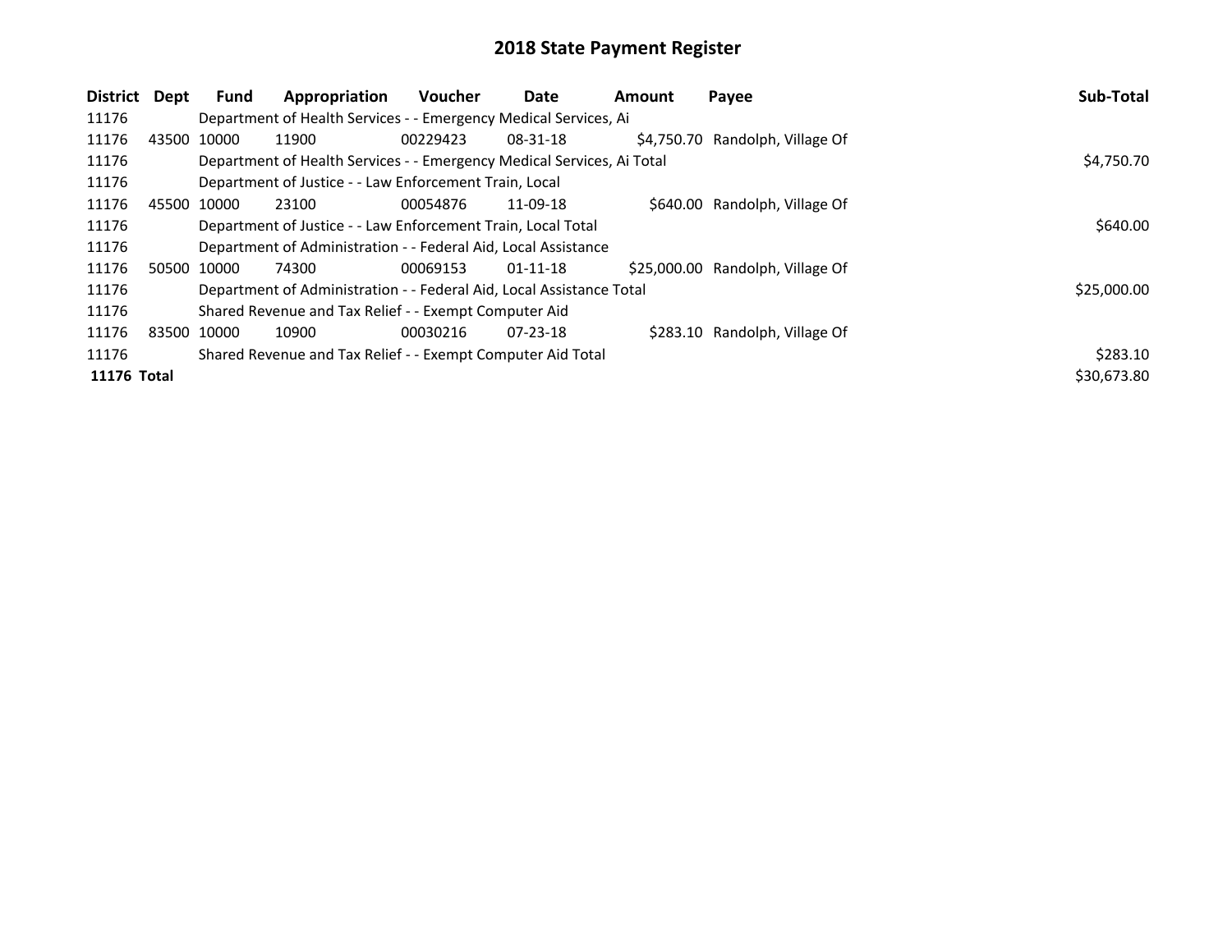# 2018 State Payment Register

| District | Dept | Fund | Appropriation | Voucher | Date | Amount | Payee | Sub-Total |
|---|---|---|---|---|---|---|---|---|
| 11176 | | Department of Health Services - - Emergency Medical Services, Ai | | | | | | |
| 11176 | 43500 | 10000 | 11900 | 00229423 | 08-31-18 | $4,750.70 | Randolph, Village Of | |
| 11176 | | Department of Health Services - - Emergency Medical Services, Ai Total | | | | | | $4,750.70 |
| 11176 | | Department of Justice - - Law Enforcement Train, Local | | | | | | |
| 11176 | 45500 | 10000 | 23100 | 00054876 | 11-09-18 | $640.00 | Randolph, Village Of | |
| 11176 | | Department of Justice - - Law Enforcement Train, Local Total | | | | | | $640.00 |
| 11176 | | Department of Administration - - Federal Aid, Local Assistance | | | | | | |
| 11176 | 50500 | 10000 | 74300 | 00069153 | 01-11-18 | $25,000.00 | Randolph, Village Of | |
| 11176 | | Department of Administration - - Federal Aid, Local Assistance Total | | | | | | $25,000.00 |
| 11176 | | Shared Revenue and Tax Relief - - Exempt Computer Aid | | | | | | |
| 11176 | 83500 | 10000 | 10900 | 00030216 | 07-23-18 | $283.10 | Randolph, Village Of | |
| 11176 | | Shared Revenue and Tax Relief - - Exempt Computer Aid Total | | | | | | $283.10 |
| **11176** | **Total** | | | | | | | $30,673.80 |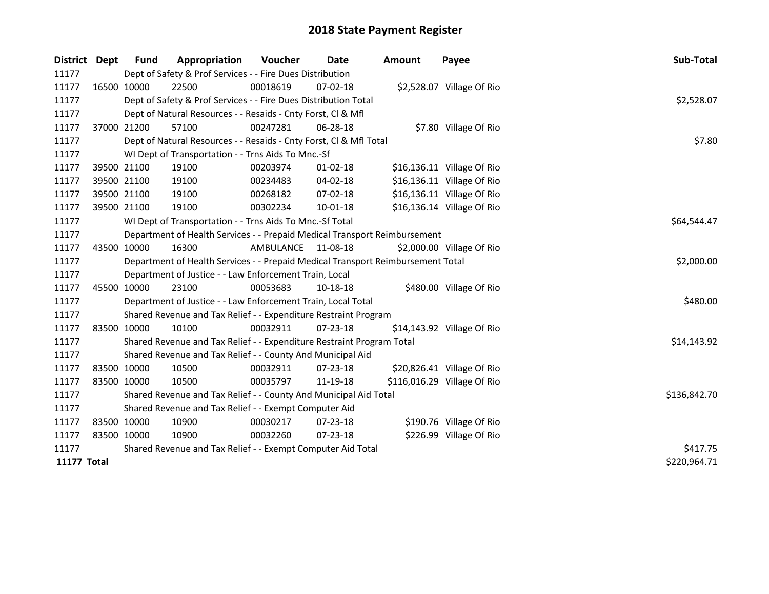# 2018 State Payment Register

| District | Dept | Fund | Appropriation | Voucher | Date | Amount | Payee | Sub-Total |
|---|---|---|---|---|---|---|---|---|
| 11177 | | Dept of Safety & Prof Services - - Fire Dues Distribution | | | | | | |
| 11177 | 16500 | 10000 | 22500 | 00018619 | 07-02-18 | $2,528.07 | Village Of Rio | |
| 11177 | | Dept of Safety & Prof Services - - Fire Dues Distribution Total | | | | | | $2,528.07 |
| 11177 | | Dept of Natural Resources - - Resaids - Cnty Forst, Cl & Mfl | | | | | | |
| 11177 | 37000 | 21200 | 57100 | 00247281 | 06-28-18 | $7.80 | Village Of Rio | |
| 11177 | | Dept of Natural Resources - - Resaids - Cnty Forst, Cl & Mfl Total | | | | | | $7.80 |
| 11177 | | WI Dept of Transportation - - Trns Aids To Mnc.-Sf | | | | | | |
| 11177 | 39500 | 21100 | 19100 | 00203974 | 01-02-18 | $16,136.11 | Village Of Rio | |
| 11177 | 39500 | 21100 | 19100 | 00234483 | 04-02-18 | $16,136.11 | Village Of Rio | |
| 11177 | 39500 | 21100 | 19100 | 00268182 | 07-02-18 | $16,136.11 | Village Of Rio | |
| 11177 | 39500 | 21100 | 19100 | 00302234 | 10-01-18 | $16,136.14 | Village Of Rio | |
| 11177 | | WI Dept of Transportation - - Trns Aids To Mnc.-Sf Total | | | | | | $64,544.47 |
| 11177 | | Department of Health Services - - Prepaid Medical Transport Reimbursement | | | | | | |
| 11177 | 43500 | 10000 | 16300 | AMBULANCE | 11-08-18 | $2,000.00 | Village Of Rio | |
| 11177 | | Department of Health Services - - Prepaid Medical Transport Reimbursement Total | | | | | | $2,000.00 |
| 11177 | | Department of Justice - - Law Enforcement Train, Local | | | | | | |
| 11177 | 45500 | 10000 | 23100 | 00053683 | 10-18-18 | $480.00 | Village Of Rio | |
| 11177 | | Department of Justice - - Law Enforcement Train, Local Total | | | | | | $480.00 |
| 11177 | | Shared Revenue and Tax Relief - - Expenditure Restraint Program | | | | | | |
| 11177 | 83500 | 10000 | 10100 | 00032911 | 07-23-18 | $14,143.92 | Village Of Rio | |
| 11177 | | Shared Revenue and Tax Relief - - Expenditure Restraint Program Total | | | | | | $14,143.92 |
| 11177 | | Shared Revenue and Tax Relief - - County And Municipal Aid | | | | | | |
| 11177 | 83500 | 10000 | 10500 | 00032911 | 07-23-18 | $20,826.41 | Village Of Rio | |
| 11177 | 83500 | 10000 | 10500 | 00035797 | 11-19-18 | $116,016.29 | Village Of Rio | |
| 11177 | | Shared Revenue and Tax Relief - - County And Municipal Aid Total | | | | | | $136,842.70 |
| 11177 | | Shared Revenue and Tax Relief - - Exempt Computer Aid | | | | | | |
| 11177 | 83500 | 10000 | 10900 | 00030217 | 07-23-18 | $190.76 | Village Of Rio | |
| 11177 | 83500 | 10000 | 10900 | 00032260 | 07-23-18 | $226.99 | Village Of Rio | |
| 11177 | | Shared Revenue and Tax Relief - - Exempt Computer Aid Total | | | | | | $417.75 |
| **11177 Total** | | | | | | | | $220,964.71 |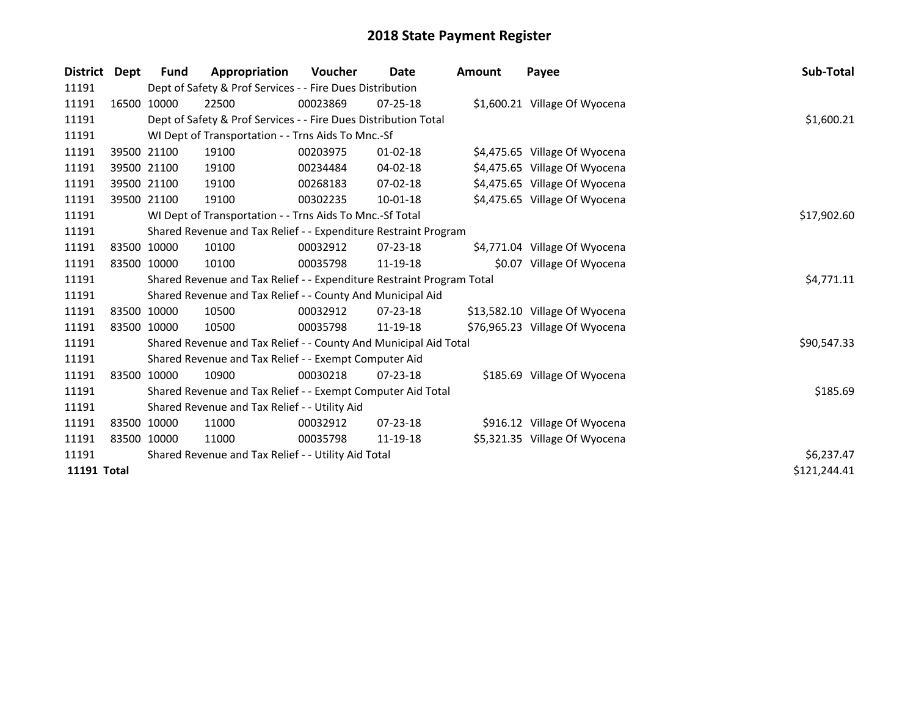# 2018 State Payment Register

| District | Dept | Fund | Appropriation | Voucher | Date | Amount | Payee | Sub-Total |
|---|---|---|---|---|---|---|---|---|
| 11191 | | Dept of Safety & Prof Services - - Fire Dues Distribution | | | | | | |
| 11191 | 16500 | 10000 | 22500 | 00023869 | 07-25-18 | $1,600.21 | Village Of Wyocena | |
| 11191 | | Dept of Safety & Prof Services - - Fire Dues Distribution Total | | | | | | $1,600.21 |
| 11191 | | WI Dept of Transportation - - Trns Aids To Mnc.-Sf | | | | | | |
| 11191 | 39500 | 21100 | 19100 | 00203975 | 01-02-18 | $4,475.65 | Village Of Wyocena | |
| 11191 | 39500 | 21100 | 19100 | 00234484 | 04-02-18 | $4,475.65 | Village Of Wyocena | |
| 11191 | 39500 | 21100 | 19100 | 00268183 | 07-02-18 | $4,475.65 | Village Of Wyocena | |
| 11191 | 39500 | 21100 | 19100 | 00302235 | 10-01-18 | $4,475.65 | Village Of Wyocena | |
| 11191 | | WI Dept of Transportation - - Trns Aids To Mnc.-Sf Total | | | | | | $17,902.60 |
| 11191 | | Shared Revenue and Tax Relief - - Expenditure Restraint Program | | | | | | |
| 11191 | 83500 | 10000 | 10100 | 00032912 | 07-23-18 | $4,771.04 | Village Of Wyocena | |
| 11191 | 83500 | 10000 | 10100 | 00035798 | 11-19-18 | $0.07 | Village Of Wyocena | |
| 11191 | | Shared Revenue and Tax Relief - - Expenditure Restraint Program Total | | | | | | $4,771.11 |
| 11191 | | Shared Revenue and Tax Relief - - County And Municipal Aid | | | | | | |
| 11191 | 83500 | 10000 | 10500 | 00032912 | 07-23-18 | $13,582.10 | Village Of Wyocena | |
| 11191 | 83500 | 10000 | 10500 | 00035798 | 11-19-18 | $76,965.23 | Village Of Wyocena | |
| 11191 | | Shared Revenue and Tax Relief - - County And Municipal Aid Total | | | | | | $90,547.33 |
| 11191 | | Shared Revenue and Tax Relief - - Exempt Computer Aid | | | | | | |
| 11191 | 83500 | 10000 | 10900 | 00030218 | 07-23-18 | $185.69 | Village Of Wyocena | |
| 11191 | | Shared Revenue and Tax Relief - - Exempt Computer Aid Total | | | | | | $185.69 |
| 11191 | | Shared Revenue and Tax Relief - - Utility Aid | | | | | | |
| 11191 | 83500 | 10000 | 11000 | 00032912 | 07-23-18 | $916.12 | Village Of Wyocena | |
| 11191 | 83500 | 10000 | 11000 | 00035798 | 11-19-18 | $5,321.35 | Village Of Wyocena | |
| 11191 | | Shared Revenue and Tax Relief - - Utility Aid Total | | | | | | $6,237.47 |
| **11191 Total** | | | | | | | | $121,244.41 |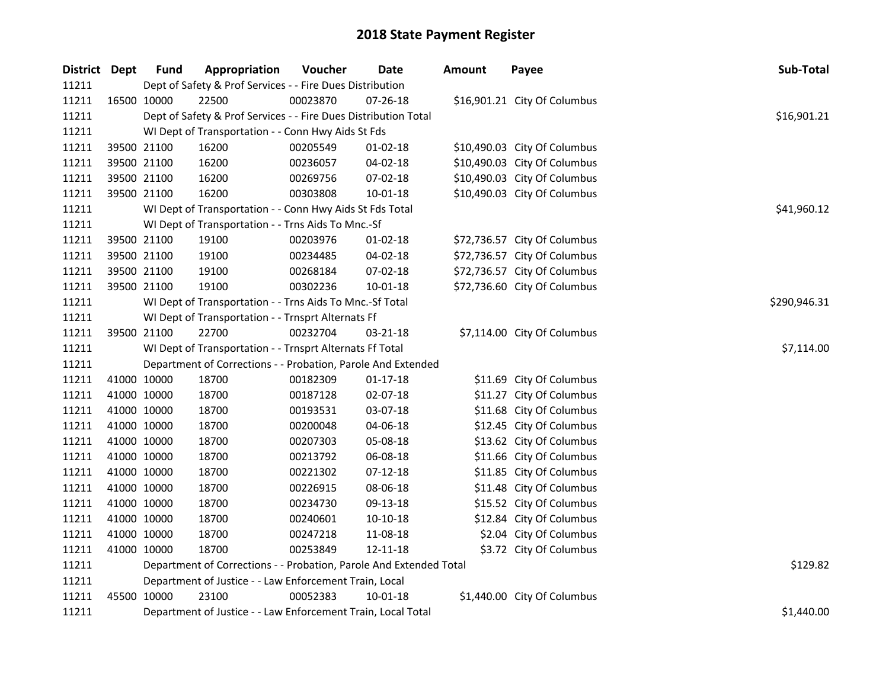# 2018 State Payment Register

| District | Dept | Fund | Appropriation | Voucher | Date | Amount | Payee | Sub-Total |
|---|---|---|---|---|---|---|---|---|
| 11211 | | Dept of Safety & Prof Services - - Fire Dues Distribution | | | | | | |
| 11211 | 16500 | 10000 | 22500 | 00023870 | 07-26-18 | $16,901.21 | City Of Columbus | |
| 11211 | | Dept of Safety & Prof Services - - Fire Dues Distribution Total | | | | | | $16,901.21 |
| 11211 | | WI Dept of Transportation - - Conn Hwy Aids St Fds | | | | | | |
| 11211 | 39500 | 21100 | 16200 | 00205549 | 01-02-18 | $10,490.03 | City Of Columbus | |
| 11211 | 39500 | 21100 | 16200 | 00236057 | 04-02-18 | $10,490.03 | City Of Columbus | |
| 11211 | 39500 | 21100 | 16200 | 00269756 | 07-02-18 | $10,490.03 | City Of Columbus | |
| 11211 | 39500 | 21100 | 16200 | 00303808 | 10-01-18 | $10,490.03 | City Of Columbus | |
| 11211 | | WI Dept of Transportation - - Conn Hwy Aids St Fds Total | | | | | | $41,960.12 |
| 11211 | | WI Dept of Transportation - - Trns Aids To Mnc.-Sf | | | | | | |
| 11211 | 39500 | 21100 | 19100 | 00203976 | 01-02-18 | $72,736.57 | City Of Columbus | |
| 11211 | 39500 | 21100 | 19100 | 00234485 | 04-02-18 | $72,736.57 | City Of Columbus | |
| 11211 | 39500 | 21100 | 19100 | 00268184 | 07-02-18 | $72,736.57 | City Of Columbus | |
| 11211 | 39500 | 21100 | 19100 | 00302236 | 10-01-18 | $72,736.60 | City Of Columbus | |
| 11211 | | WI Dept of Transportation - - Trns Aids To Mnc.-Sf Total | | | | | | $290,946.31 |
| 11211 | | WI Dept of Transportation - - Trnsprt Alternats Ff | | | | | | |
| 11211 | 39500 | 21100 | 22700 | 00232704 | 03-21-18 | $7,114.00 | City Of Columbus | |
| 11211 | | WI Dept of Transportation - - Trnsprt Alternats Ff Total | | | | | | $7,114.00 |
| 11211 | | Department of Corrections - - Probation, Parole And Extended | | | | | | |
| 11211 | 41000 | 10000 | 18700 | 00182309 | 01-17-18 | $11.69 | City Of Columbus | |
| 11211 | 41000 | 10000 | 18700 | 00187128 | 02-07-18 | $11.27 | City Of Columbus | |
| 11211 | 41000 | 10000 | 18700 | 00193531 | 03-07-18 | $11.68 | City Of Columbus | |
| 11211 | 41000 | 10000 | 18700 | 00200048 | 04-06-18 | $12.45 | City Of Columbus | |
| 11211 | 41000 | 10000 | 18700 | 00207303 | 05-08-18 | $13.62 | City Of Columbus | |
| 11211 | 41000 | 10000 | 18700 | 00213792 | 06-08-18 | $11.66 | City Of Columbus | |
| 11211 | 41000 | 10000 | 18700 | 00221302 | 07-12-18 | $11.85 | City Of Columbus | |
| 11211 | 41000 | 10000 | 18700 | 00226915 | 08-06-18 | $11.48 | City Of Columbus | |
| 11211 | 41000 | 10000 | 18700 | 00234730 | 09-13-18 | $15.52 | City Of Columbus | |
| 11211 | 41000 | 10000 | 18700 | 00240601 | 10-10-18 | $12.84 | City Of Columbus | |
| 11211 | 41000 | 10000 | 18700 | 00247218 | 11-08-18 | $2.04 | City Of Columbus | |
| 11211 | 41000 | 10000 | 18700 | 00253849 | 12-11-18 | $3.72 | City Of Columbus | |
| 11211 | | Department of Corrections - - Probation, Parole And Extended Total | | | | | | $129.82 |
| 11211 | | Department of Justice - - Law Enforcement Train, Local | | | | | | |
| 11211 | 45500 | 10000 | 23100 | 00052383 | 10-01-18 | $1,440.00 | City Of Columbus | |
| 11211 | | Department of Justice - - Law Enforcement Train, Local Total | | | | | | $1,440.00 |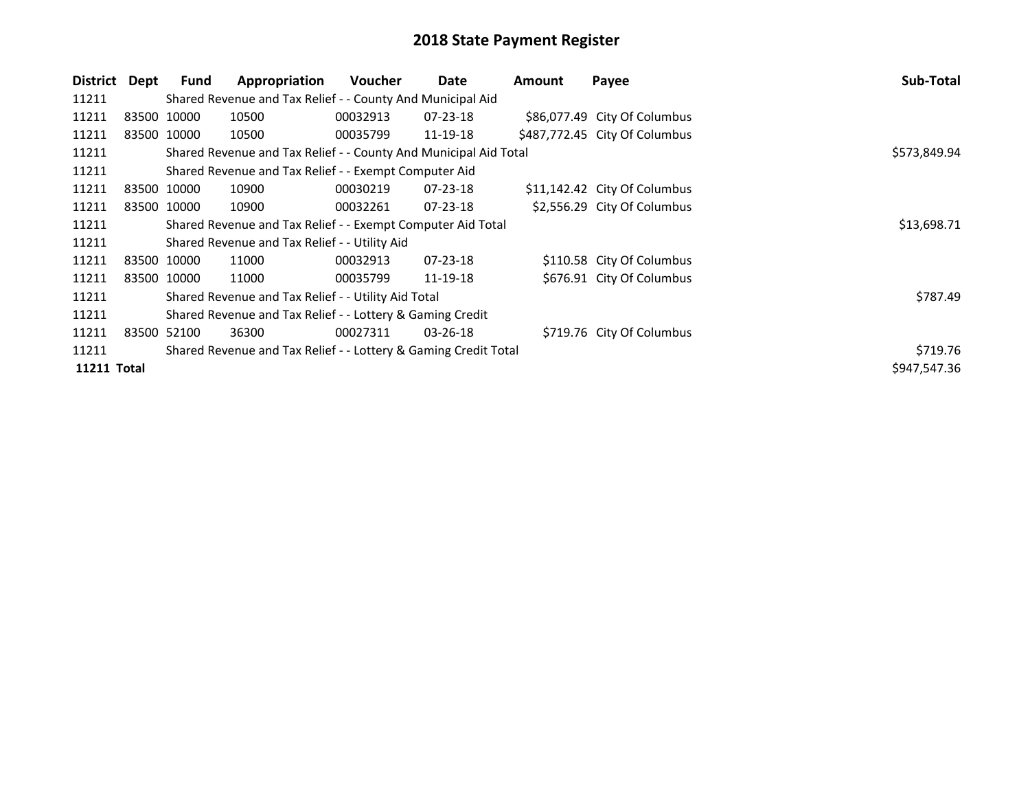# 2018 State Payment Register

| District | Dept | Fund | Appropriation | Voucher | Date | Amount | Payee | Sub-Total |
| --- | --- | --- | --- | --- | --- | --- | --- | --- |
| 11211 | | Shared Revenue and Tax Relief - - County And Municipal Aid | | | | | | |
| 11211 | 83500 | 10000 | 10500 | 00032913 | 07-23-18 | $86,077.49 | City Of Columbus | |
| 11211 | 83500 | 10000 | 10500 | 00035799 | 11-19-18 | $487,772.45 | City Of Columbus | |
| 11211 | | Shared Revenue and Tax Relief - - County And Municipal Aid Total | | | | | | $573,849.94 |
| 11211 | | Shared Revenue and Tax Relief - - Exempt Computer Aid | | | | | | |
| 11211 | 83500 | 10000 | 10900 | 00030219 | 07-23-18 | $11,142.42 | City Of Columbus | |
| 11211 | 83500 | 10000 | 10900 | 00032261 | 07-23-18 | $2,556.29 | City Of Columbus | |
| 11211 | | Shared Revenue and Tax Relief - - Exempt Computer Aid Total | | | | | | $13,698.71 |
| 11211 | | Shared Revenue and Tax Relief - - Utility Aid | | | | | | |
| 11211 | 83500 | 10000 | 11000 | 00032913 | 07-23-18 | $110.58 | City Of Columbus | |
| 11211 | 83500 | 10000 | 11000 | 00035799 | 11-19-18 | $676.91 | City Of Columbus | |
| 11211 | | Shared Revenue and Tax Relief - - Utility Aid Total | | | | | | $787.49 |
| 11211 | | Shared Revenue and Tax Relief - - Lottery & Gaming Credit | | | | | | |
| 11211 | 83500 | 52100 | 36300 | 00027311 | 03-26-18 | $719.76 | City Of Columbus | |
| 11211 | | Shared Revenue and Tax Relief - - Lottery & Gaming Credit Total | | | | | | $719.76 |
| **11211 Total** | | | | | | | | $947,547.36 |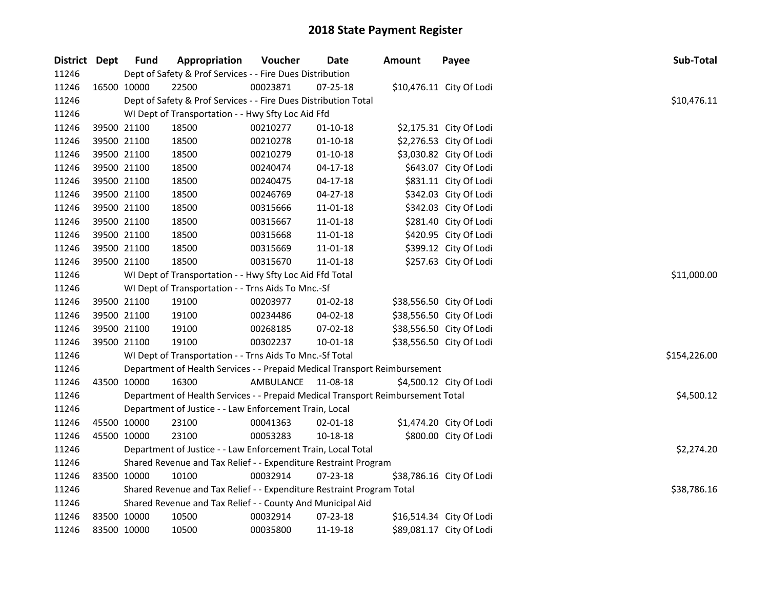# 2018 State Payment Register

| District | Dept | Fund | Appropriation | Voucher | Date | Amount | Payee | Sub-Total |
|---|---|---|---|---|---|---|---|---|
| 11246 | | | Dept of Safety & Prof Services - - Fire Dues Distribution | | | | | |
| 11246 | 16500 | 10000 | 22500 | 00023871 | 07-25-18 | $10,476.11 | City Of Lodi | |
| 11246 | | | Dept of Safety & Prof Services - - Fire Dues Distribution Total | | | | | $10,476.11 |
| 11246 | | | WI Dept of Transportation - - Hwy Sfty Loc Aid Ffd | | | | | |
| 11246 | 39500 | 21100 | 18500 | 00210277 | 01-10-18 | $2,175.31 | City Of Lodi | |
| 11246 | 39500 | 21100 | 18500 | 00210278 | 01-10-18 | $2,276.53 | City Of Lodi | |
| 11246 | 39500 | 21100 | 18500 | 00210279 | 01-10-18 | $3,030.82 | City Of Lodi | |
| 11246 | 39500 | 21100 | 18500 | 00240474 | 04-17-18 | $643.07 | City Of Lodi | |
| 11246 | 39500 | 21100 | 18500 | 00240475 | 04-17-18 | $831.11 | City Of Lodi | |
| 11246 | 39500 | 21100 | 18500 | 00246769 | 04-27-18 | $342.03 | City Of Lodi | |
| 11246 | 39500 | 21100 | 18500 | 00315666 | 11-01-18 | $342.03 | City Of Lodi | |
| 11246 | 39500 | 21100 | 18500 | 00315667 | 11-01-18 | $281.40 | City Of Lodi | |
| 11246 | 39500 | 21100 | 18500 | 00315668 | 11-01-18 | $420.95 | City Of Lodi | |
| 11246 | 39500 | 21100 | 18500 | 00315669 | 11-01-18 | $399.12 | City Of Lodi | |
| 11246 | 39500 | 21100 | 18500 | 00315670 | 11-01-18 | $257.63 | City Of Lodi | |
| 11246 | | | WI Dept of Transportation - - Hwy Sfty Loc Aid Ffd Total | | | | | $11,000.00 |
| 11246 | | | WI Dept of Transportation - - Trns Aids To Mnc.-Sf | | | | | |
| 11246 | 39500 | 21100 | 19100 | 00203977 | 01-02-18 | $38,556.50 | City Of Lodi | |
| 11246 | 39500 | 21100 | 19100 | 00234486 | 04-02-18 | $38,556.50 | City Of Lodi | |
| 11246 | 39500 | 21100 | 19100 | 00268185 | 07-02-18 | $38,556.50 | City Of Lodi | |
| 11246 | 39500 | 21100 | 19100 | 00302237 | 10-01-18 | $38,556.50 | City Of Lodi | |
| 11246 | | | WI Dept of Transportation - - Trns Aids To Mnc.-Sf Total | | | | | $154,226.00 |
| 11246 | | | Department of Health Services - - Prepaid Medical Transport Reimbursement | | | | | |
| 11246 | 43500 | 10000 | 16300 | AMBULANCE | 11-08-18 | $4,500.12 | City Of Lodi | |
| 11246 | | | Department of Health Services - - Prepaid Medical Transport Reimbursement Total | | | | | $4,500.12 |
| 11246 | | | Department of Justice - - Law Enforcement Train, Local | | | | | |
| 11246 | 45500 | 10000 | 23100 | 00041363 | 02-01-18 | $1,474.20 | City Of Lodi | |
| 11246 | 45500 | 10000 | 23100 | 00053283 | 10-18-18 | $800.00 | City Of Lodi | |
| 11246 | | | Department of Justice - - Law Enforcement Train, Local Total | | | | | $2,274.20 |
| 11246 | | | Shared Revenue and Tax Relief - - Expenditure Restraint Program | | | | | |
| 11246 | 83500 | 10000 | 10100 | 00032914 | 07-23-18 | $38,786.16 | City Of Lodi | |
| 11246 | | | Shared Revenue and Tax Relief - - Expenditure Restraint Program Total | | | | | $38,786.16 |
| 11246 | | | Shared Revenue and Tax Relief - - County And Municipal Aid | | | | | |
| 11246 | 83500 | 10000 | 10500 | 00032914 | 07-23-18 | $16,514.34 | City Of Lodi | |
| 11246 | 83500 | 10000 | 10500 | 00035800 | 11-19-18 | $89,081.17 | City Of Lodi | |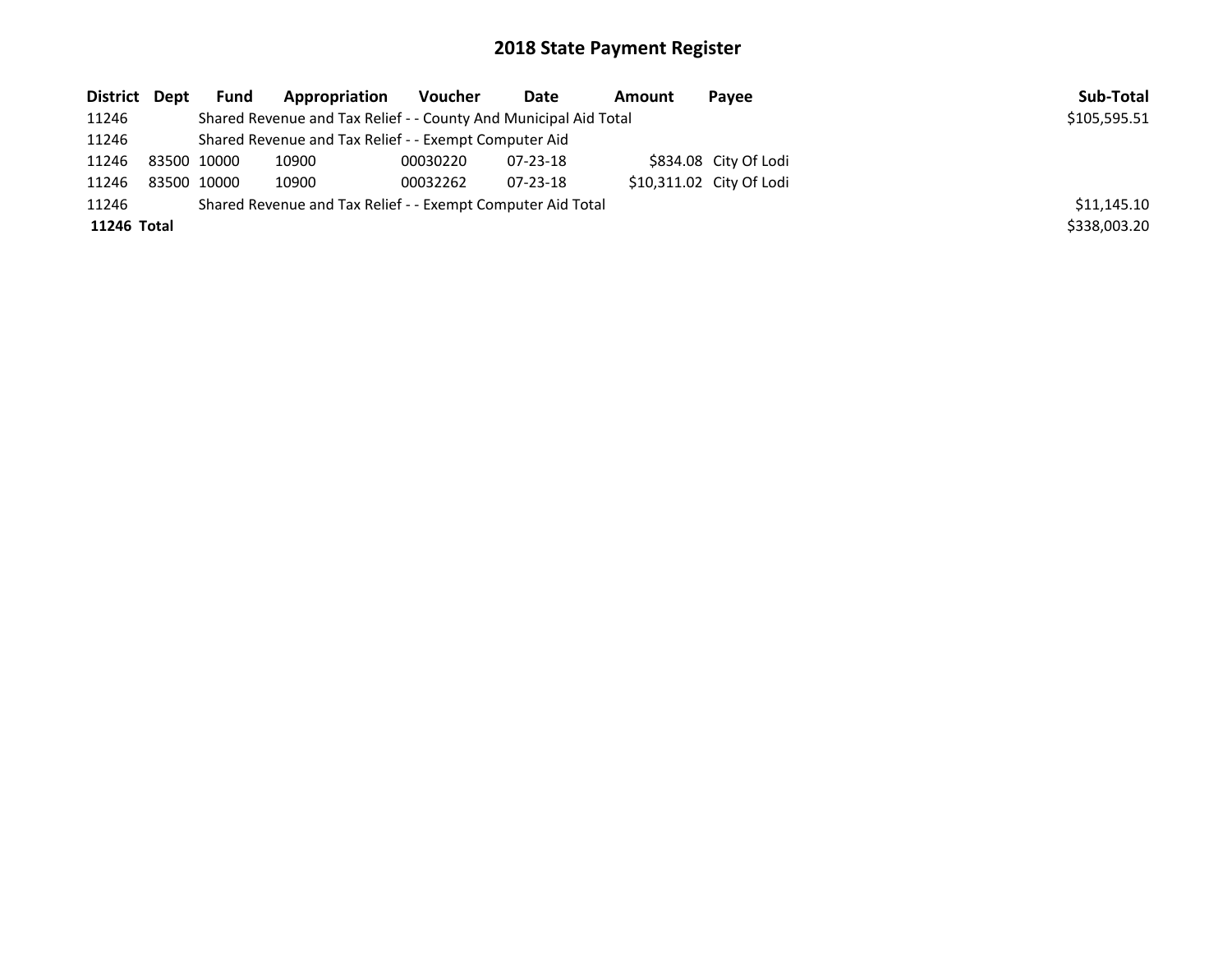# 2018 State Payment Register

| District | Dept | Fund | Appropriation | Voucher | Date | Amount | Payee | Sub-Total |
|---|---|---|---|---|---|---|---|---|
| 11246 | | Shared Revenue and Tax Relief - - County And Municipal Aid Total | | | | | | $105,595.51 |
| 11246 | | Shared Revenue and Tax Relief - - Exempt Computer Aid | | | | | | |
| 11246 | 83500 | 10000 | 10900 | 00030220 | 07-23-18 | $834.08 | City Of Lodi | |
| 11246 | 83500 | 10000 | 10900 | 00032262 | 07-23-18 | $10,311.02 | City Of Lodi | |
| 11246 | | Shared Revenue and Tax Relief - - Exempt Computer Aid Total | | | | | | $11,145.10 |
| **11246 Total** | | | | | | | | $338,003.20 |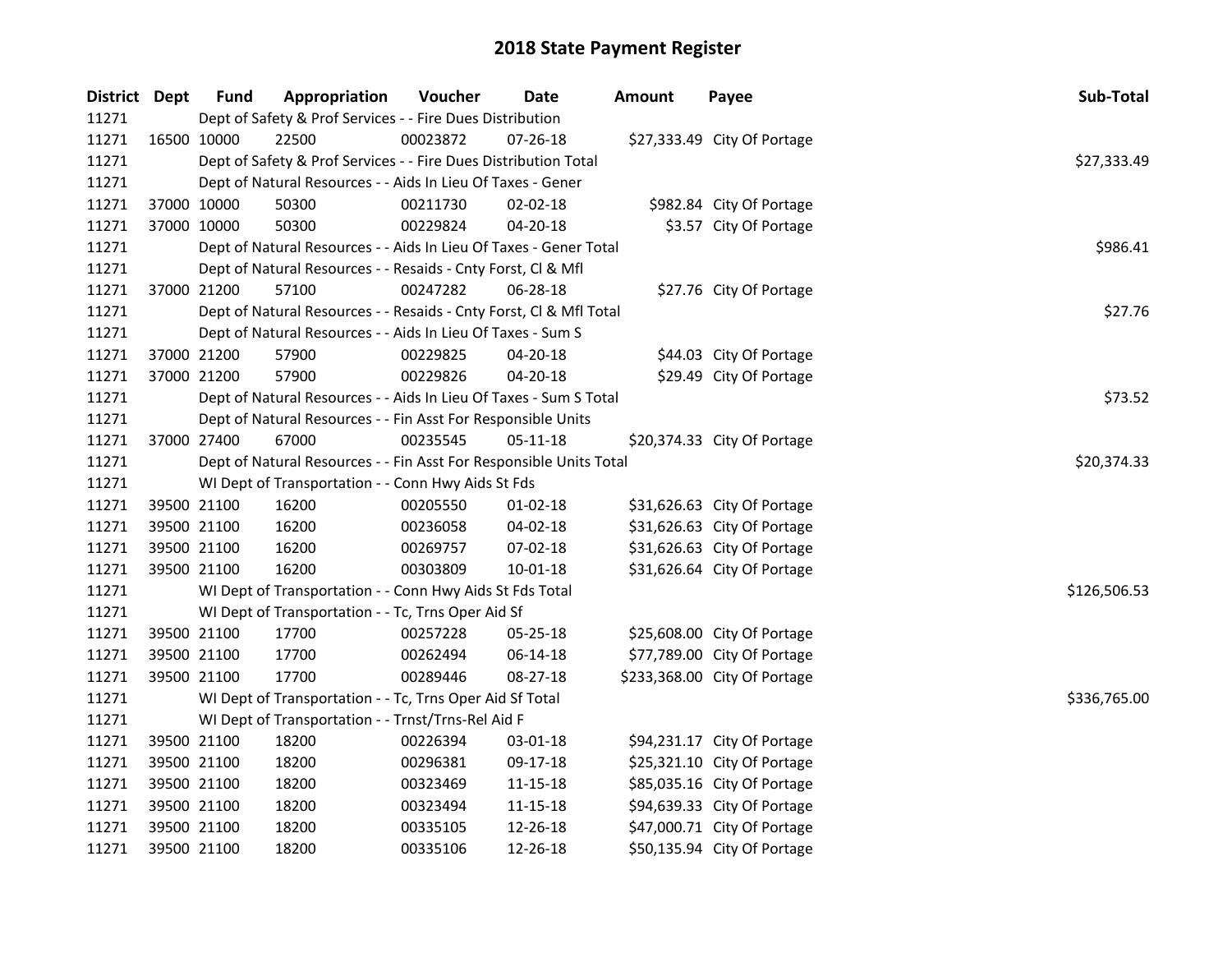# 2018 State Payment Register

| District | Dept | Fund | Appropriation | Voucher | Date | Amount | Payee | Sub-Total |
|---|---|---|---|---|---|---|---|---|
| 11271 | | Dept of Safety & Prof Services - - Fire Dues Distribution | | | | | | |
| 11271 | 16500 | 10000 | 22500 | 00023872 | 07-26-18 | $27,333.49 | City Of Portage | |
| 11271 | | Dept of Safety & Prof Services - - Fire Dues Distribution Total | | | | | | $27,333.49 |
| 11271 | | Dept of Natural Resources - - Aids In Lieu Of Taxes - Gener | | | | | | |
| 11271 | 37000 | 10000 | 50300 | 00211730 | 02-02-18 | $982.84 | City Of Portage | |
| 11271 | 37000 | 10000 | 50300 | 00229824 | 04-20-18 | $3.57 | City Of Portage | |
| 11271 | | Dept of Natural Resources - - Aids In Lieu Of Taxes - Gener Total | | | | | | $986.41 |
| 11271 | | Dept of Natural Resources - - Resaids - Cnty Forst, Cl & Mfl | | | | | | |
| 11271 | 37000 | 21200 | 57100 | 00247282 | 06-28-18 | $27.76 | City Of Portage | |
| 11271 | | Dept of Natural Resources - - Resaids - Cnty Forst, Cl & Mfl Total | | | | | | $27.76 |
| 11271 | | Dept of Natural Resources - - Aids In Lieu Of Taxes - Sum S | | | | | | |
| 11271 | 37000 | 21200 | 57900 | 00229825 | 04-20-18 | $44.03 | City Of Portage | |
| 11271 | 37000 | 21200 | 57900 | 00229826 | 04-20-18 | $29.49 | City Of Portage | |
| 11271 | | Dept of Natural Resources - - Aids In Lieu Of Taxes - Sum S Total | | | | | | $73.52 |
| 11271 | | Dept of Natural Resources - - Fin Asst For Responsible Units | | | | | | |
| 11271 | 37000 | 27400 | 67000 | 00235545 | 05-11-18 | $20,374.33 | City Of Portage | |
| 11271 | | Dept of Natural Resources - - Fin Asst For Responsible Units Total | | | | | | $20,374.33 |
| 11271 | | WI Dept of Transportation - - Conn Hwy Aids St Fds | | | | | | |
| 11271 | 39500 | 21100 | 16200 | 00205550 | 01-02-18 | $31,626.63 | City Of Portage | |
| 11271 | 39500 | 21100 | 16200 | 00236058 | 04-02-18 | $31,626.63 | City Of Portage | |
| 11271 | 39500 | 21100 | 16200 | 00269757 | 07-02-18 | $31,626.63 | City Of Portage | |
| 11271 | 39500 | 21100 | 16200 | 00303809 | 10-01-18 | $31,626.64 | City Of Portage | |
| 11271 | | WI Dept of Transportation - - Conn Hwy Aids St Fds Total | | | | | | $126,506.53 |
| 11271 | | WI Dept of Transportation - - Tc, Trns Oper Aid Sf | | | | | | |
| 11271 | 39500 | 21100 | 17700 | 00257228 | 05-25-18 | $25,608.00 | City Of Portage | |
| 11271 | 39500 | 21100 | 17700 | 00262494 | 06-14-18 | $77,789.00 | City Of Portage | |
| 11271 | 39500 | 21100 | 17700 | 00289446 | 08-27-18 | $233,368.00 | City Of Portage | |
| 11271 | | WI Dept of Transportation - - Tc, Trns Oper Aid Sf Total | | | | | | $336,765.00 |
| 11271 | | WI Dept of Transportation - - Trnst/Trns-Rel Aid F | | | | | | |
| 11271 | 39500 | 21100 | 18200 | 00226394 | 03-01-18 | $94,231.17 | City Of Portage | |
| 11271 | 39500 | 21100 | 18200 | 00296381 | 09-17-18 | $25,321.10 | City Of Portage | |
| 11271 | 39500 | 21100 | 18200 | 00323469 | 11-15-18 | $85,035.16 | City Of Portage | |
| 11271 | 39500 | 21100 | 18200 | 00323494 | 11-15-18 | $94,639.33 | City Of Portage | |
| 11271 | 39500 | 21100 | 18200 | 00335105 | 12-26-18 | $47,000.71 | City Of Portage | |
| 11271 | 39500 | 21100 | 18200 | 00335106 | 12-26-18 | $50,135.94 | City Of Portage | |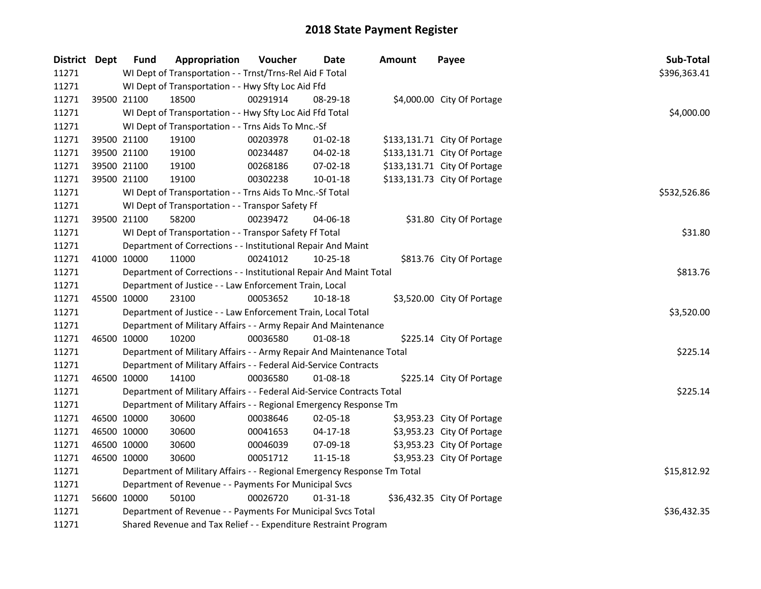# 2018 State Payment Register

| District | Dept | Fund | Appropriation | Voucher | Date | Amount | Payee | Sub-Total |
|---|---|---|---|---|---|---|---|---|
| 11271 | | WI Dept of Transportation - - Trnst/Trns-Rel Aid F Total | | | | | | $396,363.41 |
| 11271 | | WI Dept of Transportation - - Hwy Sfty Loc Aid Ffd | | | | | | |
| 11271 | 39500 | 21100 | 18500 | 00291914 | 08-29-18 | $4,000.00 | City Of Portage | |
| 11271 | | WI Dept of Transportation - - Hwy Sfty Loc Aid Ffd Total | | | | | | $4,000.00 |
| 11271 | | WI Dept of Transportation - - Trns Aids To Mnc.-Sf | | | | | | |
| 11271 | 39500 | 21100 | 19100 | 00203978 | 01-02-18 | $133,131.71 | City Of Portage | |
| 11271 | 39500 | 21100 | 19100 | 00234487 | 04-02-18 | $133,131.71 | City Of Portage | |
| 11271 | 39500 | 21100 | 19100 | 00268186 | 07-02-18 | $133,131.71 | City Of Portage | |
| 11271 | 39500 | 21100 | 19100 | 00302238 | 10-01-18 | $133,131.73 | City Of Portage | |
| 11271 | | WI Dept of Transportation - - Trns Aids To Mnc.-Sf Total | | | | | | $532,526.86 |
| 11271 | | WI Dept of Transportation - - Transpor Safety Ff | | | | | | |
| 11271 | 39500 | 21100 | 58200 | 00239472 | 04-06-18 | $31.80 | City Of Portage | |
| 11271 | | WI Dept of Transportation - - Transpor Safety Ff Total | | | | | | $31.80 |
| 11271 | | Department of Corrections - - Institutional Repair And Maint | | | | | | |
| 11271 | 41000 | 10000 | 11000 | 00241012 | 10-25-18 | $813.76 | City Of Portage | |
| 11271 | | Department of Corrections - - Institutional Repair And Maint Total | | | | | | $813.76 |
| 11271 | | Department of Justice - - Law Enforcement Train, Local | | | | | | |
| 11271 | 45500 | 10000 | 23100 | 00053652 | 10-18-18 | $3,520.00 | City Of Portage | |
| 11271 | | Department of Justice - - Law Enforcement Train, Local Total | | | | | | $3,520.00 |
| 11271 | | Department of Military Affairs - - Army Repair And Maintenance | | | | | | |
| 11271 | 46500 | 10000 | 10200 | 00036580 | 01-08-18 | $225.14 | City Of Portage | |
| 11271 | | Department of Military Affairs - - Army Repair And Maintenance Total | | | | | | $225.14 |
| 11271 | | Department of Military Affairs - - Federal Aid-Service Contracts | | | | | | |
| 11271 | 46500 | 10000 | 14100 | 00036580 | 01-08-18 | $225.14 | City Of Portage | |
| 11271 | | Department of Military Affairs - - Federal Aid-Service Contracts Total | | | | | | $225.14 |
| 11271 | | Department of Military Affairs - - Regional Emergency Response Tm | | | | | | |
| 11271 | 46500 | 10000 | 30600 | 00038646 | 02-05-18 | $3,953.23 | City Of Portage | |
| 11271 | 46500 | 10000 | 30600 | 00041653 | 04-17-18 | $3,953.23 | City Of Portage | |
| 11271 | 46500 | 10000 | 30600 | 00046039 | 07-09-18 | $3,953.23 | City Of Portage | |
| 11271 | 46500 | 10000 | 30600 | 00051712 | 11-15-18 | $3,953.23 | City Of Portage | |
| 11271 | | Department of Military Affairs - - Regional Emergency Response Tm Total | | | | | | $15,812.92 |
| 11271 | | Department of Revenue - - Payments For Municipal Svcs | | | | | | |
| 11271 | 56600 | 10000 | 50100 | 00026720 | 01-31-18 | $36,432.35 | City Of Portage | |
| 11271 | | Department of Revenue - - Payments For Municipal Svcs Total | | | | | | $36,432.35 |
| 11271 | | Shared Revenue and Tax Relief - - Expenditure Restraint Program | | | | | | |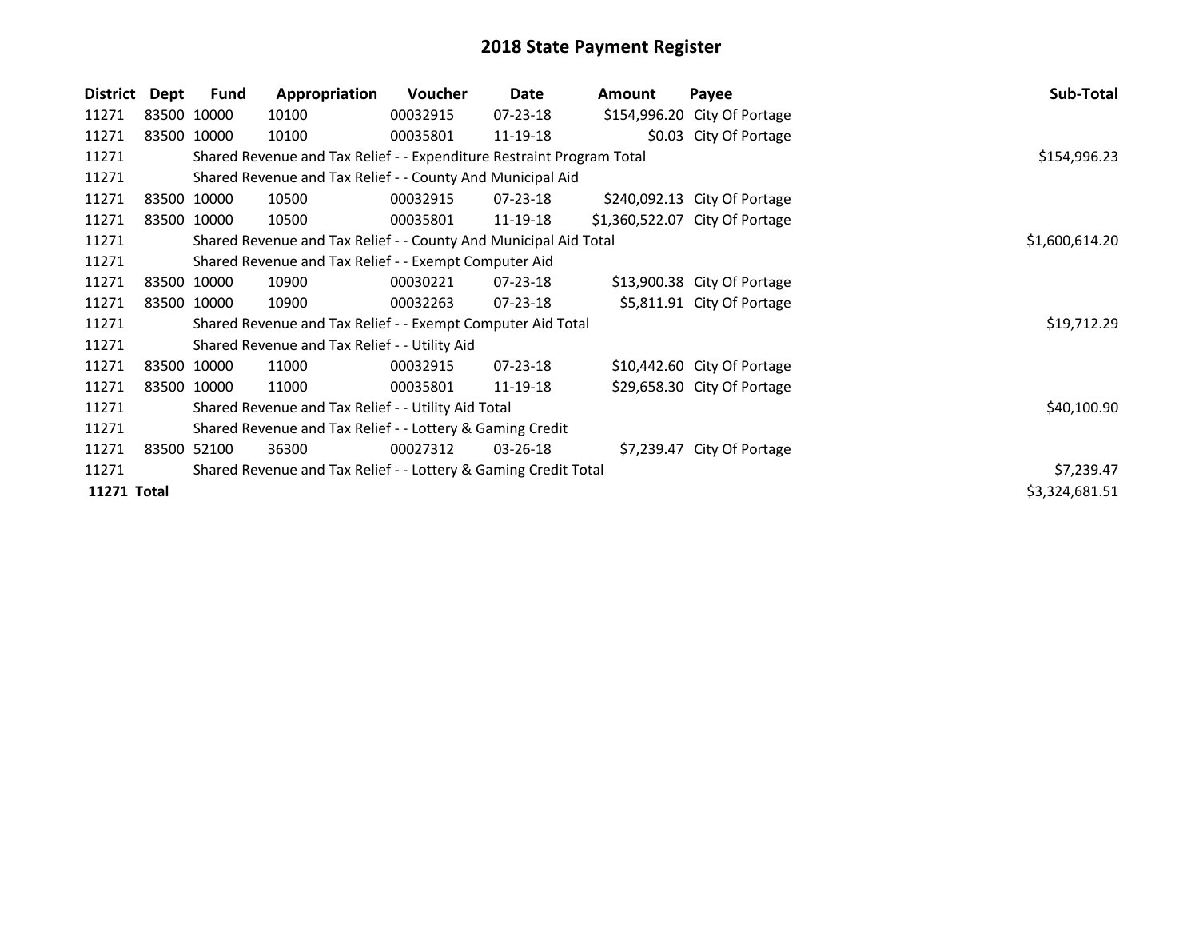# 2018 State Payment Register

| District | Dept | Fund | Appropriation | Voucher | Date | Amount | Payee | Sub-Total |
|---|---|---|---|---|---|---|---|---|
| 11271 | 83500 | 10000 | 10100 | 00032915 | 07-23-18 | $154,996.20 | City Of Portage | |
| 11271 | 83500 | 10000 | 10100 | 00035801 | 11-19-18 | $0.03 | City Of Portage | |
| 11271 | | Shared Revenue and Tax Relief - - Expenditure Restraint Program Total | | | | | | $154,996.23 |
| 11271 | | Shared Revenue and Tax Relief - - County And Municipal Aid | | | | | | |
| 11271 | 83500 | 10000 | 10500 | 00032915 | 07-23-18 | $240,092.13 | City Of Portage | |
| 11271 | 83500 | 10000 | 10500 | 00035801 | 11-19-18 | $1,360,522.07 | City Of Portage | |
| 11271 | | Shared Revenue and Tax Relief - - County And Municipal Aid Total | | | | | | $1,600,614.20 |
| 11271 | | Shared Revenue and Tax Relief - - Exempt Computer Aid | | | | | | |
| 11271 | 83500 | 10000 | 10900 | 00030221 | 07-23-18 | $13,900.38 | City Of Portage | |
| 11271 | 83500 | 10000 | 10900 | 00032263 | 07-23-18 | $5,811.91 | City Of Portage | |
| 11271 | | Shared Revenue and Tax Relief - - Exempt Computer Aid Total | | | | | | $19,712.29 |
| 11271 | | Shared Revenue and Tax Relief - - Utility Aid | | | | | | |
| 11271 | 83500 | 10000 | 11000 | 00032915 | 07-23-18 | $10,442.60 | City Of Portage | |
| 11271 | 83500 | 10000 | 11000 | 00035801 | 11-19-18 | $29,658.30 | City Of Portage | |
| 11271 | | Shared Revenue and Tax Relief - - Utility Aid Total | | | | | | $40,100.90 |
| 11271 | | Shared Revenue and Tax Relief - - Lottery & Gaming Credit | | | | | | |
| 11271 | 83500 | 52100 | 36300 | 00027312 | 03-26-18 | $7,239.47 | City Of Portage | |
| 11271 | | Shared Revenue and Tax Relief - - Lottery & Gaming Credit Total | | | | | | $7,239.47 |
| **11271 Total** | | | | | | | | $3,324,681.51 |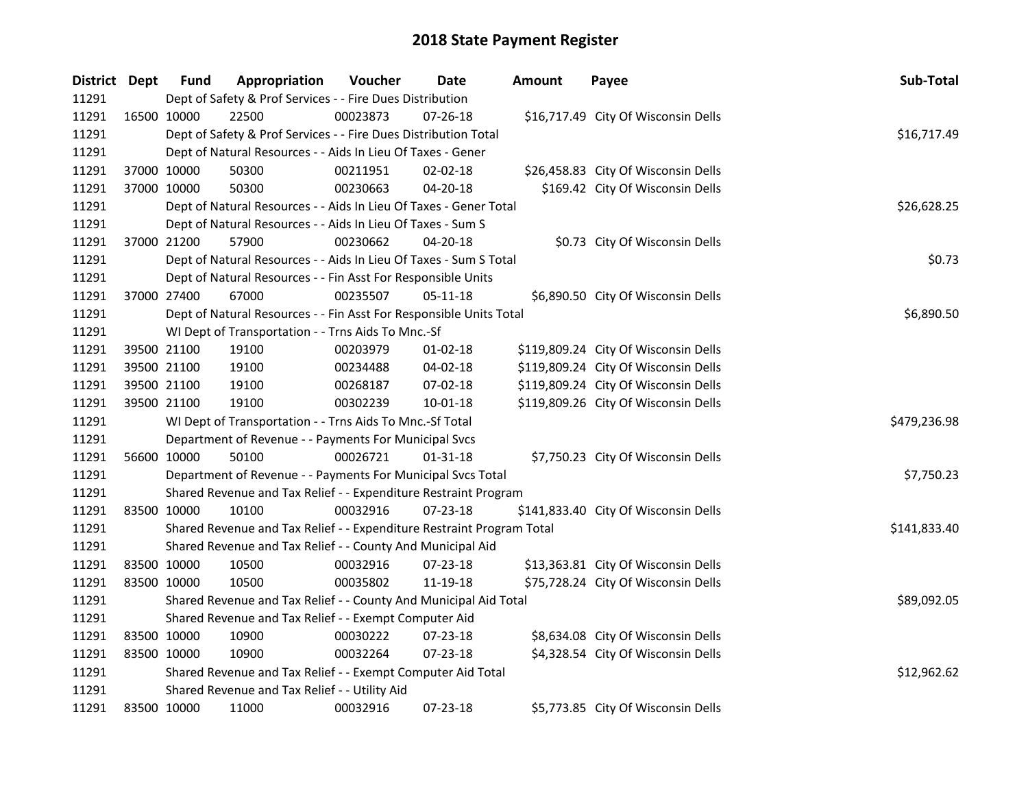# 2018 State Payment Register

| District | Dept | Fund | Appropriation | Voucher | Date | Amount | Payee | Sub-Total |
|---|---|---|---|---|---|---|---|---|
| 11291 | | Dept of Safety & Prof Services - - Fire Dues Distribution | | | | | | |
| 11291 | 16500 | 10000 | 22500 | 00023873 | 07-26-18 | $16,717.49 | City Of Wisconsin Dells | |
| 11291 | | Dept of Safety & Prof Services - - Fire Dues Distribution Total | | | | | | $16,717.49 |
| 11291 | | Dept of Natural Resources - - Aids In Lieu Of Taxes - Gener | | | | | | |
| 11291 | 37000 | 10000 | 50300 | 00211951 | 02-02-18 | $26,458.83 | City Of Wisconsin Dells | |
| 11291 | 37000 | 10000 | 50300 | 00230663 | 04-20-18 | $169.42 | City Of Wisconsin Dells | |
| 11291 | | Dept of Natural Resources - - Aids In Lieu Of Taxes - Gener Total | | | | | | $26,628.25 |
| 11291 | | Dept of Natural Resources - - Aids In Lieu Of Taxes - Sum S | | | | | | |
| 11291 | 37000 | 21200 | 57900 | 00230662 | 04-20-18 | $0.73 | City Of Wisconsin Dells | |
| 11291 | | Dept of Natural Resources - - Aids In Lieu Of Taxes - Sum S Total | | | | | | $0.73 |
| 11291 | | Dept of Natural Resources - - Fin Asst For Responsible Units | | | | | | |
| 11291 | 37000 | 27400 | 67000 | 00235507 | 05-11-18 | $6,890.50 | City Of Wisconsin Dells | |
| 11291 | | Dept of Natural Resources - - Fin Asst For Responsible Units Total | | | | | | $6,890.50 |
| 11291 | | WI Dept of Transportation - - Trns Aids To Mnc.-Sf | | | | | | |
| 11291 | 39500 | 21100 | 19100 | 00203979 | 01-02-18 | $119,809.24 | City Of Wisconsin Dells | |
| 11291 | 39500 | 21100 | 19100 | 00234488 | 04-02-18 | $119,809.24 | City Of Wisconsin Dells | |
| 11291 | 39500 | 21100 | 19100 | 00268187 | 07-02-18 | $119,809.24 | City Of Wisconsin Dells | |
| 11291 | 39500 | 21100 | 19100 | 00302239 | 10-01-18 | $119,809.26 | City Of Wisconsin Dells | |
| 11291 | | WI Dept of Transportation - - Trns Aids To Mnc.-Sf Total | | | | | | $479,236.98 |
| 11291 | | Department of Revenue - - Payments For Municipal Svcs | | | | | | |
| 11291 | 56600 | 10000 | 50100 | 00026721 | 01-31-18 | $7,750.23 | City Of Wisconsin Dells | |
| 11291 | | Department of Revenue - - Payments For Municipal Svcs Total | | | | | | $7,750.23 |
| 11291 | | Shared Revenue and Tax Relief - - Expenditure Restraint Program | | | | | | |
| 11291 | 83500 | 10000 | 10100 | 00032916 | 07-23-18 | $141,833.40 | City Of Wisconsin Dells | |
| 11291 | | Shared Revenue and Tax Relief - - Expenditure Restraint Program Total | | | | | | $141,833.40 |
| 11291 | | Shared Revenue and Tax Relief - - County And Municipal Aid | | | | | | |
| 11291 | 83500 | 10000 | 10500 | 00032916 | 07-23-18 | $13,363.81 | City Of Wisconsin Dells | |
| 11291 | 83500 | 10000 | 10500 | 00035802 | 11-19-18 | $75,728.24 | City Of Wisconsin Dells | |
| 11291 | | Shared Revenue and Tax Relief - - County And Municipal Aid Total | | | | | | $89,092.05 |
| 11291 | | Shared Revenue and Tax Relief - - Exempt Computer Aid | | | | | | |
| 11291 | 83500 | 10000 | 10900 | 00030222 | 07-23-18 | $8,634.08 | City Of Wisconsin Dells | |
| 11291 | 83500 | 10000 | 10900 | 00032264 | 07-23-18 | $4,328.54 | City Of Wisconsin Dells | |
| 11291 | | Shared Revenue and Tax Relief - - Exempt Computer Aid Total | | | | | | $12,962.62 |
| 11291 | | Shared Revenue and Tax Relief - - Utility Aid | | | | | | |
| 11291 | 83500 | 10000 | 11000 | 00032916 | 07-23-18 | $5,773.85 | City Of Wisconsin Dells | |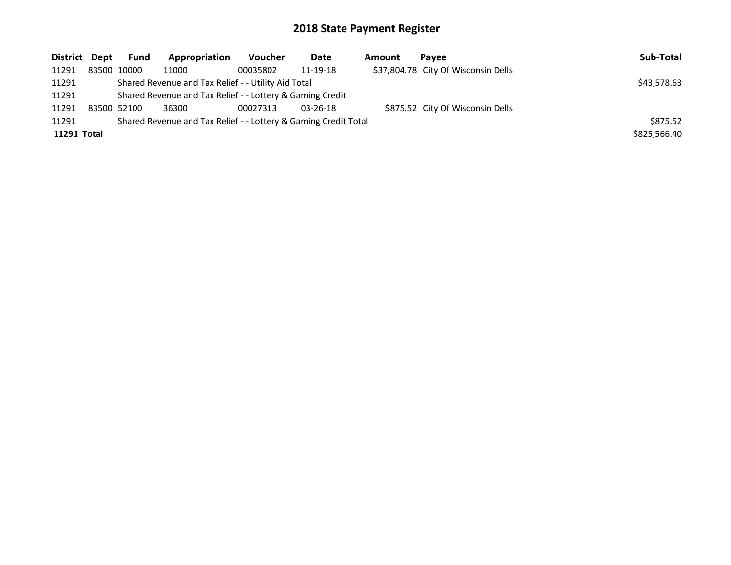# 2018 State Payment Register

| District | Dept | Fund | Appropriation | Voucher | Date | Amount | Payee | Sub-Total |
|---|---|---|---|---|---|---|---|---|
| 11291 | 83500 | 10000 | 11000 | 00035802 | 11-19-18 | $37,804.78 | City Of Wisconsin Dells | |
| 11291 | | Shared Revenue and Tax Relief - - Utility Aid Total | | | | | | $43,578.63 |
| 11291 | | Shared Revenue and Tax Relief - - Lottery & Gaming Credit | | | | | | |
| 11291 | 83500 | 52100 | 36300 | 00027313 | 03-26-18 | $875.52 | City Of Wisconsin Dells | |
| 11291 | | Shared Revenue and Tax Relief - - Lottery & Gaming Credit Total | | | | | | $875.52 |
| **11291** | **Total** | | | | | | | $825,566.40 |